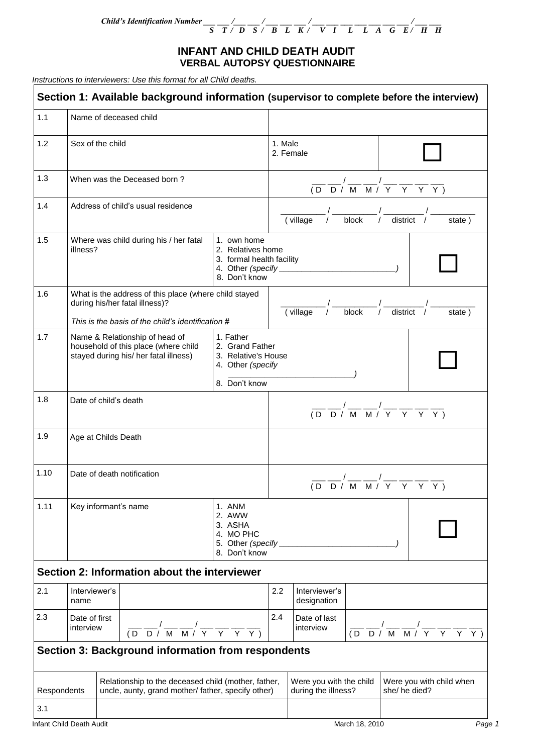*Child's Identification Number* ___ ___ /___ ___ /___ ___ ___ /___ ___ ___ ___ ___ ___ ___ /___ ___
S T / D S / B L K / V I L L A G E / H H

# INFANT AND CHILD DEATH AUDIT
## VERBAL AUTOPSY QUESTIONNAIRE

*Instructions to interviewers: Use this format for all Child deaths.*

## Section 1: Available background information (supervisor to complete before the interview)

| | | | | |
|---|---|---|---|---|
| 1.1 | Name of deceased child | | | |
| 1.2 | Sex of the child | | 1. Male<br>2. Female | ☐ |
| 1.3 | When was the Deceased born ? | | ___ ___ / ___ ___ / ___ ___ ___ ___<br>( D D / M M / Y Y Y Y ) | |
| 1.4 | Address of child's usual residence | | _________ / _________ / _________ / _________<br>( village / block / district / state ) | |
| 1.5 | Where was child during his / her fatal illness? | 1. own home<br>2. Relatives home<br>3. formal health facility<br>4. Other *(specify ________________________)*<br>8. Don't know | | ☐ |
| 1.6 | What is the address of this place (where child stayed during his/her fatal illness)?<br>*This is the basis of the child's identification #* | | _________ / _________ / _________ / _________<br>( village / block / district / state ) | |
| 1.7 | Name & Relationship of head of household of this place (where child stayed during his/ her fatal illness) | 1. Father<br>2. Grand Father<br>3. Relative's House<br>4. Other *(specify ________________________)*<br>8. Don't know | | ☐ |
| 1.8 | Date of child's death | | ___ ___ / ___ ___ / ___ ___ ___ ___<br>( D D / M M / Y Y Y Y ) | |
| 1.9 | Age at Childs Death | | | |
| 1.10 | Date of death notification | | ___ ___ / ___ ___ / ___ ___ ___ ___<br>( D D / M M / Y Y Y Y ) | |
| 1.11 | Key informant's name | 1. ANM<br>2. AWW<br>3. ASHA<br>4. MO PHC<br>5. Other *(specify ________________________)*<br>8. Don't know | | ☐ |

## Section 2: Information about the interviewer

| | | | | | |
|---|---|---|---|---|---|
| 2.1 | Interviewer's name | | 2.2 | Interviewer's designation | |
| 2.3 | Date of first interview | ___ ___ / ___ ___ / ___ ___ ___ ___<br>( D D / M M / Y Y Y Y ) | 2.4 | Date of last interview | ___ ___ / ___ ___ / ___ ___ ___ ___<br>( D D / M M / Y Y Y Y ) |

## Section 3: Background information from respondents

| Respondents | Relationship to the deceased child (mother, father, uncle, aunty, grand mother/ father, specify other) | Were you with the child during the illness? | Were you with child when she/ he died? |
|---|---|---|---|
| 3.1 | | | |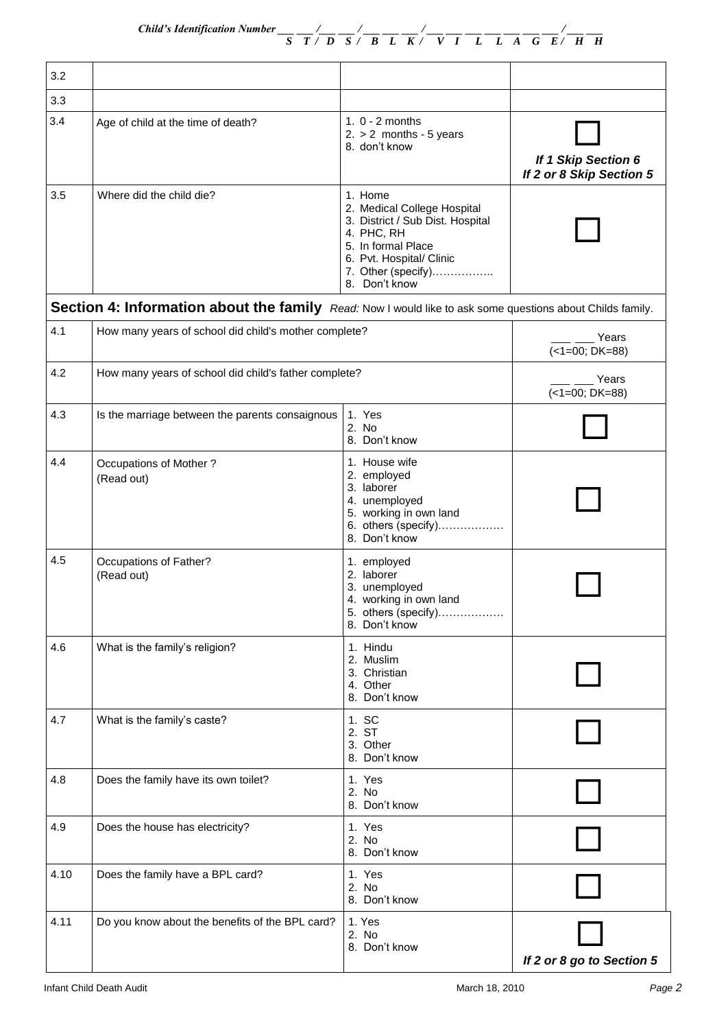*Child's Identification Number* ___ ___ / ___ ___ / ___ ___ ___ / ___ ___ ___ ___ ___ ___ ___ / ___ ___
*S T / D S / B L K / V I L L A G E / H H*

| | | | |
|---|---|---|---|
| 3.2 | | | |
| 3.3 | | | |
| 3.4 | Age of child at the time of death? | 1. 0 - 2 months<br>2. > 2 months - 5 years<br>8. don't know | ☐<br>***If 1 Skip Section 6***<br>***If 2 or 8 Skip Section 5*** |
| 3.5 | Where did the child die? | 1. Home<br>2. Medical College Hospital<br>3. District / Sub Dist. Hospital<br>4. PHC, RH<br>5. In formal Place<br>6. Pvt. Hospital/ Clinic<br>7. Other (specify)……………..<br>8. Don't know | ☐ |

## Section 4: Information about the family *Read:* Now I would like to ask some questions about Childs family.

| | | | |
|---|---|---|---|
| 4.1 | How many years of school did child's mother complete? | | ___ ___ Years<br>(<1=00; DK=88) |
| 4.2 | How many years of school did child's father complete? | | ___ ___ Years<br>(<1=00; DK=88) |
| 4.3 | Is the marriage between the parents consaignous | 1. Yes<br>2. No<br>8. Don't know | ☐ |
| 4.4 | Occupations of Mother ?<br>(Read out) | 1. House wife<br>2. employed<br>3. laborer<br>4. unemployed<br>5. working in own land<br>6. others (specify)………………<br>8. Don't know | ☐ |
| 4.5 | Occupations of Father?<br>(Read out) | 1. employed<br>2. laborer<br>3. unemployed<br>4. working in own land<br>5. others (specify)………………<br>8. Don't know | ☐ |
| 4.6 | What is the family's religion? | 1. Hindu<br>2. Muslim<br>3. Christian<br>4. Other<br>8. Don't know | ☐ |
| 4.7 | What is the family's caste? | 1. SC<br>2. ST<br>3. Other<br>8. Don't know | ☐ |
| 4.8 | Does the family have its own toilet? | 1. Yes<br>2. No<br>8. Don't know | ☐ |
| 4.9 | Does the house has electricity? | 1. Yes<br>2. No<br>8. Don't know | ☐ |
| 4.10 | Does the family have a BPL card? | 1. Yes<br>2. No<br>8. Don't know | ☐ |
| 4.11 | Do you know about the benefits of the BPL card? | 1. Yes<br>2. No<br>8. Don't know | ☐<br>***If 2 or 8 go to Section 5*** |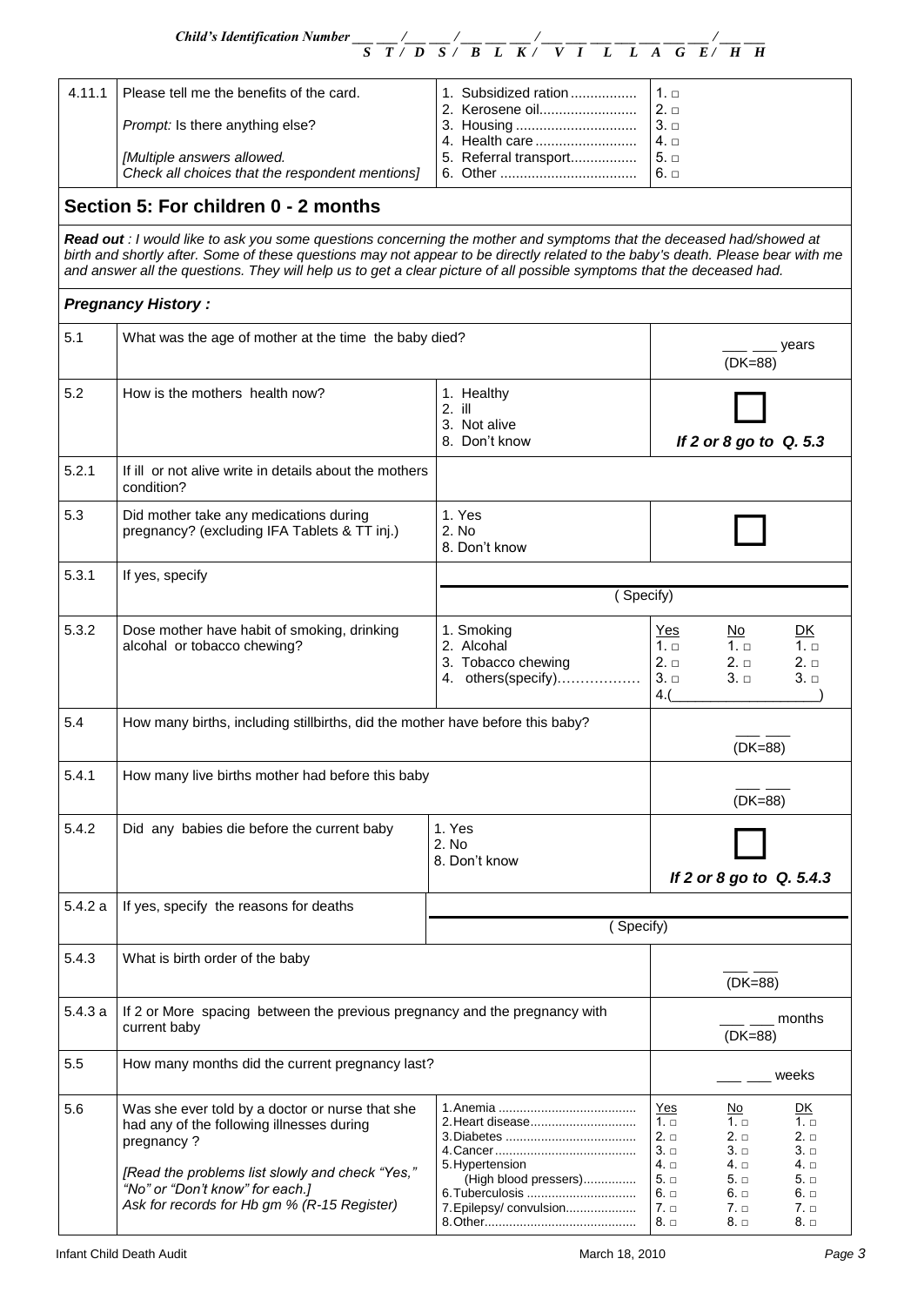*Child's Identification Number ___ ___ / ___ ___ / ___ ___ ___ / ___ ___ ___ ___ ___ ___ ___ / ___ ___*
*S T / D S / B L K / V I L L A G E / H H*

| | | | |
|---|---|---|---|
| 4.11.1 | Please tell me the benefits of the card.<br><br>*Prompt:* Is there anything else?<br><br>*[Multiple answers allowed. Check all choices that the respondent mentions]* | 1. Subsidized ration ................<br>2. Kerosene oil.........................<br>3. Housing ...............................<br>4. Health care ..........................<br>5. Referral transport.................<br>6. Other .................................. | 1. □<br>2. □<br>3. □<br>4. □<br>5. □<br>6. □ |

## Section 5: For children 0 - 2 months

***Read out** : I would like to ask you some questions concerning the mother and symptoms that the deceased had/showed at birth and shortly after. Some of these questions may not appear to be directly related to the baby's death. Please bear with me and answer all the questions. They will help us to get a clear picture of all possible symptoms that the deceased had.*

### *Pregnancy History :*

| | | | |
|---|---|---|---|
| 5.1 | What was the age of mother at the time the baby died? | | ___ ___ years (DK=88) |
| 5.2 | How is the mothers health now? | 1. Healthy<br>2. ill<br>3. Not alive<br>8. Don't know | □<br>*If 2 or 8 go to Q. 5.3* |
| 5.2.1 | If ill or not alive write in details about the mothers condition? | | |
| 5.3 | Did mother take any medications during pregnancy? (excluding IFA Tablets & TT inj.) | 1. Yes<br>2. No<br>8. Don't know | □ |
| 5.3.1 | If yes, specify | ( Specify) | |
| 5.3.2 | Dose mother have habit of smoking, drinking alcohal or tobacco chewing? | 1. Smoking<br>2. Alcohal<br>3. Tobacco chewing<br>4. others(specify)……………… | Yes / No / DK<br>1. □ 1. □ 1. □<br>2. □ 2. □ 2. □<br>3. □ 3. □ 3. □<br>4.(__________________) |
| 5.4 | How many births, including stillbirths, did the mother have before this baby? | | ___ ___ (DK=88) |
| 5.4.1 | How many live births mother had before this baby | | ___ ___ (DK=88) |
| 5.4.2 | Did any babies die before the current baby | 1. Yes<br>2. No<br>8. Don't know | □<br>*If 2 or 8 go to Q. 5.4.3* |
| 5.4.2 a | If yes, specify the reasons for deaths | ( Specify) | |
| 5.4.3 | What is birth order of the baby | | ___ ___ (DK=88) |
| 5.4.3 a | If 2 or More spacing between the previous pregnancy and the pregnancy with current baby | | ___ ___ months (DK=88) |
| 5.5 | How many months did the current pregnancy last? | | ___ ___ weeks |
| 5.6 | Was she ever told by a doctor or nurse that she had any of the following illnesses during pregnancy ?<br><br>*[Read the problems list slowly and check "Yes," "No" or "Don't know" for each.]*<br>*Ask for records for Hb gm % (R-15 Register)* | 1. Anemia .......................................<br>2. Heart disease..............................<br>3. Diabetes ....................................<br>4. Cancer........................................<br>5. Hypertension (High blood pressers)...............<br>6. Tuberculosis ...............................<br>7. Epilepsy/ convulsion....................<br>8. Other........................................... | Yes / No / DK<br>1. □ 1. □ 1. □<br>2. □ 2. □ 2. □<br>3. □ 3. □ 3. □<br>4. □ 4. □ 4. □<br>5. □ 5. □ 5. □<br>6. □ 6. □ 6. □<br>7. □ 7. □ 7. □<br>8. □ 8. □ 8. □ |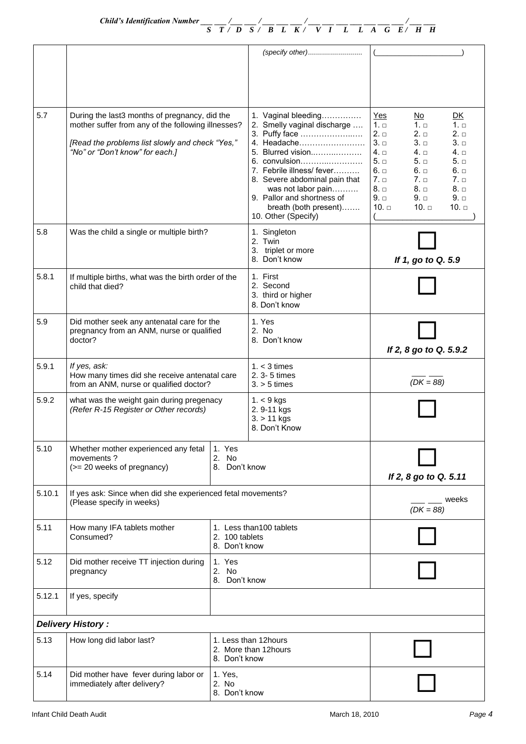*Child's Identification Number \_\_ \_\_ / \_\_ \_\_ / \_\_ \_\_ \_\_ / \_\_ \_\_ \_\_ \_\_ \_\_ \_\_ \_\_ \_\_ / \_\_ \_\_*
*S T / D S / B L K / V I L L A G E / H H*

| | | | |
|---|---|---|---|
| | | *(specify other)...........................* | (\_\_\_\_\_\_\_\_\_\_\_\_\_\_\_\_\_\_\_\_\_\_) |
| 5.7 | During the last3 months of pregnancy, did the mother suffer from any of the following illnesses? *[Read the problems list slowly and check "Yes," "No" or "Don't know" for each.]* | 1. Vaginal bleeding…………… 2. Smelly vaginal discharge …. 3. Puffy face ……………….…. 4. Headache……………………. 5. Blurred vision..……..………. 6. convulsion……….…………. 7. Febrile illness/ fever………. 8. Severe abdominal pain that was not labor pain………. 9. Pallor and shortness of breath (both present)……. 10. Other (Specify) | Yes / No / DK: 1. □ 1. □ 1. □; 2. □ 2. □ 2. □; 3. □ 3. □ 3. □; 4. □ 4. □ 4. □; 5. □ 5. □ 5. □; 6. □ 6. □ 6. □; 7. □ 7. □ 7. □; 8. □ 8. □ 8. □; 9. □ 9. □ 9. □; 10. □ 10. □ 10. □; (\_\_\_\_\_\_\_\_\_\_\_\_\_\_\_\_\_\_\_\_\_\_) |
| 5.8 | Was the child a single or multiple birth? | 1. Singleton 2. Twin 3. triplet or more 8. Don't know | □ *If 1, go to Q. 5.9* |
| 5.8.1 | If multiple births, what was the birth order of the child that died? | 1. First 2. Second 3. third or higher 8. Don't know | □ |
| 5.9 | Did mother seek any antenatal care for the pregnancy from an ANM, nurse or qualified doctor? | 1. Yes 2. No 8. Don't know | □ *If 2, 8 go to Q. 5.9.2* |
| 5.9.1 | *If yes, ask:* How many times did she receive antenatal care from an ANM, nurse or qualified doctor? | 1. < 3 times 2. 3- 5 times 3. > 5 times | \_\_\_ \_\_\_ *(DK = 88)* |
| 5.9.2 | what was the weight gain during pregenacy *(Refer R-15 Register or Other records)* | 1. < 9 kgs 2. 9-11 kgs 3. > 11 kgs 8. Don't Know | □ |
| 5.10 | Whether mother experienced any fetal movements ? (>= 20 weeks of pregnancy) | 1. Yes 2. No 8. Don't know | □ *If 2, 8 go to Q. 5.11* |
| 5.10.1 | If yes ask: Since when did she experienced fetal movements? (Please specify in weeks) | | \_\_\_ \_\_\_ weeks *(DK = 88)* |
| 5.11 | How many IFA tablets mother Consumed? | 1. Less than100 tablets 2. 100 tablets 8. Don't know | □ |
| 5.12 | Did mother receive TT injection during pregnancy | 1. Yes 2. No 8. Don't know | □ |
| 5.12.1 | If yes, specify | | |
| ***Delivery History :*** | | | |
| 5.13 | How long did labor last? | 1. Less than 12hours 2. More than 12hours 8. Don't know | □ |
| 5.14 | Did mother have fever during labor or immediately after delivery? | 1. Yes, 2. No 8. Don't know | □ |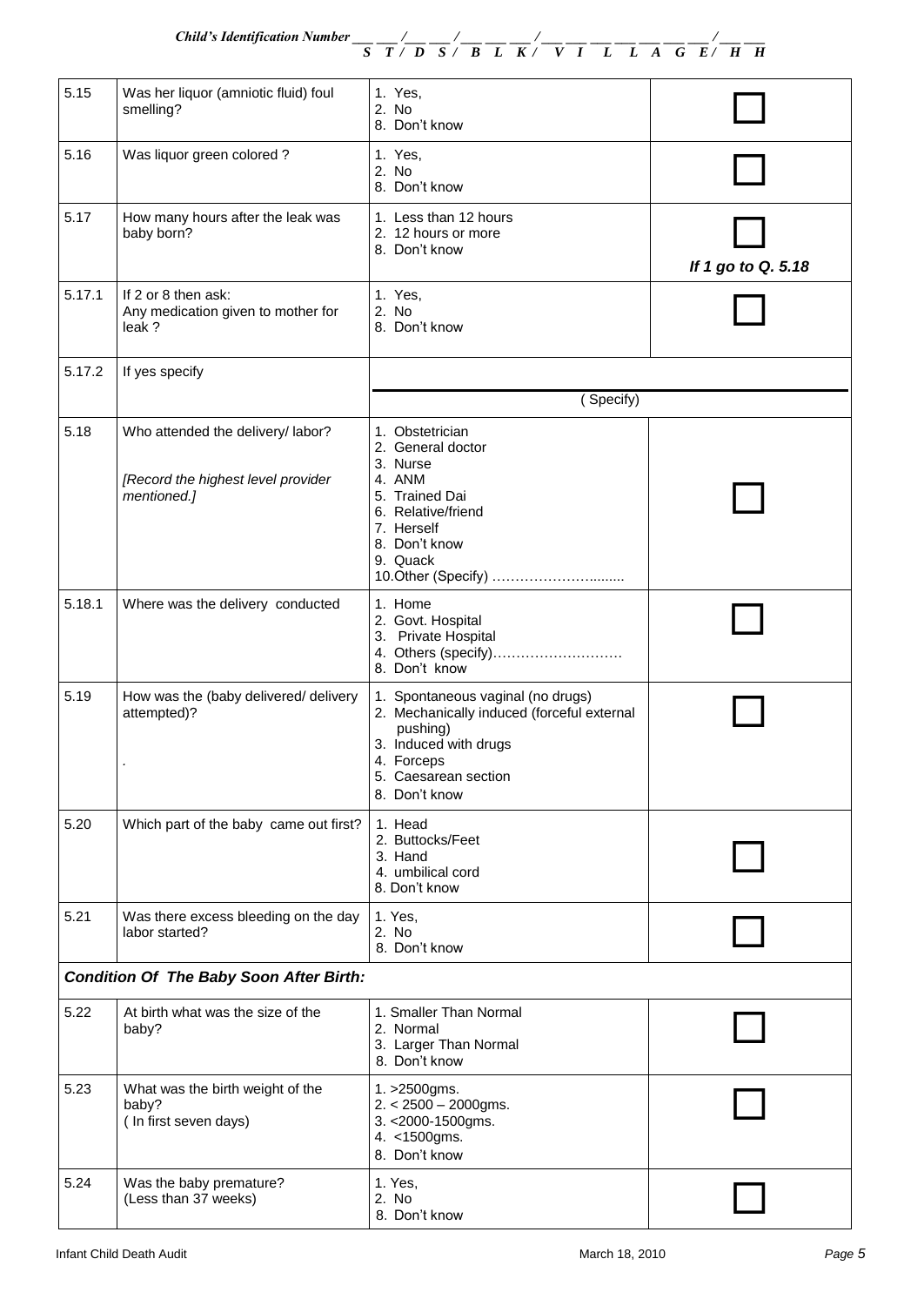Child's Identification Number ___ ___ / ___ ___ / ___ ___ ___ / ___ ___ ___ ___ ___ ___ ___ / ___ ___
S T / D S / B L K / V I L L A G E / H H

| | | | |
|---|---|---|---|
| 5.15 | Was her liquor (amniotic fluid) foul smelling? | 1. Yes,<br>2. No<br>8. Don't know | ☐ |
| 5.16 | Was liquor green colored ? | 1. Yes,<br>2. No<br>8. Don't know | ☐ |
| 5.17 | How many hours after the leak was baby born? | 1. Less than 12 hours<br>2. 12 hours or more<br>8. Don't know | ☐<br>*If 1 go to Q. 5.18* |
| 5.17.1 | If 2 or 8 then ask:<br>Any medication given to mother for leak ? | 1. Yes,<br>2. No<br>8. Don't know | ☐ |
| 5.17.2 | If yes specify | ( Specify) | |
| 5.18 | Who attended the delivery/ labor?<br>*[Record the highest level provider mentioned.]* | 1. Obstetrician<br>2. General doctor<br>3. Nurse<br>4. ANM<br>5. Trained Dai<br>6. Relative/friend<br>7. Herself<br>8. Don't know<br>9. Quack<br>10.Other (Specify) ……………………....... | ☐ |
| 5.18.1 | Where was the delivery conducted | 1. Home<br>2. Govt. Hospital<br>3. Private Hospital<br>4. Others (specify)………………………<br>8. Don't know | ☐ |
| 5.19 | How was the (baby delivered/ delivery attempted)?<br>. | 1. Spontaneous vaginal (no drugs)<br>2. Mechanically induced (forceful external pushing)<br>3. Induced with drugs<br>4. Forceps<br>5. Caesarean section<br>8. Don't know | ☐ |
| 5.20 | Which part of the baby came out first? | 1. Head<br>2. Buttocks/Feet<br>3. Hand<br>4. umbilical cord<br>8. Don't know | ☐ |
| 5.21 | Was there excess bleeding on the day labor started? | 1. Yes,<br>2. No<br>8. Don't know | ☐ |
| ***Condition Of The Baby Soon After Birth:*** | | | |
| 5.22 | At birth what was the size of the baby? | 1. Smaller Than Normal<br>2. Normal<br>3. Larger Than Normal<br>8. Don't know | ☐ |
| 5.23 | What was the birth weight of the baby?<br>( In first seven days) | 1. >2500gms.<br>2. < 2500 – 2000gms.<br>3. <2000-1500gms.<br>4. <1500gms.<br>8. Don't know | ☐ |
| 5.24 | Was the baby premature?<br>(Less than 37 weeks) | 1. Yes,<br>2. No<br>8. Don't know | ☐ |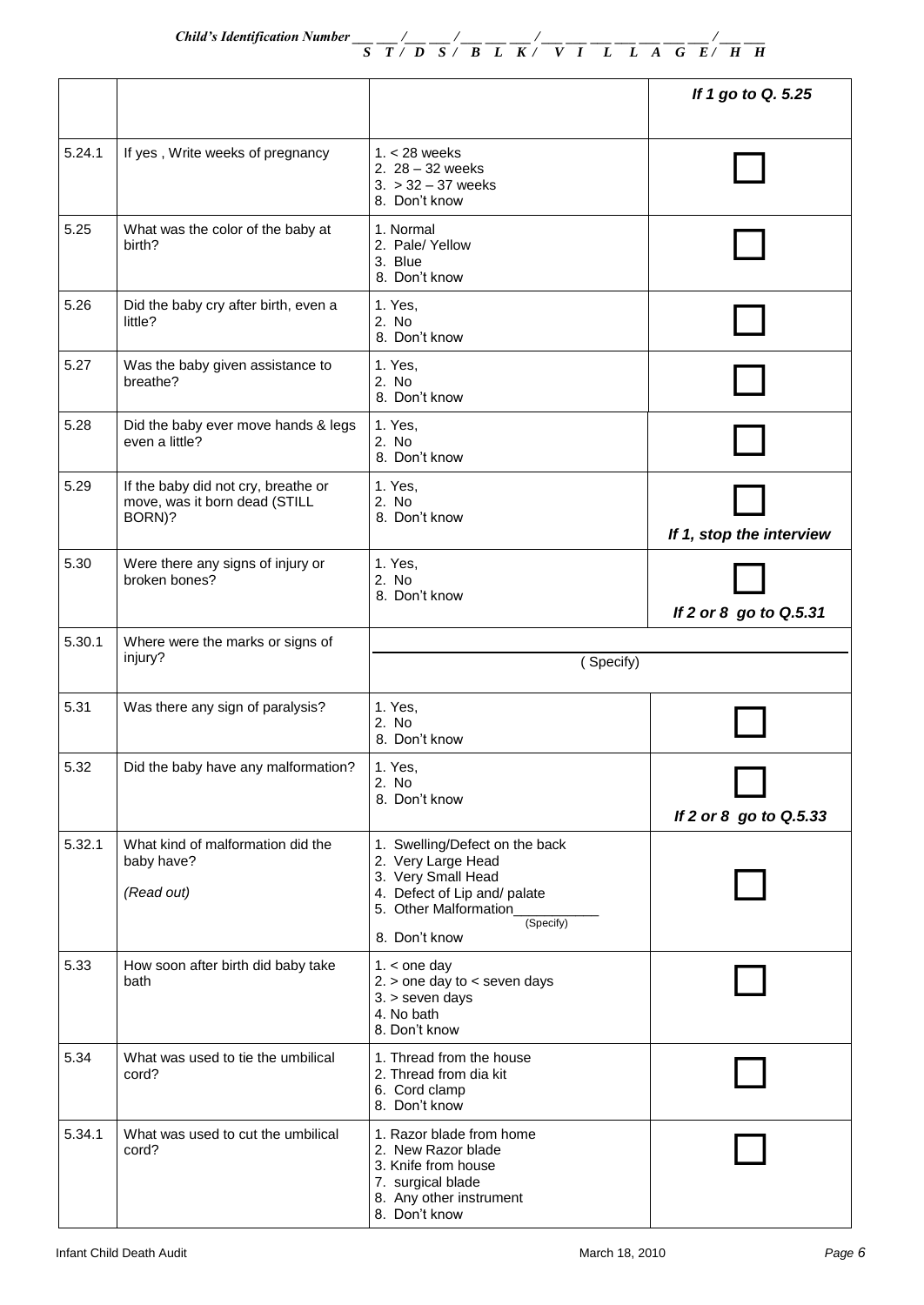*Child's Identification Number \_\_ \_\_ / \_\_ \_\_ / \_\_ \_\_ \_\_ / \_\_ \_\_ \_\_ \_\_ \_\_ \_\_ \_\_ / \_\_ \_\_*
*S T / D S / B L K / V I L L A G E / H H*

| | | | |
|---|---|---|---|
| | | | *If 1 go to Q. 5.25* |
| 5.24.1 | If yes , Write weeks of pregnancy | 1. < 28 weeks<br>2. 28 – 32 weeks<br>3. > 32 – 37 weeks<br>8. Don't know | ☐ |
| 5.25 | What was the color of the baby at birth? | 1. Normal<br>2. Pale/ Yellow<br>3. Blue<br>8. Don't know | ☐ |
| 5.26 | Did the baby cry after birth, even a little? | 1. Yes,<br>2. No<br>8. Don't know | ☐ |
| 5.27 | Was the baby given assistance to breathe? | 1. Yes,<br>2. No<br>8. Don't know | ☐ |
| 5.28 | Did the baby ever move hands & legs even a little? | 1. Yes,<br>2. No<br>8. Don't know | ☐ |
| 5.29 | If the baby did not cry, breathe or move, was it born dead (STILL BORN)? | 1. Yes,<br>2. No<br>8. Don't know | ☐<br>*If 1, stop the interview* |
| 5.30 | Were there any signs of injury or broken bones? | 1. Yes,<br>2. No<br>8. Don't know | ☐<br>*If 2 or 8 go to Q.5.31* |
| 5.30.1 | Where were the marks or signs of injury? | \_\_\_\_\_\_\_\_\_\_ ( Specify) | |
| 5.31 | Was there any sign of paralysis? | 1. Yes,<br>2. No<br>8. Don't know | ☐ |
| 5.32 | Did the baby have any malformation? | 1. Yes,<br>2. No<br>8. Don't know | ☐<br>*If 2 or 8 go to Q.5.33* |
| 5.32.1 | What kind of malformation did the baby have?<br>*(Read out)* | 1. Swelling/Defect on the back<br>2. Very Large Head<br>3. Very Small Head<br>4. Defect of Lip and/ palate<br>5. Other Malformation\_\_\_\_\_\_\_\_\_\_ (Specify)<br>8. Don't know | ☐ |
| 5.33 | How soon after birth did baby take bath | 1. < one day<br>2. > one day to < seven days<br>3. > seven days<br>4. No bath<br>8. Don't know | ☐ |
| 5.34 | What was used to tie the umbilical cord? | 1. Thread from the house<br>2. Thread from dia kit<br>6. Cord clamp<br>8. Don't know | ☐ |
| 5.34.1 | What was used to cut the umbilical cord? | 1. Razor blade from home<br>2. New Razor blade<br>3. Knife from house<br>7. surgical blade<br>8. Any other instrument<br>8. Don't know | ☐ |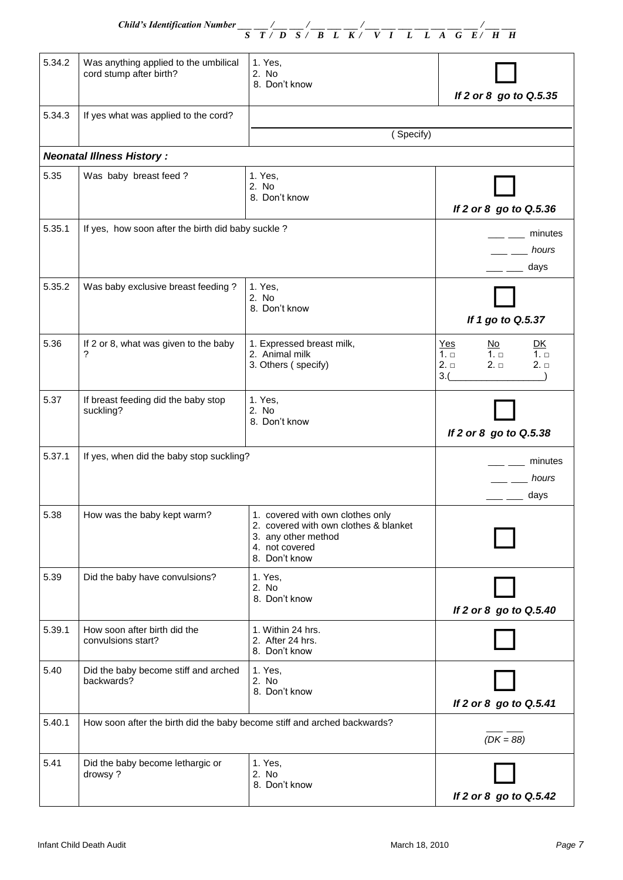*Child's Identification Number \_\_ \_\_ / \_\_ \_\_ / \_\_ \_\_ \_\_ / \_\_ \_\_ \_\_ \_\_ \_\_ \_\_ \_\_ / \_\_ \_\_*
*S T / D S / B L K / V I L L A G E / H H*

| | | | |
|---|---|---|---|
| 5.34.2 | Was anything applied to the umbilical cord stump after birth? | 1. Yes, 2. No 8. Don't know | ☐ *If 2 or 8 go to Q.5.35* |
| 5.34.3 | If yes what was applied to the cord? | \_\_\_\_\_\_\_\_\_\_ ( Specify) | |
| ***Neonatal Illness History :*** | | | |
| 5.35 | Was baby breast feed ? | 1. Yes, 2. No 8. Don't know | ☐ *If 2 or 8 go to Q.5.36* |
| 5.35.1 | If yes, how soon after the birth did baby suckle ? | | \_\_ \_\_ minutes \_\_ \_\_ *hours* \_\_ \_\_ days |
| 5.35.2 | Was baby exclusive breast feeding ? | 1. Yes, 2. No 8. Don't know | ☐ *If 1 go to Q.5.37* |
| 5.36 | If 2 or 8, what was given to the baby ? | 1. Expressed breast milk, 2. Animal milk 3. Others ( specify) | Yes No DK 1. □ 1. □ 1. □ 2. □ 2. □ 2. □ 3.(\_\_\_\_\_\_\_\_\_\_) |
| 5.37 | If breast feeding did the baby stop suckling? | 1. Yes, 2. No 8. Don't know | ☐ *If 2 or 8 go to Q.5.38* |
| 5.37.1 | If yes, when did the baby stop suckling? | | \_\_ \_\_ minutes \_\_ \_\_ *hours* \_\_ \_\_ days |
| 5.38 | How was the baby kept warm? | 1. covered with own clothes only 2. covered with own clothes & blanket 3. any other method 4. not covered 8. Don't know | ☐ |
| 5.39 | Did the baby have convulsions? | 1. Yes, 2. No 8. Don't know | ☐ *If 2 or 8 go to Q.5.40* |
| 5.39.1 | How soon after birth did the convulsions start? | 1. Within 24 hrs. 2. After 24 hrs. 8. Don't know | ☐ |
| 5.40 | Did the baby become stiff and arched backwards? | 1. Yes, 2. No 8. Don't know | ☐ *If 2 or 8 go to Q.5.41* |
| 5.40.1 | How soon after the birth did the baby become stiff and arched backwards? | | \_\_ \_\_ *(DK = 88)* |
| 5.41 | Did the baby become lethargic or drowsy ? | 1. Yes, 2. No 8. Don't know | ☐ *If 2 or 8 go to Q.5.42* |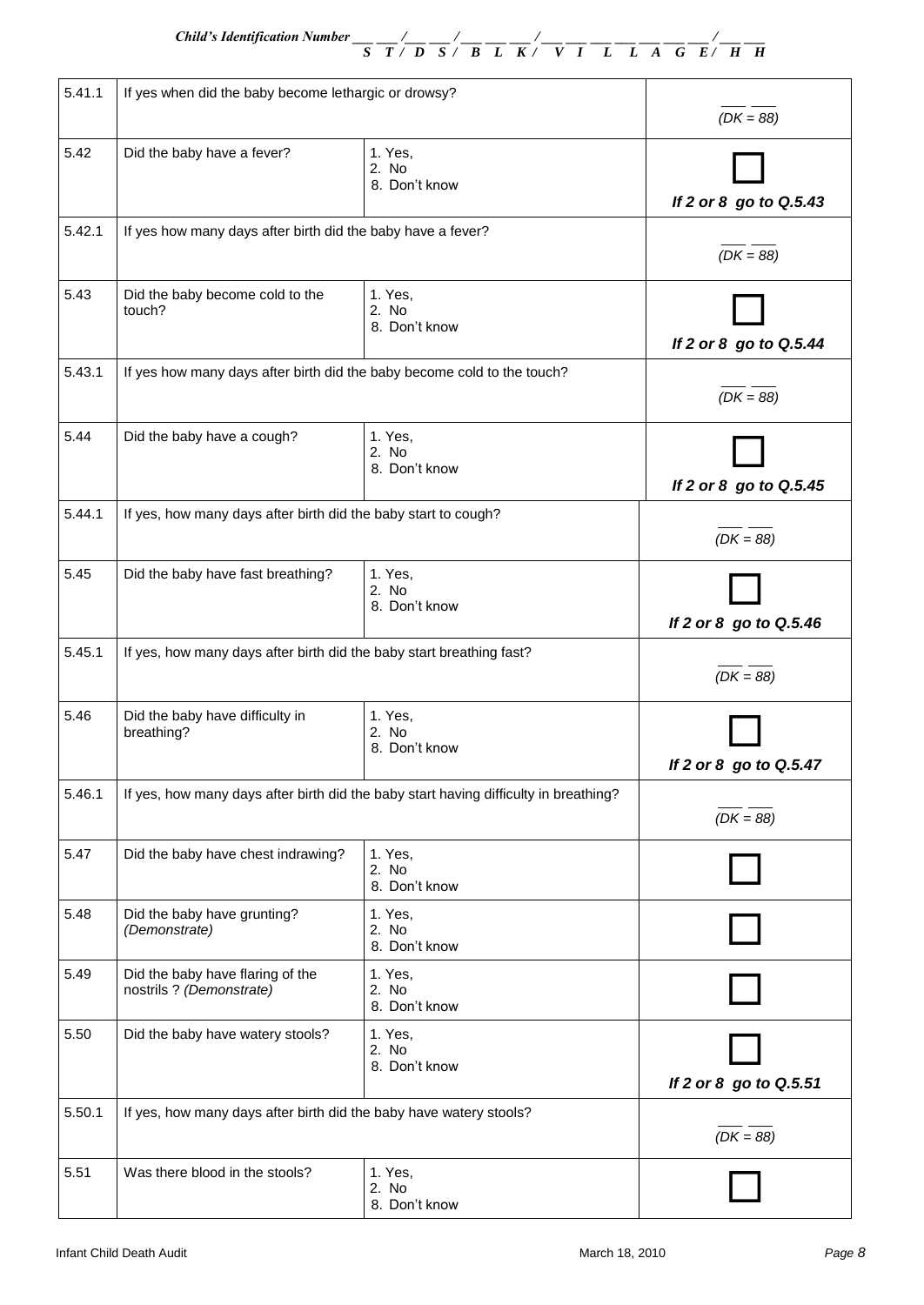*Child's Identification Number* ___ ___ / ___ ___ / ___ ___ ___ / ___ ___ ___ ___ ___ ___ ___ / ___ ___
*S T / D S / B L K / V I L L A G E / H H*

| | | | |
|---|---|---|---|
| 5.41.1 | If yes when did the baby become lethargic or drowsy? | | ___ ___ *(DK = 88)* |
| 5.42 | Did the baby have a fever? | 1. Yes, 2. No 8. Don't know | ☐ ***If 2 or 8 go to Q.5.43*** |
| 5.42.1 | If yes how many days after birth did the baby have a fever? | | ___ ___ *(DK = 88)* |
| 5.43 | Did the baby become cold to the touch? | 1. Yes, 2. No 8. Don't know | ☐ ***If 2 or 8 go to Q.5.44*** |
| 5.43.1 | If yes how many days after birth did the baby become cold to the touch? | | ___ ___ *(DK = 88)* |
| 5.44 | Did the baby have a cough? | 1. Yes, 2. No 8. Don't know | ☐ ***If 2 or 8 go to Q.5.45*** |
| 5.44.1 | If yes, how many days after birth did the baby start to cough? | | ___ ___ *(DK = 88)* |
| 5.45 | Did the baby have fast breathing? | 1. Yes, 2. No 8. Don't know | ☐ ***If 2 or 8 go to Q.5.46*** |
| 5.45.1 | If yes, how many days after birth did the baby start breathing fast? | | ___ ___ *(DK = 88)* |
| 5.46 | Did the baby have difficulty in breathing? | 1. Yes, 2. No 8. Don't know | ☐ ***If 2 or 8 go to Q.5.47*** |
| 5.46.1 | If yes, how many days after birth did the baby start having difficulty in breathing? | | ___ ___ *(DK = 88)* |
| 5.47 | Did the baby have chest indrawing? | 1. Yes, 2. No 8. Don't know | ☐ |
| 5.48 | Did the baby have grunting? *(Demonstrate)* | 1. Yes, 2. No 8. Don't know | ☐ |
| 5.49 | Did the baby have flaring of the nostrils ? *(Demonstrate)* | 1. Yes, 2. No 8. Don't know | ☐ |
| 5.50 | Did the baby have watery stools? | 1. Yes, 2. No 8. Don't know | ☐ ***If 2 or 8 go to Q.5.51*** |
| 5.50.1 | If yes, how many days after birth did the baby have watery stools? | | ___ ___ *(DK = 88)* |
| 5.51 | Was there blood in the stools? | 1. Yes, 2. No 8. Don't know | ☐ |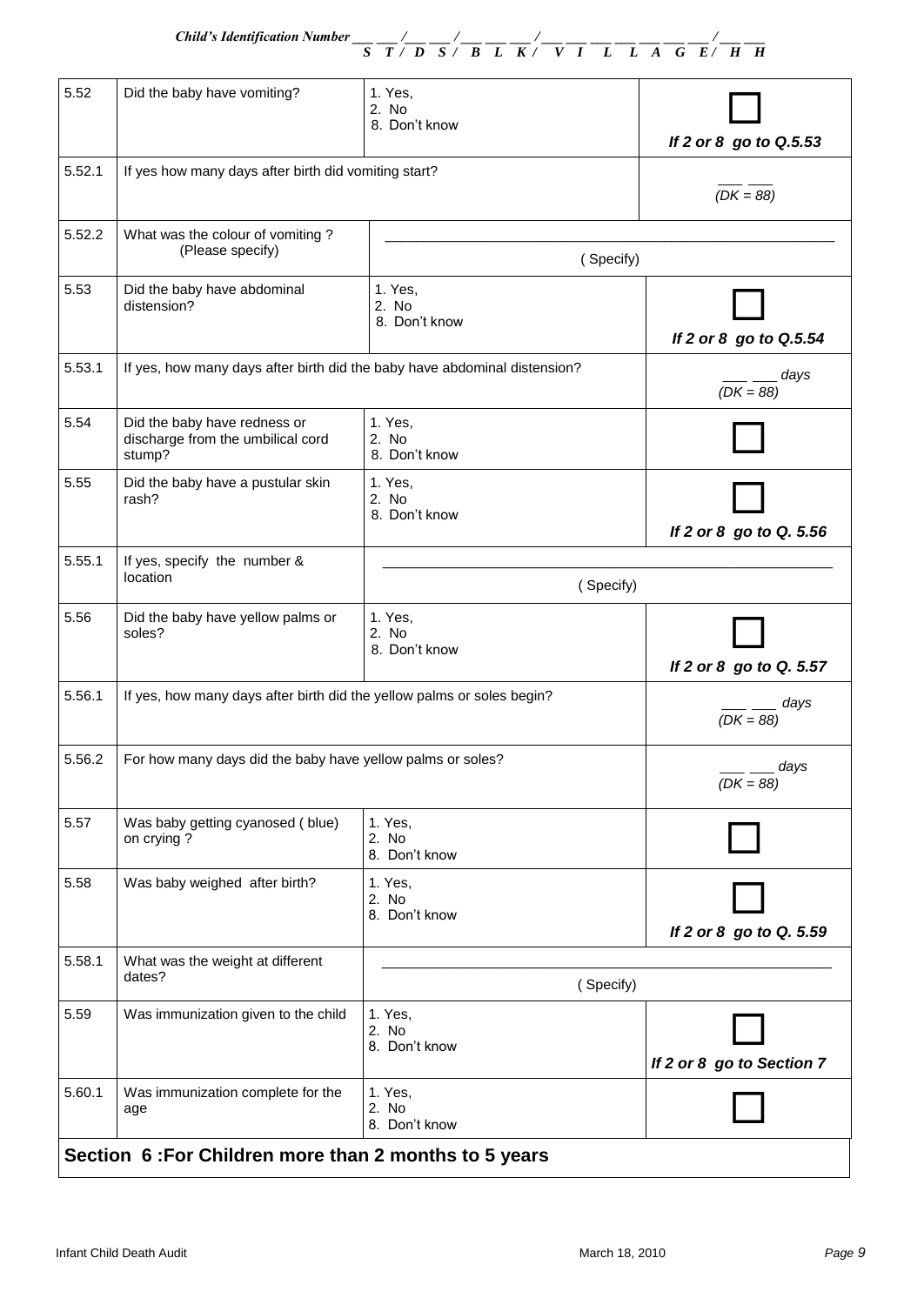*Child's Identification Number \_\_\_ \_\_\_ / \_\_\_ \_\_\_ / \_\_\_ \_\_\_ \_\_\_ / \_\_\_ \_\_\_ \_\_\_ \_\_\_ \_\_\_ \_\_\_ \_\_\_ / \_\_\_ \_\_\_*
*S T / D S / B L K / V I L L A G E / H H*

| | | | |
|---|---|---|---|
| 5.52 | Did the baby have vomiting? | 1. Yes,<br>2. No<br>8. Don't know | ☐<br>*If 2 or 8 go to Q.5.53* |
| 5.52.1 | If yes how many days after birth did vomiting start? | | \_\_\_ \_\_\_<br>*(DK = 88)* |
| 5.52.2 | What was the colour of vomiting ?<br>(Please specify) | \_\_\_\_\_\_\_\_\_\_\_\_\_\_\_\_\_\_\_\_<br>( Specify) | |
| 5.53 | Did the baby have abdominal distension? | 1. Yes,<br>2. No<br>8. Don't know | ☐<br>*If 2 or 8 go to Q.5.54* |
| 5.53.1 | If yes, how many days after birth did the baby have abdominal distension? | | \_\_\_ \_\_\_ *days*<br>*(DK = 88)* |
| 5.54 | Did the baby have redness or discharge from the umbilical cord stump? | 1. Yes,<br>2. No<br>8. Don't know | ☐ |
| 5.55 | Did the baby have a pustular skin rash? | 1. Yes,<br>2. No<br>8. Don't know | ☐<br>*If 2 or 8 go to Q. 5.56* |
| 5.55.1 | If yes, specify the number & location | \_\_\_\_\_\_\_\_\_\_\_\_\_\_\_\_\_\_\_\_<br>( Specify) | |
| 5.56 | Did the baby have yellow palms or soles? | 1. Yes,<br>2. No<br>8. Don't know | ☐<br>*If 2 or 8 go to Q. 5.57* |
| 5.56.1 | If yes, how many days after birth did the yellow palms or soles begin? | | \_\_\_ \_\_\_ *days*<br>*(DK = 88)* |
| 5.56.2 | For how many days did the baby have yellow palms or soles? | | \_\_\_ \_\_\_ *days*<br>*(DK = 88)* |
| 5.57 | Was baby getting cyanosed ( blue) on crying ? | 1. Yes,<br>2. No<br>8. Don't know | ☐ |
| 5.58 | Was baby weighed after birth? | 1. Yes,<br>2. No<br>8. Don't know | ☐<br>*If 2 or 8 go to Q. 5.59* |
| 5.58.1 | What was the weight at different dates? | \_\_\_\_\_\_\_\_\_\_\_\_\_\_\_\_\_\_\_\_<br>( Specify) | |
| 5.59 | Was immunization given to the child | 1. Yes,<br>2. No<br>8. Don't know | ☐<br>*If 2 or 8 go to Section 7* |
| 5.60.1 | Was immunization complete for the age | 1. Yes,<br>2. No<br>8. Don't know | ☐ |

## Section 6 :For Children more than 2 months to 5 years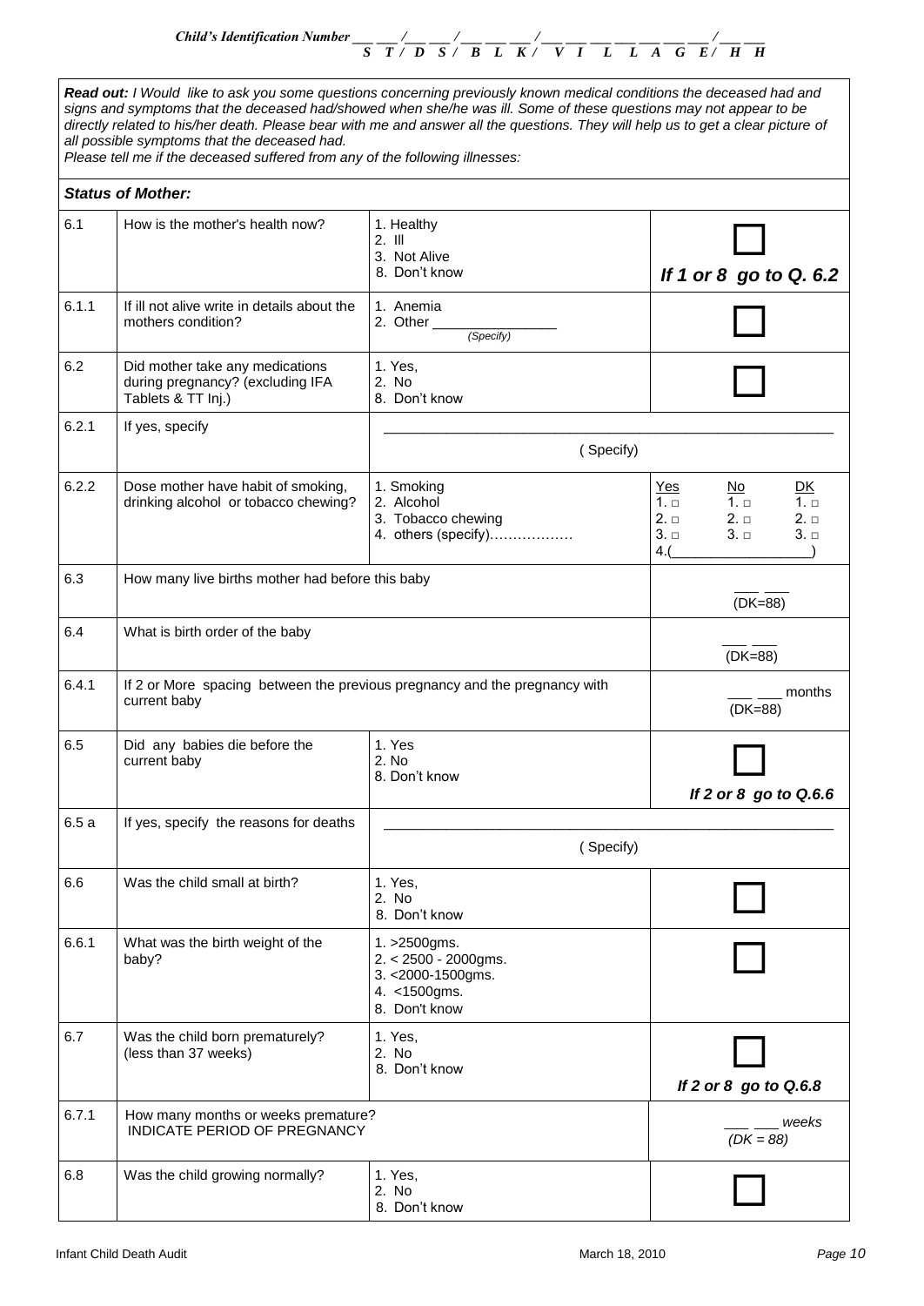*Child's Identification Number* ___ ___ / ___ ___ / ___ ___ ___ / ___ ___ ___ ___ ___ ___ ___ ___ / ___ ___
*S T / D S / B L K / V I L L A G E / H H*

***Read out:*** *I Would like to ask you some questions concerning previously known medical conditions the deceased had and signs and symptoms that the deceased had/showed when she/he was ill. Some of these questions may not appear to be directly related to his/her death. Please bear with me and answer all the questions. They will help us to get a clear picture of all possible symptoms that the deceased had.*
*Please tell me if the deceased suffered from any of the following illnesses:*

***Status of Mother:***

| | | | |
|---|---|---|---|
| 6.1 | How is the mother's health now? | 1. Healthy<br>2. Ill<br>3. Not Alive<br>8. Don't know | ☐<br>***If 1 or 8 go to Q. 6.2*** |
| 6.1.1 | If ill not alive write in details about the mothers condition? | 1. Anemia<br>2. Other ________________ *(Specify)* | ☐ |
| 6.2 | Did mother take any medications during pregnancy? (excluding IFA Tablets & TT Inj.) | 1. Yes,<br>2. No<br>8. Don't know | ☐ |
| 6.2.1 | If yes, specify | ________________________________ ( Specify) | |
| 6.2.2 | Dose mother have habit of smoking, drinking alcohol or tobacco chewing? | 1. Smoking<br>2. Alcohol<br>3. Tobacco chewing<br>4. others (specify)……………… | Yes / No / DK<br>1. □ 1. □ 1. □<br>2. □ 2. □ 2. □<br>3. □ 3. □ 3. □<br>4.(__________________) |
| 6.3 | How many live births mother had before this baby | | ___ ___ (DK=88) |
| 6.4 | What is birth order of the baby | | ___ ___ (DK=88) |
| 6.4.1 | If 2 or More spacing between the previous pregnancy and the pregnancy with current baby | | ___ ___ months (DK=88) |
| 6.5 | Did any babies die before the current baby | 1. Yes<br>2. No<br>8. Don't know | ☐<br>***If 2 or 8 go to Q.6.6*** |
| 6.5 a | If yes, specify the reasons for deaths | ________________________________ ( Specify) | |
| 6.6 | Was the child small at birth? | 1. Yes,<br>2. No<br>8. Don't know | ☐ |
| 6.6.1 | What was the birth weight of the baby? | 1. >2500gms.<br>2. < 2500 - 2000gms.<br>3. <2000-1500gms.<br>4. <1500gms.<br>8. Don't know | ☐ |
| 6.7 | Was the child born prematurely? (less than 37 weeks) | 1. Yes,<br>2. No<br>8. Don't know | ☐<br>***If 2 or 8 go to Q.6.8*** |
| 6.7.1 | How many months or weeks premature? INDICATE PERIOD OF PREGNANCY | | ___ ___ *weeks* *(DK = 88)* |
| 6.8 | Was the child growing normally? | 1. Yes,<br>2. No<br>8. Don't know | ☐ |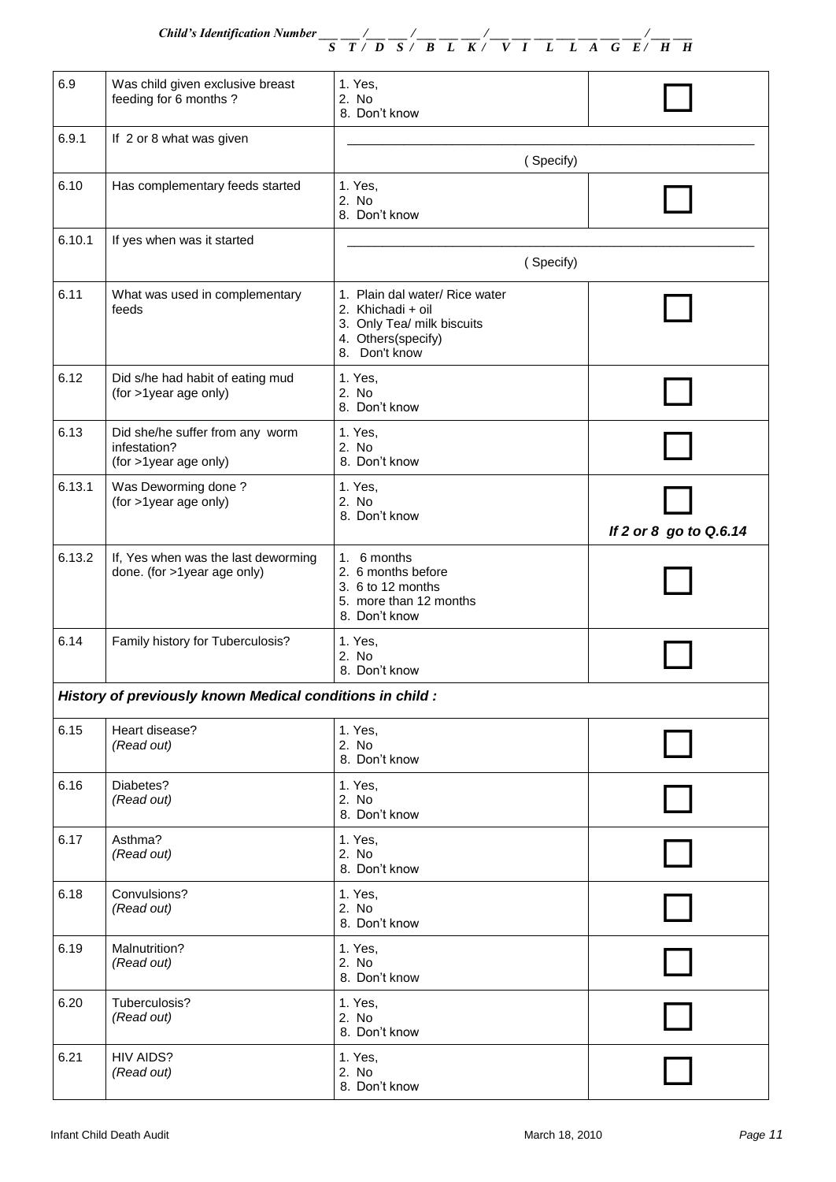*Child's Identification Number ___ ___ /___ ___ /___ ___ ___ /___ ___ ___ ___ ___ ___ ___ ___ /___ ___*
*S T / D S / B L K / V I L L A G E / H H*

| | | | |
|---|---|---|---|
| 6.9 | Was child given exclusive breast feeding for 6 months ? | 1. Yes,<br>2. No<br>8. Don't know | ☐ |
| 6.9.1 | If 2 or 8 what was given | ______________________ ( Specify) | |
| 6.10 | Has complementary feeds started | 1. Yes,<br>2. No<br>8. Don't know | ☐ |
| 6.10.1 | If yes when was it started | ______________________ ( Specify) | |
| 6.11 | What was used in complementary feeds | 1. Plain dal water/ Rice water<br>2. Khichadi + oil<br>3. Only Tea/ milk biscuits<br>4. Others(specify)<br>8. Don't know | ☐ |
| 6.12 | Did s/he had habit of eating mud (for >1year age only) | 1. Yes,<br>2. No<br>8. Don't know | ☐ |
| 6.13 | Did she/he suffer from any worm infestation? (for >1year age only) | 1. Yes,<br>2. No<br>8. Don't know | ☐ |
| 6.13.1 | Was Deworming done ? (for >1year age only) | 1. Yes,<br>2. No<br>8. Don't know | ☐ *If 2 or 8 go to Q.6.14* |
| 6.13.2 | If, Yes when was the last deworming done. (for >1year age only) | 1. 6 months<br>2. 6 months before<br>3. 6 to 12 months<br>5. more than 12 months<br>8. Don't know | ☐ |
| 6.14 | Family history for Tuberculosis? | 1. Yes,<br>2. No<br>8. Don't know | ☐ |
| ***History of previously known Medical conditions in child :*** | | | |
| 6.15 | Heart disease? *(Read out)* | 1. Yes,<br>2. No<br>8. Don't know | ☐ |
| 6.16 | Diabetes? *(Read out)* | 1. Yes,<br>2. No<br>8. Don't know | ☐ |
| 6.17 | Asthma? *(Read out)* | 1. Yes,<br>2. No<br>8. Don't know | ☐ |
| 6.18 | Convulsions? *(Read out)* | 1. Yes,<br>2. No<br>8. Don't know | ☐ |
| 6.19 | Malnutrition? *(Read out)* | 1. Yes,<br>2. No<br>8. Don't know | ☐ |
| 6.20 | Tuberculosis? *(Read out)* | 1. Yes,<br>2. No<br>8. Don't know | ☐ |
| 6.21 | HIV AIDS? *(Read out)* | 1. Yes,<br>2. No<br>8. Don't know | ☐ |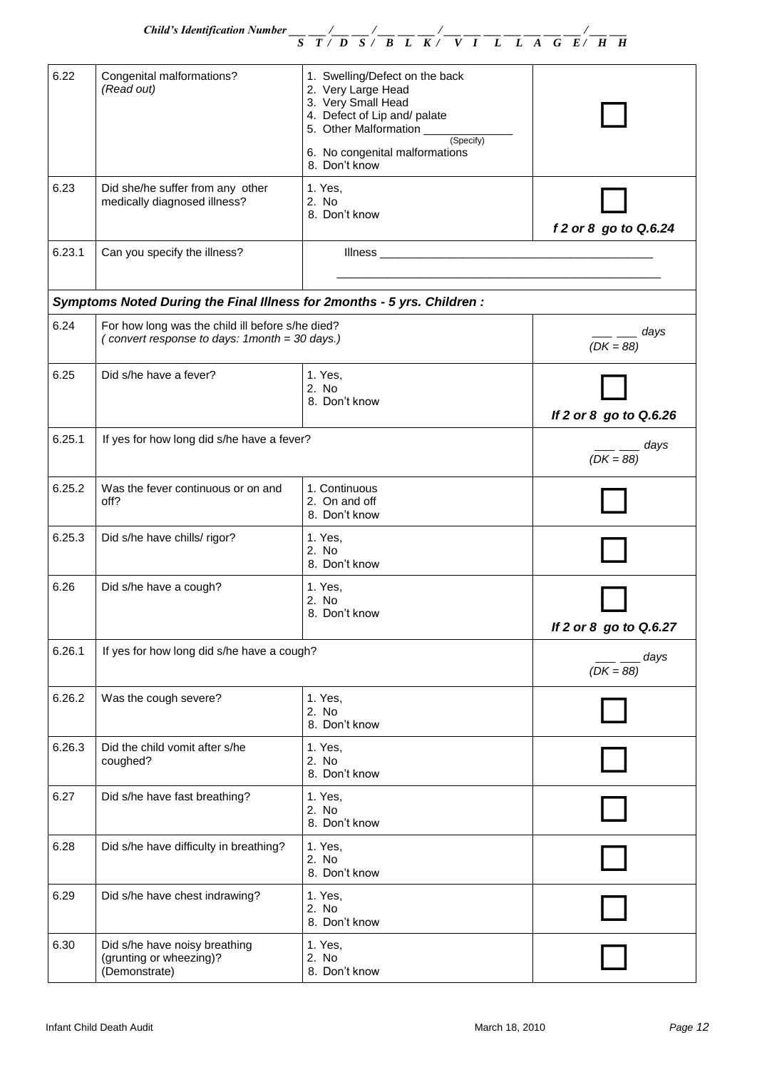*Child's Identification Number* ___ ___ /___ ___ /___ ___ ___ /___ ___ ___ ___ ___ ___ ___ ___ /___ ___
*S T / D S / B L K / V I L L A G E / H H*

| | | | |
|---|---|---|---|
| 6.22 | Congenital malformations? *(Read out)* | 1. Swelling/Defect on the back<br>2. Very Large Head<br>3. Very Small Head<br>4. Defect of Lip and/ palate<br>5. Other Malformation _____________ (Specify)<br>6. No congenital malformations<br>8. Don't know | ☐ |
| 6.23 | Did she/he suffer from any other medically diagnosed illness? | 1. Yes,<br>2. No<br>8. Don't know | ☐<br>***f 2 or 8 go to Q.6.24*** |
| 6.23.1 | Can you specify the illness? | Illness ________________________________________ | |
| ***Symptoms Noted During the Final Illness for 2months - 5 yrs. Children :*** | | | |
| 6.24 | For how long was the child ill before s/he died? *( convert response to days: 1month = 30 days.)* | | ___ ___ *days*<br>*(DK = 88)* |
| 6.25 | Did s/he have a fever? | 1. Yes,<br>2. No<br>8. Don't know | ☐<br>***If 2 or 8 go to Q.6.26*** |
| 6.25.1 | If yes for how long did s/he have a fever? | | ___ ___ *days*<br>*(DK = 88)* |
| 6.25.2 | Was the fever continuous or on and off? | 1. Continuous<br>2. On and off<br>8. Don't know | ☐ |
| 6.25.3 | Did s/he have chills/ rigor? | 1. Yes,<br>2. No<br>8. Don't know | ☐ |
| 6.26 | Did s/he have a cough? | 1. Yes,<br>2. No<br>8. Don't know | ☐<br>***If 2 or 8 go to Q.6.27*** |
| 6.26.1 | If yes for how long did s/he have a cough? | | ___ ___ *days*<br>*(DK = 88)* |
| 6.26.2 | Was the cough severe? | 1. Yes,<br>2. No<br>8. Don't know | ☐ |
| 6.26.3 | Did the child vomit after s/he coughed? | 1. Yes,<br>2. No<br>8. Don't know | ☐ |
| 6.27 | Did s/he have fast breathing? | 1. Yes,<br>2. No<br>8. Don't know | ☐ |
| 6.28 | Did s/he have difficulty in breathing? | 1. Yes,<br>2. No<br>8. Don't know | ☐ |
| 6.29 | Did s/he have chest indrawing? | 1. Yes,<br>2. No<br>8. Don't know | ☐ |
| 6.30 | Did s/he have noisy breathing (grunting or wheezing)? (Demonstrate) | 1. Yes,<br>2. No<br>8. Don't know | ☐ |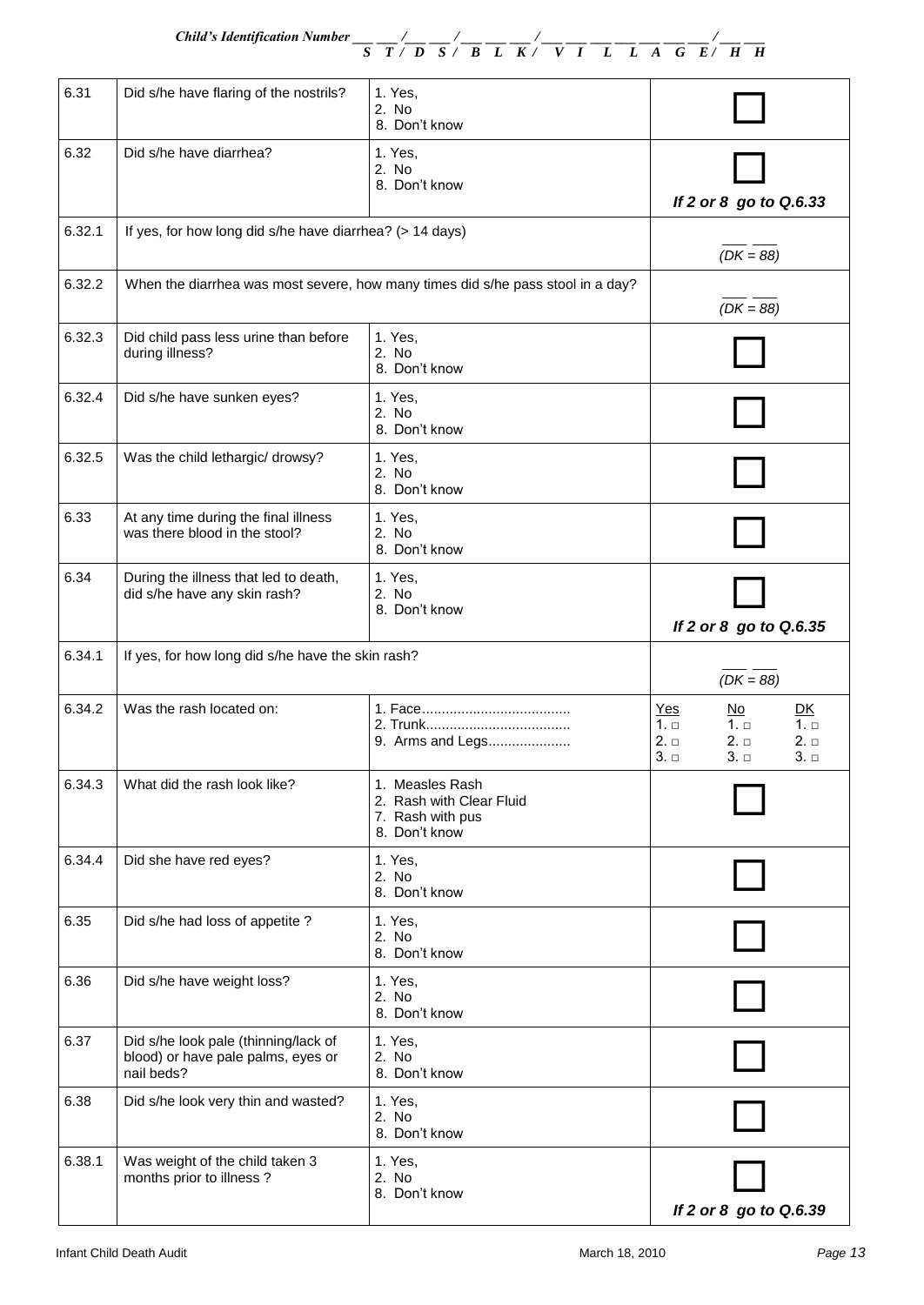*Child's Identification Number \_\_ \_\_ / \_\_ \_\_ / \_\_ \_\_ \_\_ / \_\_ \_\_ \_\_ \_\_ \_\_ \_\_ \_\_ / \_\_ \_\_*
*S T / D S / B L K / V I L L A G E / H H*

| | | | |
|---|---|---|---|
| 6.31 | Did s/he have flaring of the nostrils? | 1. Yes,<br>2. No<br>8. Don't know | ☐ |
| 6.32 | Did s/he have diarrhea? | 1. Yes,<br>2. No<br>8. Don't know | ☐<br>*If 2 or 8 go to Q.6.33* |
| 6.32.1 | If yes, for how long did s/he have diarrhea? (> 14 days) | | \_\_\_ \_\_\_<br>*(DK = 88)* |
| 6.32.2 | When the diarrhea was most severe, how many times did s/he pass stool in a day? | | \_\_\_ \_\_\_<br>*(DK = 88)* |
| 6.32.3 | Did child pass less urine than before during illness? | 1. Yes,<br>2. No<br>8. Don't know | ☐ |
| 6.32.4 | Did s/he have sunken eyes? | 1. Yes,<br>2. No<br>8. Don't know | ☐ |
| 6.32.5 | Was the child lethargic/ drowsy? | 1. Yes,<br>2. No<br>8. Don't know | ☐ |
| 6.33 | At any time during the final illness was there blood in the stool? | 1. Yes,<br>2. No<br>8. Don't know | ☐ |
| 6.34 | During the illness that led to death, did s/he have any skin rash? | 1. Yes,<br>2. No<br>8. Don't know | ☐<br>*If 2 or 8 go to Q.6.35* |
| 6.34.1 | If yes, for how long did s/he have the skin rash? | | \_\_\_ \_\_\_<br>*(DK = 88)* |
| 6.34.2 | Was the rash located on: | 1. Face......................................<br>2. Trunk.....................................<br>9. Arms and Legs..................... | Yes / No / DK<br>1. □ 1. □ 1. □<br>2. □ 2. □ 2. □<br>3. □ 3. □ 3. □ |
| 6.34.3 | What did the rash look like? | 1. Measles Rash<br>2. Rash with Clear Fluid<br>7. Rash with pus<br>8. Don't know | ☐ |
| 6.34.4 | Did she have red eyes? | 1. Yes,<br>2. No<br>8. Don't know | ☐ |
| 6.35 | Did s/he had loss of appetite ? | 1. Yes,<br>2. No<br>8. Don't know | ☐ |
| 6.36 | Did s/he have weight loss? | 1. Yes,<br>2. No<br>8. Don't know | ☐ |
| 6.37 | Did s/he look pale (thinning/lack of blood) or have pale palms, eyes or nail beds? | 1. Yes,<br>2. No<br>8. Don't know | ☐ |
| 6.38 | Did s/he look very thin and wasted? | 1. Yes,<br>2. No<br>8. Don't know | ☐ |
| 6.38.1 | Was weight of the child taken 3 months prior to illness ? | 1. Yes,<br>2. No<br>8. Don't know | ☐<br>*If 2 or 8 go to Q.6.39* |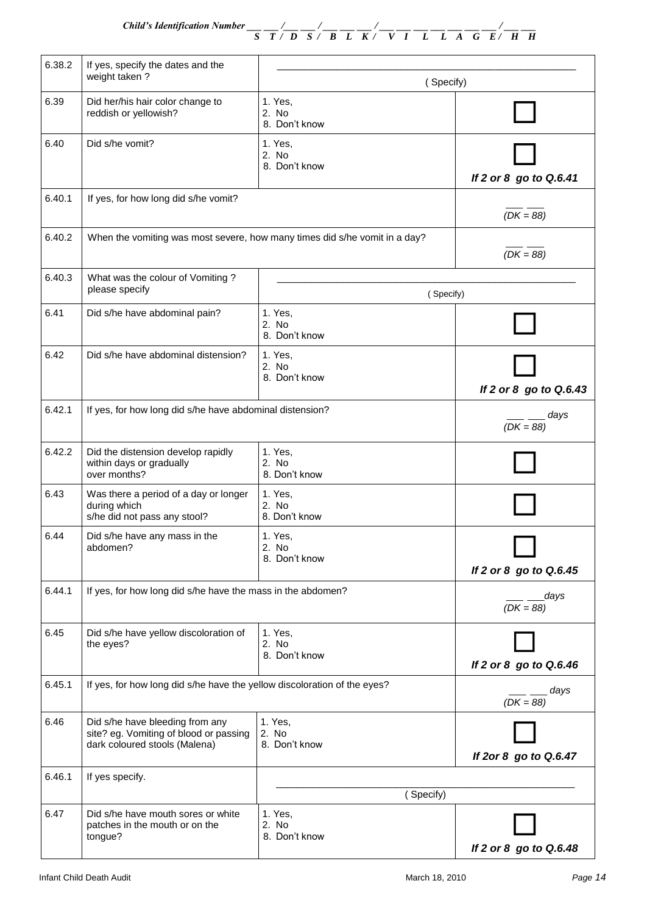*Child's Identification Number* ___ ___ / ___ ___ / ___ ___ ___ / ___ ___ ___ ___ ___ ___ ___ / ___ ___
*S T / D S / B L K / V I L L A G E / H H*

| | | | |
|---|---|---|---|
| 6.38.2 | If yes, specify the dates and the weight taken ? | ______________________ ( Specify) | |
| 6.39 | Did her/his hair color change to reddish or yellowish? | 1. Yes, 2. No 8. Don't know | ☐ |
| 6.40 | Did s/he vomit? | 1. Yes, 2. No 8. Don't know | ☐ *If 2 or 8 go to Q.6.41* |
| 6.40.1 | If yes, for how long did s/he vomit? | | ___ ___ *(DK = 88)* |
| 6.40.2 | When the vomiting was most severe, how many times did s/he vomit in a day? | | ___ ___ *(DK = 88)* |
| 6.40.3 | What was the colour of Vomiting ? please specify | ______________________ ( Specify) | |
| 6.41 | Did s/he have abdominal pain? | 1. Yes, 2. No 8. Don't know | ☐ |
| 6.42 | Did s/he have abdominal distension? | 1. Yes, 2. No 8. Don't know | ☐ *If 2 or 8 go to Q.6.43* |
| 6.42.1 | If yes, for how long did s/he have abdominal distension? | | ___ ___ *days (DK = 88)* |
| 6.42.2 | Did the distension develop rapidly within days or gradually over months? | 1. Yes, 2. No 8. Don't know | ☐ |
| 6.43 | Was there a period of a day or longer during which s/he did not pass any stool? | 1. Yes, 2. No 8. Don't know | ☐ |
| 6.44 | Did s/he have any mass in the abdomen? | 1. Yes, 2. No 8. Don't know | ☐ *If 2 or 8 go to Q.6.45* |
| 6.44.1 | If yes, for how long did s/he have the mass in the abdomen? | | ___ ___*days (DK = 88)* |
| 6.45 | Did s/he have yellow discoloration of the eyes? | 1. Yes, 2. No 8. Don't know | ☐ *If 2 or 8 go to Q.6.46* |
| 6.45.1 | If yes, for how long did s/he have the yellow discoloration of the eyes? | | ___ ___ *days (DK = 88)* |
| 6.46 | Did s/he have bleeding from any site? eg. Vomiting of blood or passing dark coloured stools (Malena) | 1. Yes, 2. No 8. Don't know | ☐ *If 2or 8 go to Q.6.47* |
| 6.46.1 | If yes specify. | ______________________ ( Specify) | |
| 6.47 | Did s/he have mouth sores or white patches in the mouth or on the tongue? | 1. Yes, 2. No 8. Don't know | ☐ *If 2 or 8 go to Q.6.48* |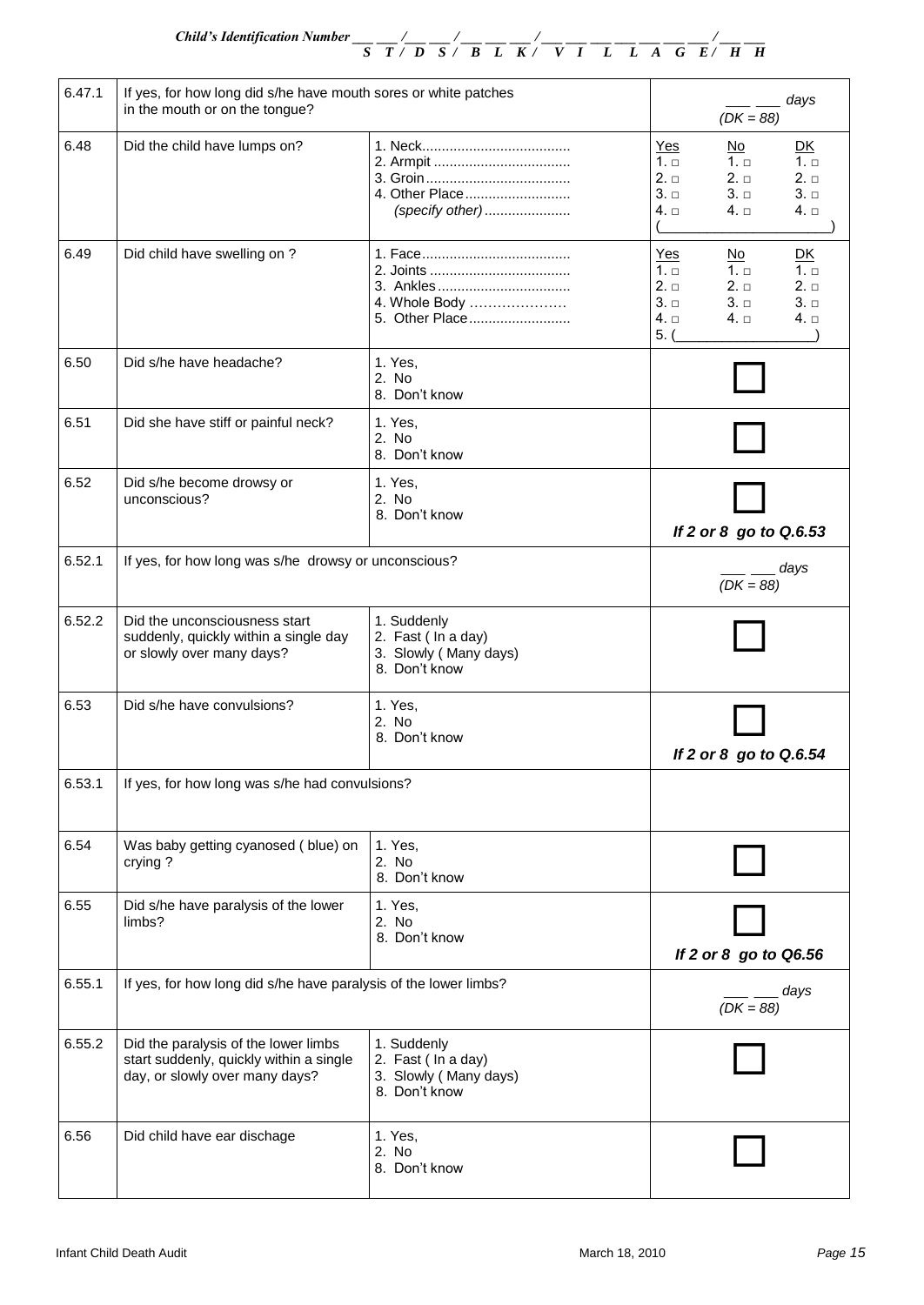*Child's Identification Number* ___ ___ / ___ ___ / ___ ___ ___ / ___ ___ ___ ___ ___ ___ ___ / ___ ___
*S T / D S / B L K / V I L L A G E / H H*

| | | | |
|---|---|---|---|
| 6.47.1 | If yes, for how long did s/he have mouth sores or white patches in the mouth or on the tongue? | | ___ ___ days (*DK = 88*) |
| 6.48 | Did the child have lumps on? | 1. Neck.....................................<br>2. Armpit ..................................<br>3. Groin.....................................<br>4. Other Place...........................<br>*(specify other)* ...................... | Yes No DK<br>1. □ 1. □ 1. □<br>2. □ 2. □ 2. □<br>3. □ 3. □ 3. □<br>4. □ 4. □ 4. □<br>(____________________) |
| 6.49 | Did child have swelling on ? | 1. Face.....................................<br>2. Joints ...................................<br>3. Ankles..................................<br>4. Whole Body …………………<br>5. Other Place.......................... | Yes No DK<br>1. □ 1. □ 1. □<br>2. □ 2. □ 2. □<br>3. □ 3. □ 3. □<br>4. □ 4. □ 4. □<br>5. (____________________) |
| 6.50 | Did s/he have headache? | 1. Yes,<br>2. No<br>8. Don't know | □ |
| 6.51 | Did she have stiff or painful neck? | 1. Yes,<br>2. No<br>8. Don't know | □ |
| 6.52 | Did s/he become drowsy or unconscious? | 1. Yes,<br>2. No<br>8. Don't know | □<br>*If 2 or 8 go to Q.6.53* |
| 6.52.1 | If yes, for how long was s/he drowsy or unconscious? | | ___ ___ days (*DK = 88*) |
| 6.52.2 | Did the unconsciousness start suddenly, quickly within a single day or slowly over many days? | 1. Suddenly<br>2. Fast ( In a day)<br>3. Slowly ( Many days)<br>8. Don't know | □ |
| 6.53 | Did s/he have convulsions? | 1. Yes,<br>2. No<br>8. Don't know | □<br>*If 2 or 8 go to Q.6.54* |
| 6.53.1 | If yes, for how long was s/he had convulsions? | | |
| 6.54 | Was baby getting cyanosed ( blue) on crying ? | 1. Yes,<br>2. No<br>8. Don't know | □ |
| 6.55 | Did s/he have paralysis of the lower limbs? | 1. Yes,<br>2. No<br>8. Don't know | □<br>*If 2 or 8 go to Q6.56* |
| 6.55.1 | If yes, for how long did s/he have paralysis of the lower limbs? | | ___ ___ days (*DK = 88*) |
| 6.55.2 | Did the paralysis of the lower limbs start suddenly, quickly within a single day, or slowly over many days? | 1. Suddenly<br>2. Fast ( In a day)<br>3. Slowly ( Many days)<br>8. Don't know | □ |
| 6.56 | Did child have ear dischage | 1. Yes,<br>2. No<br>8. Don't know | □ |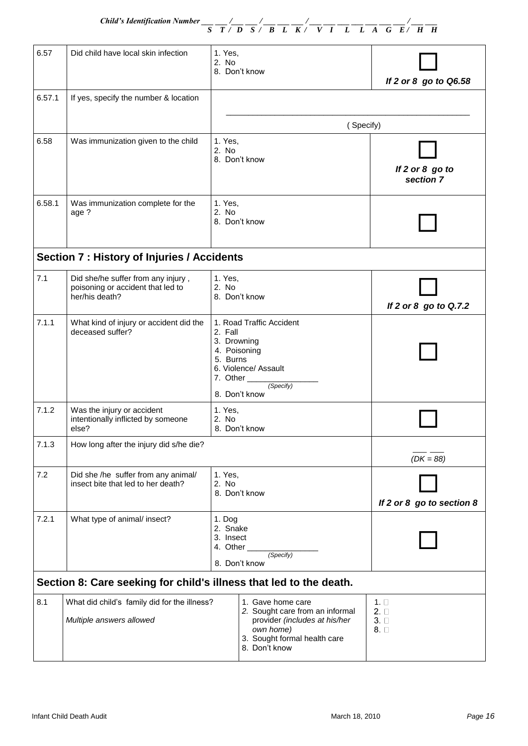*Child's Identification Number* ___ ___ /___ ___ /___ ___ ___ /___ ___ ___ ___ ___ ___ ___ /___ ___
*S T / D S / B L K / V I L L A G E / H H*

| | | | |
|---|---|---|---|
| 6.57 | Did child have local skin infection | 1. Yes,<br>2. No<br>8. Don't know | ☐<br>*If 2 or 8 go to Q6.58* |
| 6.57.1 | If yes, specify the number & location | ____________________ ( Specify) | |
| 6.58 | Was immunization given to the child | 1. Yes,<br>2. No<br>8. Don't know | ☐<br>*If 2 or 8 go to section 7* |
| 6.58.1 | Was immunization complete for the age ? | 1. Yes,<br>2. No<br>8. Don't know | ☐ |

## Section 7 : History of Injuries / Accidents

| | | | |
|---|---|---|---|
| 7.1 | Did she/he suffer from any injury , poisoning or accident that led to her/his death? | 1. Yes,<br>2. No<br>8. Don't know | ☐<br>*If 2 or 8 go to Q.7.2* |
| 7.1.1 | What kind of injury or accident did the deceased suffer? | 1. Road Traffic Accident<br>2. Fall<br>3. Drowning<br>4. Poisoning<br>5. Burns<br>6. Violence/ Assault<br>7. Other ______________ *(Specify)*<br>8. Don't know | ☐ |
| 7.1.2 | Was the injury or accident intentionally inflicted by someone else? | 1. Yes,<br>2. No<br>8. Don't know | ☐ |
| 7.1.3 | How long after the injury did s/he die? | | ___ ___<br>*(DK = 88)* |
| 7.2 | Did she /he suffer from any animal/ insect bite that led to her death? | 1. Yes,<br>2. No<br>8. Don't know | ☐<br>*If 2 or 8 go to section 8* |
| 7.2.1 | What type of animal/ insect? | 1. Dog<br>2. Snake<br>3. Insect<br>4. Other ______________ *(Specify)*<br>8. Don't know | ☐ |

## Section 8: Care seeking for child's illness that led to the death.

| | | | |
|---|---|---|---|
| 8.1 | What did child's family did for the illness?<br>*Multiple answers allowed* | 1. Gave home care<br>*2.* Sought care from an informal provider *(includes at his/her own home)*<br>3. Sought formal health care<br>8. Don't know | 1. ☐<br>2. ☐<br>3. ☐<br>8. ☐ |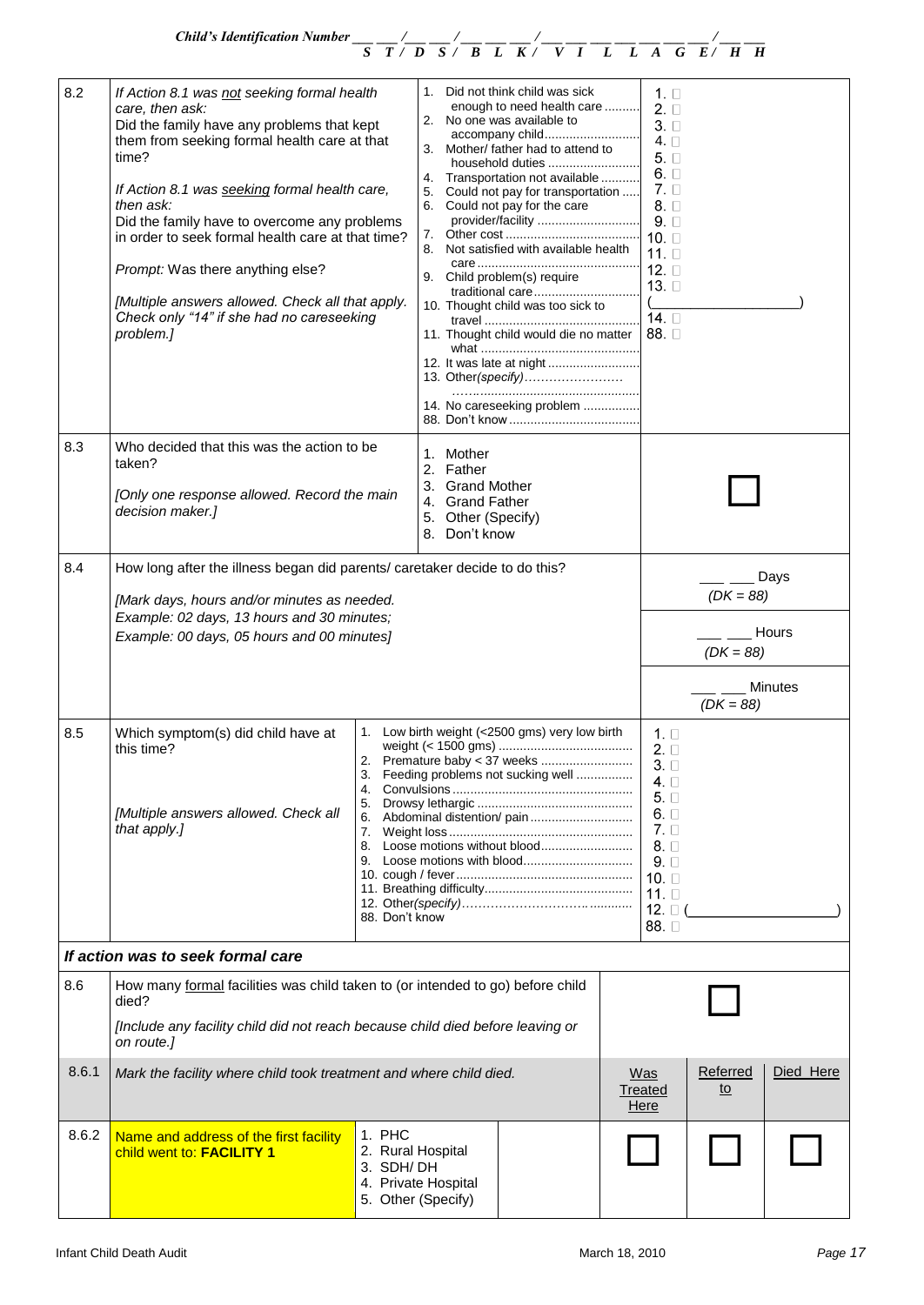*Child's Identification Number* ___ ___ / ___ ___ / ___ ___ ___ / ___ ___ ___ ___ ___ ___ ___ / ___ ___
S T / D S / B L K / V I L L A G E / H H

| | | | |
|---|---|---|---|
| 8.2 | *If Action 8.1 was not seeking formal health care, then ask:* Did the family have any problems that kept them from seeking formal health care at that time?<br><br>*If Action 8.1 was seeking formal health care, then ask:* Did the family have to overcome any problems in order to seek formal health care at that time?<br><br>*Prompt:* Was there anything else?<br><br>*[Multiple answers allowed. Check all that apply. Check only "14" if she had no careseeking problem.]* | 1. Did not think child was sick enough to need health care ..........<br>2. No one was available to accompany child..........<br>3. Mother/ father had to attend to household duties ..........<br>4. Transportation not available ..........<br>5. Could not pay for transportation .....<br>6. Could not pay for the care provider/facility ..........<br>7. Other cost ..........<br>8. Not satisfied with available health care ..........<br>9. Child problem(s) require traditional care..........<br>10. Thought child was too sick to travel ..........<br>11. Thought child would die no matter what ..........<br>12. It was late at night ..........<br>13. Other*(specify)*..........<br>14. No careseeking problem ..........<br>88. Don't know .......... | 1. ☐<br>2. ☐<br>3. ☐<br>4. ☐<br>5. ☐<br>6. ☐<br>7. ☐<br>8. ☐<br>9. ☐<br>10. ☐<br>11. ☐<br>12. ☐<br>13. ☐<br>(________________)<br>14. ☐<br>88. ☐ |
| 8.3 | Who decided that this was the action to be taken?<br><br>*[Only one response allowed. Record the main decision maker.]* | 1. Mother<br>2. Father<br>3. Grand Mother<br>4. Grand Father<br>5. Other (Specify)<br>8. Don't know | ☐ |
| 8.4 | How long after the illness began did parents/ caretaker decide to do this?<br><br>*[Mark days, hours and/or minutes as needed. Example: 02 days, 13 hours and 30 minutes; Example: 00 days, 05 hours and 00 minutes]* | | ___ ___ Days *(DK = 88)*<br><br>___ ___ Hours *(DK = 88)*<br><br>___ ___ Minutes *(DK = 88)* |
| 8.5 | Which symptom(s) did child have at this time?<br><br>*[Multiple answers allowed. Check all that apply.]* | 1. Low birth weight (<2500 gms) very low birth weight (< 1500 gms) ..........<br>2. Premature baby < 37 weeks ..........<br>3. Feeding problems not sucking well ..........<br>4. Convulsions ..........<br>5. Drowsy lethargic ..........<br>6. Abdominal distention/ pain ..........<br>7. Weight loss ..........<br>8. Loose motions without blood..........<br>9. Loose motions with blood..........<br>10. cough / fever..........<br>11. Breathing difficulty..........<br>12. Other*(specify)*..........<br>88. Don't know | 1. ☐<br>2. ☐<br>3. ☐<br>4. ☐<br>5. ☐<br>6. ☐<br>7. ☐<br>8. ☐<br>9. ☐<br>10. ☐<br>11. ☐<br>12. ☐ (________________)<br>88. ☐ |

***If action was to seek formal care***

| | | | | | |
|---|---|---|---|---|---|
| 8.6 | How many formal facilities was child taken to (or intended to go) before child died?<br><br>*[Include any facility child did not reach because child died before leaving or on route.]* | | ☐ | | |
| 8.6.1 | *Mark the facility where child took treatment and where child died.* | | Was Treated Here | Referred to | Died Here |
| 8.6.2 | Name and address of the first facility child went to: **FACILITY 1** | 1. PHC<br>2. Rural Hospital<br>3. SDH/ DH<br>4. Private Hospital<br>5. Other (Specify) | ☐ | ☐ | ☐ |

Infant Child Death Audit March 18, 2010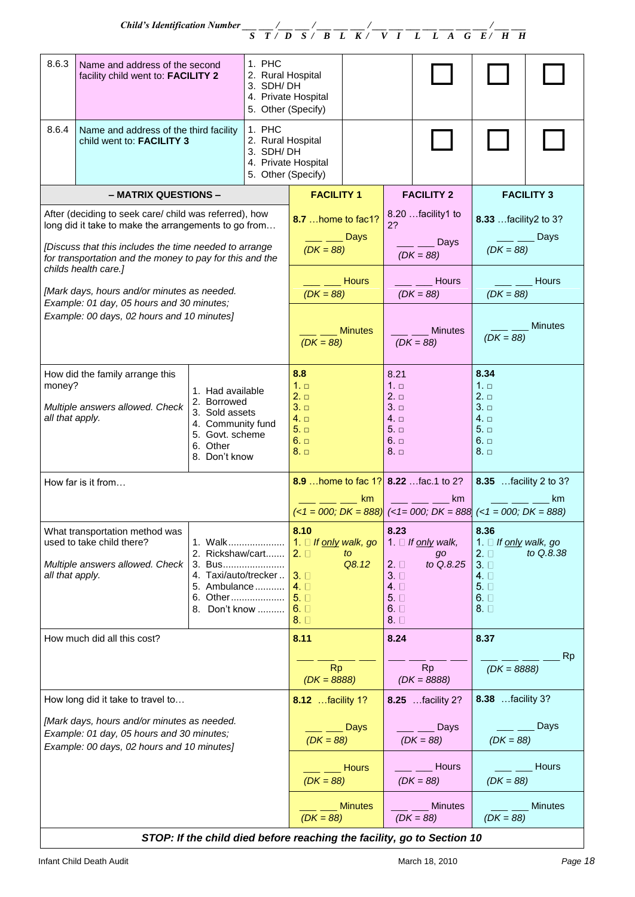*Child's Identification Number* ___ ___ / ___ ___ / ___ ___ ___ / ___ ___ ___ ___ ___ ___ ___ / ___ ___
S T / D S / B L K / V I L L A G E / H H

| | | | | | | |
|---|---|---|---|---|---|---|
| 8.6.3 | Name and address of the second facility child went to: **FACILITY 2** | 1. PHC<br>2. Rural Hospital<br>3. SDH/ DH<br>4. Private Hospital<br>5. Other (Specify) | | ☐ | ☐ | ☐ |
| 8.6.4 | Name and address of the third facility child went to: **FACILITY 3** | 1. PHC<br>2. Rural Hospital<br>3. SDH/ DH<br>4. Private Hospital<br>5. Other (Specify) | | ☐ | ☐ | ☐ |

| **– MATRIX QUESTIONS –** | | **FACILITY 1** | **FACILITY 2** | **FACILITY 3** |
|---|---|---|---|---|
| After (deciding to seek care/ child was referred), how long did it take to make the arrangements to go from…<br>*[Discuss that this includes the time needed to arrange for transportation and the money to pay for this and the childs health care.]*<br>*[Mark days, hours and/or minutes as needed. Example: 01 day, 05 hours and 30 minutes; Example: 00 days, 02 hours and 10 minutes]* | | **8.7** …home to fac1?<br>___ ___ Days *(DK = 88)*<br>___ ___ Hours *(DK = 88)*<br>___ ___ Minutes *(DK = 88)* | 8.20 …facility1 to 2?<br>___ ___ Days *(DK = 88)*<br>___ ___ Hours *(DK = 88)*<br>___ ___ Minutes *(DK = 88)* | **8.33** …facility2 to 3?<br>___ ___ Days *(DK = 88)*<br>___ ___ Hours *(DK = 88)*<br>___ ___ Minutes *(DK = 88)* |
| How did the family arrange this money?<br>*Multiple answers allowed. Check all that apply.* | 1. Had available<br>2. Borrowed<br>3. Sold assets<br>4. Community fund<br>5. Govt. scheme<br>6. Other<br>8. Don't know | **8.8**<br>1. □<br>2. □<br>3. □<br>4. □<br>5. □<br>6. □<br>8. □ | 8.21<br>1. □<br>2. □<br>3. □<br>4. □<br>5. □<br>6. □<br>8. □ | **8.34**<br>1. □<br>2. □<br>3. □<br>4. □<br>5. □<br>6. □<br>8. □ |
| How far is it from… | | **8.9** …home to fac 1?<br>___ ___ ___ km<br>*(<1 = 000; DK = 888)* | **8.22** …fac.1 to 2?<br>___ ___ ___ km<br>*(<1= 000; DK = 888* | **8.35** …facility 2 to 3?<br>___ ___ ___ km<br>*(<1 = 000; DK = 888)* |
| What transportation method was used to take child there?<br>*Multiple answers allowed. Check all that apply.* | 1. Walk....................<br>2. Rickshaw/cart.......<br>3. Bus......................<br>4. Taxi/auto/trecker ..<br>5. Ambulance ..........<br>6. Other ...................<br>8. Don't know .......... | **8.10**<br>1. ☐ *If only walk, go to Q8.12*<br>2. ☐<br>3. ☐<br>4. ☐<br>5. ☐<br>6. ☐<br>8. ☐ | **8.23**<br>1. ☐ *If only walk, go to Q.8.25*<br>2. ☐<br>3. ☐<br>4. ☐<br>5. ☐<br>6. ☐<br>8. ☐ | **8.36**<br>1. ☐ *If only walk, go to Q.8.38*<br>2. ☐<br>3. ☐<br>4. ☐<br>5. ☐<br>6. ☐<br>8. ☐ |
| How much did all this cost? | | **8.11**<br>___ ___ ___ ___ Rp<br>*(DK = 8888)* | **8.24**<br>___ ___ ___ ___ Rp<br>*(DK = 8888)* | **8.37**<br>___ ___ ___ ___ Rp<br>*(DK = 8888)* |
| How long did it take to travel to…<br>*[Mark days, hours and/or minutes as needed. Example: 01 day, 05 hours and 30 minutes; Example: 00 days, 02 hours and 10 minutes]* | | **8.12** …facility 1?<br>___ ___ Days *(DK = 88)*<br>___ ___ Hours *(DK = 88)*<br>___ ___ Minutes *(DK = 88)* | **8.25** …facility 2?<br>___ ___ Days *(DK = 88)*<br>___ ___ Hours *(DK = 88)*<br>___ ___ Minutes *(DK = 88)* | **8.38** …facility 3?<br>___ ___ Days *(DK = 88)*<br>___ ___ Hours *(DK = 88)*<br>___ ___ Minutes *(DK = 88)* |

***STOP: If the child died before reaching the facility, go to Section 10***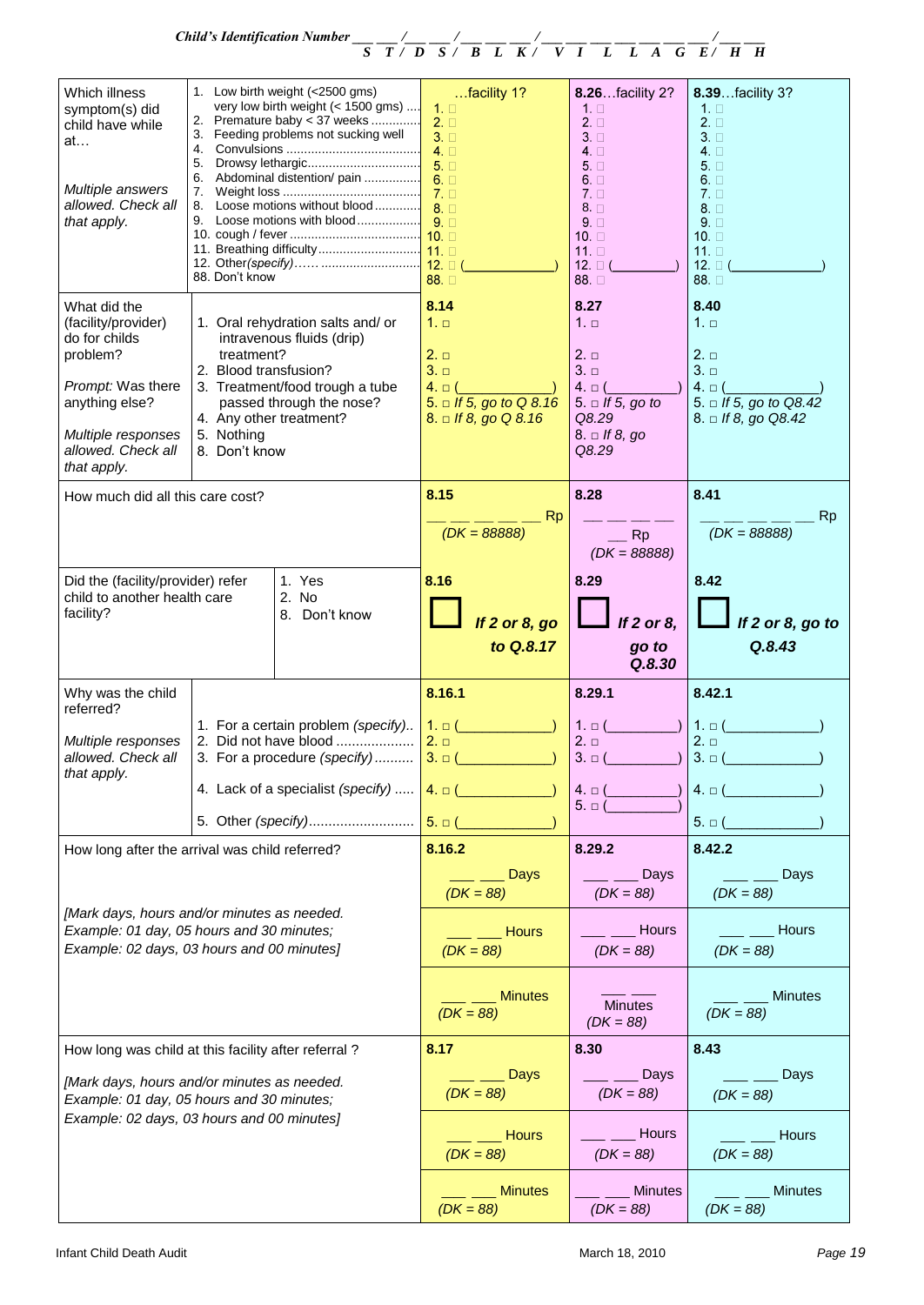*Child's Identification Number* ___ ___ / ___ ___ / ___ ___ ___ / ___ ___ ___ ___ ___ ___ ___ / ___ ___
S T / D S / B L K / V I L L A G E / H H

| | | | | |
|---|---|---|---|---|
| Which illness symptom(s) did child have while at… *Multiple answers allowed. Check all that apply.* | 1. Low birth weight (<2500 gms) very low birth weight (< 1500 gms) ....<br>2. Premature baby < 37 weeks .............<br>3. Feeding problems not sucking well<br>4. Convulsions ......................................<br>5. Drowsy lethargic...............................<br>6. Abdominal distention/ pain ...............<br>7. Weight loss .......................................<br>8. Loose motions without blood ............<br>9. Loose motions with blood.................<br>10. cough / fever ....................................<br>11. Breathing difficulty............................<br>12. Other*(specify)*…… ...........................<br>88. Don't know | …facility 1?<br>1. □<br>2. □<br>3. □<br>4. □<br>5. □<br>6. □<br>7. □<br>8. □<br>9. □<br>10. □<br>11. □<br>12. □ (___________)<br>88. □ | 8.26…facility 2?<br>1. □<br>2. □<br>3. □<br>4. □<br>5. □<br>6. □<br>7. □<br>8. □<br>9. □<br>10. □<br>11. □<br>12. □ (_________)<br>88. □ | 8.39…facility 3?<br>1. □<br>2. □<br>3. □<br>4. □<br>5. □<br>6. □<br>7. □<br>8. □<br>9. □<br>10. □<br>11. □<br>12. □ (___________)<br>88. □ |
| What did the (facility/provider) do for childs problem? *Prompt:* Was there anything else? *Multiple responses allowed. Check all that apply.* | 1. Oral rehydration salts and/ or intravenous fluids (drip) treatment?<br>2. Blood transfusion?<br>3. Treatment/food trough a tube passed through the nose?<br>4. Any other treatment?<br>5. Nothing<br>8. Don't know | 8.14<br>1. □<br>2. □<br>3. □<br>4. □ (___________)<br>5. □ *If 5, go to Q 8.16*<br>8. □ *If 8, go Q 8.16* | 8.27<br>1. □<br>2. □<br>3. □<br>4. □ (_________)<br>5. □ *If 5, go to Q8.29*<br>8. □ *If 8, go Q8.29* | 8.40<br>1. □<br>2. □<br>3. □<br>4. □ (___________)<br>5. □ *If 5, go to Q8.42*<br>8. □ *If 8, go Q8.42* |
| How much did all this care cost? | | 8.15<br>___ ___ ___ ___ ___ Rp<br>*(DK = 88888)* | 8.28<br>___ ___ ___ ___ ___ Rp<br>*(DK = 88888)* | 8.41<br>___ ___ ___ ___ ___ Rp<br>*(DK = 88888)* |
| Did the (facility/provider) refer child to another health care facility? | 1. Yes<br>2. No<br>8. Don't know | 8.16<br>☐ *If 2 or 8, go to Q.8.17* | 8.29<br>☐ *If 2 or 8, go to Q.8.30* | 8.42<br>☐ *If 2 or 8, go to Q.8.43* |
| Why was the child referred? *Multiple responses allowed. Check all that apply.* | 1. For a certain problem *(specify)*..<br>2. Did not have blood ...................<br>3. For a procedure *(specify)*..........<br>4. Lack of a specialist *(specify)* .....<br>5. Other *(specify)*.......................... | 8.16.1<br>1. □ (___________)<br>2. □<br>3. □ (___________)<br>4. □ (___________)<br>5. □ (___________) | 8.29.1<br>1. □ (_________)<br>2. □<br>3. □ (_________)<br>4. □ (_________)<br>5. □ (_________) | 8.42.1<br>1. □ (___________)<br>2. □<br>3. □ (___________)<br>4. □ (___________)<br>5. □ (___________) |
| How long after the arrival was child referred? *[Mark days, hours and/or minutes as needed. Example: 01 day, 05 hours and 30 minutes; Example: 02 days, 03 hours and 00 minutes]* | | 8.16.2<br>___ ___ Days *(DK = 88)*<br>___ ___ Hours *(DK = 88)*<br>___ ___ Minutes *(DK = 88)* | 8.29.2<br>___ ___ Days *(DK = 88)*<br>___ ___ Hours *(DK = 88)*<br>___ ___ Minutes *(DK = 88)* | 8.42.2<br>___ ___ Days *(DK = 88)*<br>___ ___ Hours *(DK = 88)*<br>___ ___ Minutes *(DK = 88)* |
| How long was child at this facility after referral ? *[Mark days, hours and/or minutes as needed. Example: 01 day, 05 hours and 30 minutes; Example: 02 days, 03 hours and 00 minutes]* | | 8.17<br>___ ___ Days *(DK = 88)*<br>___ ___ Hours *(DK = 88)*<br>___ ___ Minutes *(DK = 88)* | 8.30<br>___ ___ Days *(DK = 88)*<br>___ ___ Hours *(DK = 88)*<br>___ ___ Minutes *(DK = 88)* | 8.43<br>___ ___ Days *(DK = 88)*<br>___ ___ Hours *(DK = 88)*<br>___ ___ Minutes *(DK = 88)* |

Infant Child Death Audit — March 18, 2010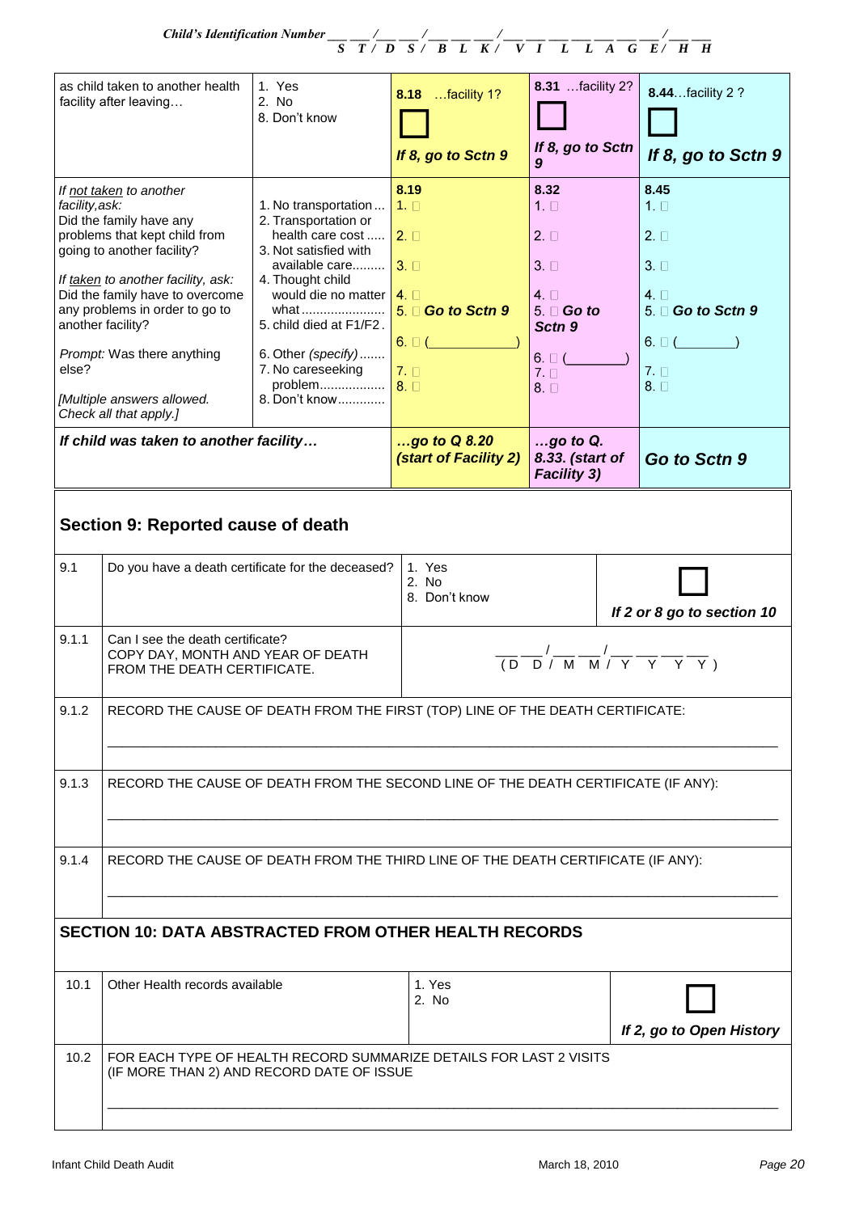*Child's Identification Number* ___ ___ / ___ ___ / ___ ___ ___ / ___ ___ ___ ___ ___ ___ ___ / ___ ___
S T / D S / B L K / V I L L A G E / H H

| | | | | |
|---|---|---|---|---|
| as child taken to another health facility after leaving… | 1. Yes<br>2. No<br>8. Don't know | **8.18** …facility 1?<br>☐<br>***If 8, go to Sctn 9*** | **8.31** …facility 2?<br>☐<br>***If 8, go to Sctn 9*** | **8.44**…facility 2 ?<br>☐<br>***If 8, go to Sctn 9*** |
| *If not taken to another facility,ask:*<br>Did the family have any problems that kept child from going to another facility?<br>*If taken to another facility, ask:*<br>Did the family have to overcome any problems in order to go to another facility?<br>*Prompt:* Was there anything else?<br>*[Multiple answers allowed. Check all that apply.]* | 1. No transportation ...<br>2. Transportation or health care cost .....<br>3. Not satisfied with available care.........<br>4. Thought child would die no matter what .......................<br>5. child died at F1/F2 .<br>6. Other *(specify)*.......<br>7. No careseeking problem..................<br>8. Don't know............. | **8.19**<br>1. ☐<br>2. ☐<br>3. ☐<br>4. ☐<br>5. ☐ ***Go to Sctn 9***<br>6. ☐ (___________)<br>7. ☐<br>8. ☐ | **8.32**<br>1. ☐<br>2. ☐<br>3. ☐<br>4. ☐<br>5. ☐ ***Go to Sctn 9***<br>6. ☐ (________)<br>7. ☐<br>8. ☐ | **8.45**<br>1. ☐<br>2. ☐<br>3. ☐<br>4. ☐<br>5. ☐ ***Go to Sctn 9***<br>6. ☐ (________)<br>7. ☐<br>8. ☐ |
| ***If child was taken to another facility…*** | | ***…go to Q 8.20 (start of Facility 2)*** | ***…go to Q. 8.33. (start of Facility 3)*** | ***Go to Sctn 9*** |

## Section 9: Reported cause of death

| | | | |
|---|---|---|---|
| 9.1 | Do you have a death certificate for the deceased? | 1. Yes<br>2. No<br>8. Don't know | ☐<br>***If 2 or 8 go to section 10*** |
| 9.1.1 | Can I see the death certificate?<br>COPY DAY, MONTH AND YEAR OF DEATH FROM THE DEATH CERTIFICATE. | ___ ___ / ___ ___ / ___ ___ ___ ___<br>( D D / M M / Y Y Y Y ) | |
| 9.1.2 | RECORD THE CAUSE OF DEATH FROM THE FIRST (TOP) LINE OF THE DEATH CERTIFICATE:<br>_______________________________________________ | | |
| 9.1.3 | RECORD THE CAUSE OF DEATH FROM THE SECOND LINE OF THE DEATH CERTIFICATE (IF ANY):<br>_______________________________________________ | | |
| 9.1.4 | RECORD THE CAUSE OF DEATH FROM THE THIRD LINE OF THE DEATH CERTIFICATE (IF ANY):<br>_______________________________________________ | | |

## SECTION 10: DATA ABSTRACTED FROM OTHER HEALTH RECORDS

| | | | |
|---|---|---|---|
| 10.1 | Other Health records available | 1. Yes<br>2. No | ☐<br>***If 2, go to Open History*** |
| 10.2 | FOR EACH TYPE OF HEALTH RECORD SUMMARIZE DETAILS FOR LAST 2 VISITS (IF MORE THAN 2) AND RECORD DATE OF ISSUE<br>_______________________________________________ | | |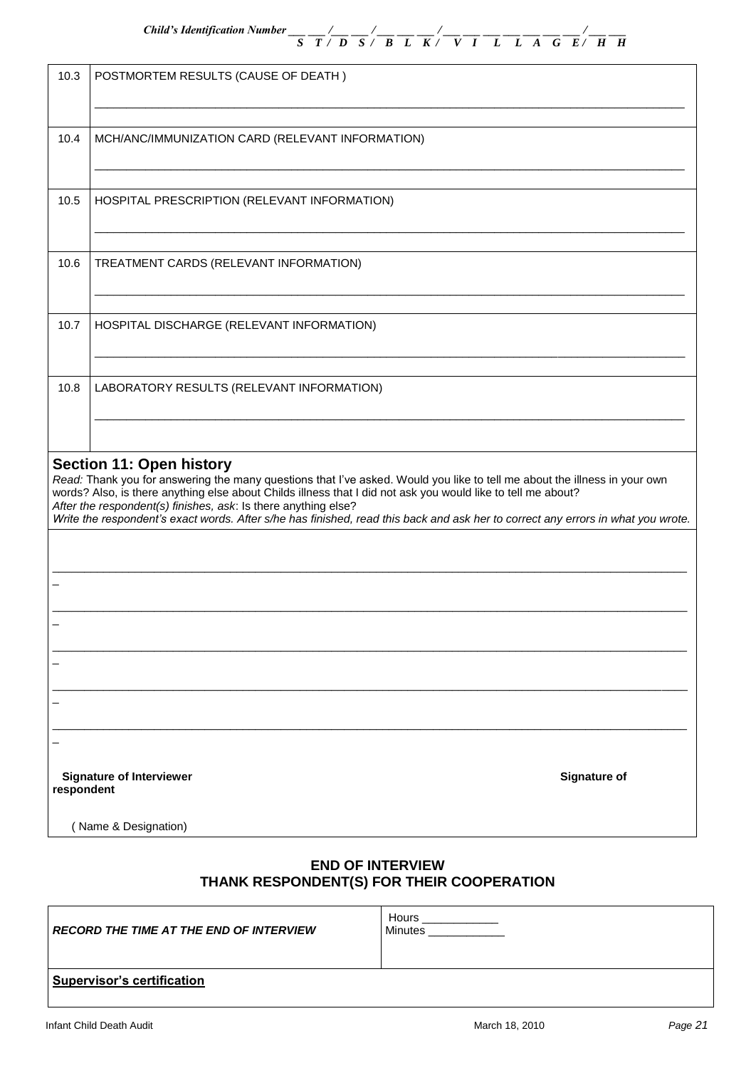*Child's Identification Number* ___ ___ / ___ ___ / ___ ___ ___ / ___ ___ ___ ___ ___ ___ ___ / ___ ___
*S T / D S / B L K / V I L L A G E / H H*

| | |
|---|---|
| 10.3 | POSTMORTEM RESULTS (CAUSE OF DEATH )<br><br>______________________________________________ |
| 10.4 | MCH/ANC/IMMUNIZATION CARD (RELEVANT INFORMATION)<br><br>______________________________________________ |
| 10.5 | HOSPITAL PRESCRIPTION (RELEVANT INFORMATION)<br><br>______________________________________________ |
| 10.6 | TREATMENT CARDS (RELEVANT INFORMATION)<br><br>______________________________________________ |
| 10.7 | HOSPITAL DISCHARGE (RELEVANT INFORMATION)<br><br>______________________________________________ |
| 10.8 | LABORATORY RESULTS (RELEVANT INFORMATION)<br><br>______________________________________________ |

## Section 11: Open history

*Read:* Thank you for answering the many questions that I've asked. Would you like to tell me about the illness in your own words? Also, is there anything else about Childs illness that I did not ask you would like to tell me about?
*After the respondent(s) finishes, ask*: Is there anything else?
*Write the respondent's exact words. After s/he has finished, read this back and ask her to correct any errors in what you wrote.*

______________________________________________________________________________________________

______________________________________________________________________________________________

______________________________________________________________________________________________

______________________________________________________________________________________________

______________________________________________________________________________________________

**Signature of Interviewer** **Signature of respondent**

( Name & Designation)

## END OF INTERVIEW
## THANK RESPONDENT(S) FOR THEIR COOPERATION

| | |
|---|---|
| ***RECORD THE TIME AT THE END OF INTERVIEW*** | Hours ____________<br>Minutes ____________ |
| **Supervisor's certification** | |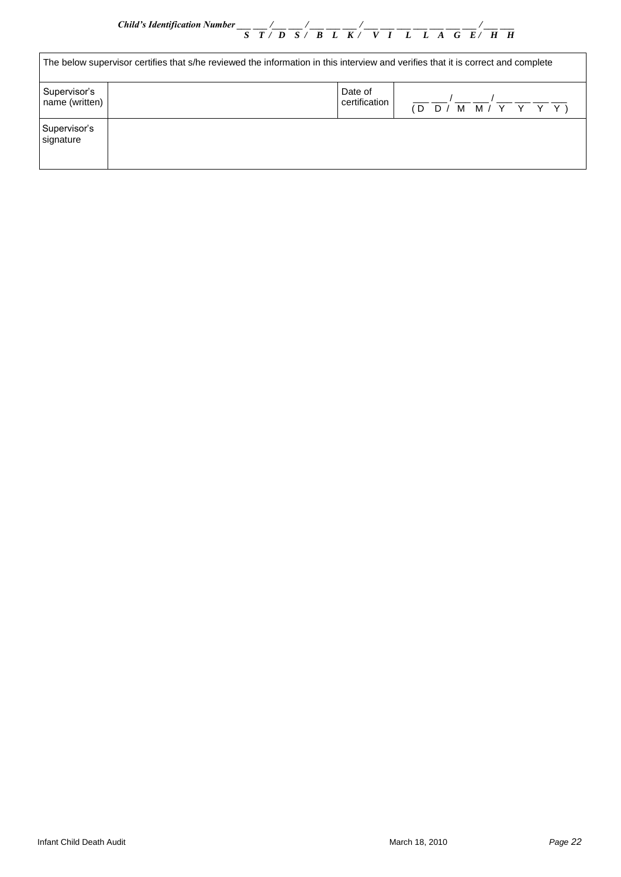***Child's Identification Number*** ___ ___ / ___ ___ / ___ ___ ___ / ___ ___ ___ ___ ___ ___ ___ / ___ ___
*S T / D S / B L K / V I L L A G E / H H*

| | | | |
|---|---|---|---|
| The below supervisor certifies that s/he reviewed the information in this interview and verifies that it is correct and complete | | | |
| Supervisor's name (written) | | Date of certification | ___ ___ / ___ ___ / ___ ___ ___ ___ (D D / M M / Y Y Y Y) |
| Supervisor's signature | | | |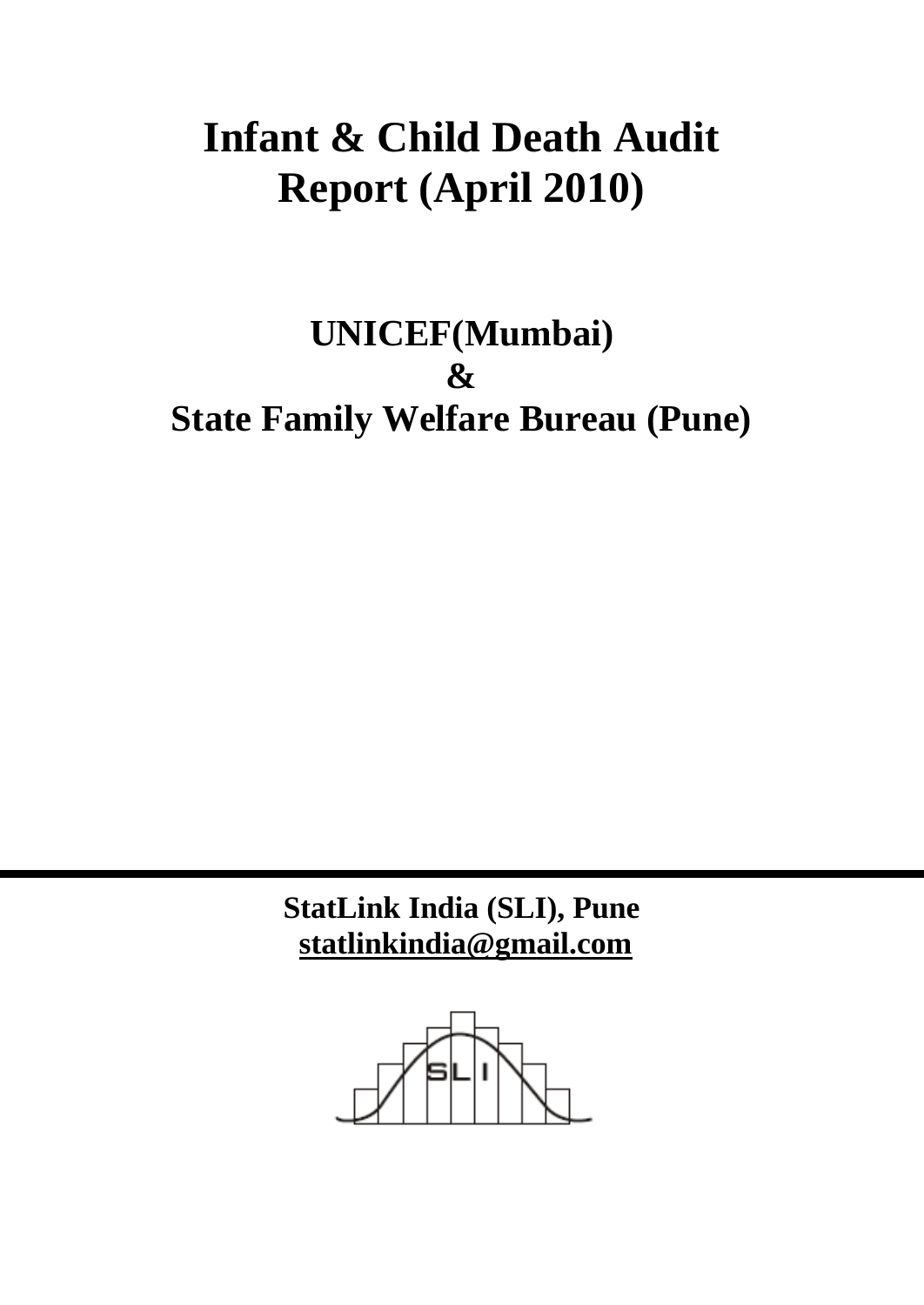# Infant & Child Death Audit Report (April 2010)

## UNICEF(Mumbai)
## &
## State Family Welfare Bureau (Pune)

**StatLink India (SLI), Pune**
**statlinkindia@gmail.com**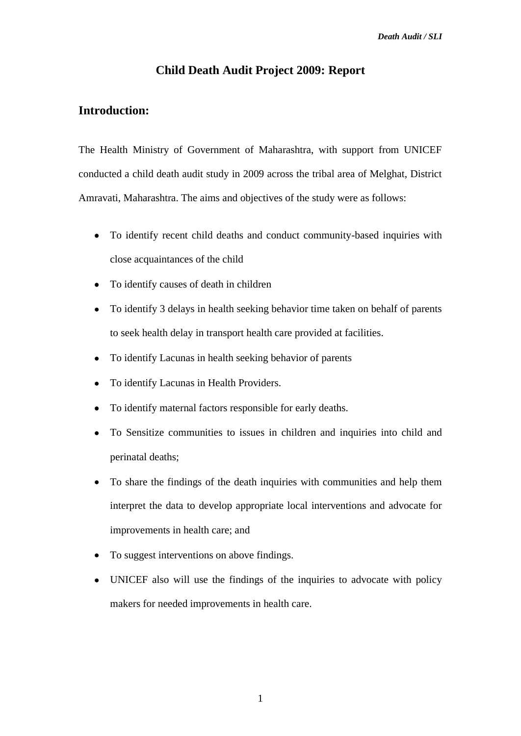# Child Death Audit Project 2009: Report

## Introduction:

The Health Ministry of Government of Maharashtra, with support from UNICEF conducted a child death audit study in 2009 across the tribal area of Melghat, District Amravati, Maharashtra. The aims and objectives of the study were as follows:

- To identify recent child deaths and conduct community-based inquiries with close acquaintances of the child
- To identify causes of death in children
- To identify 3 delays in health seeking behavior time taken on behalf of parents to seek health delay in transport health care provided at facilities.
- To identify Lacunas in health seeking behavior of parents
- To identify Lacunas in Health Providers.
- To identify maternal factors responsible for early deaths.
- To Sensitize communities to issues in children and inquiries into child and perinatal deaths;
- To share the findings of the death inquiries with communities and help them interpret the data to develop appropriate local interventions and advocate for improvements in health care; and
- To suggest interventions on above findings.
- UNICEF also will use the findings of the inquiries to advocate with policy makers for needed improvements in health care.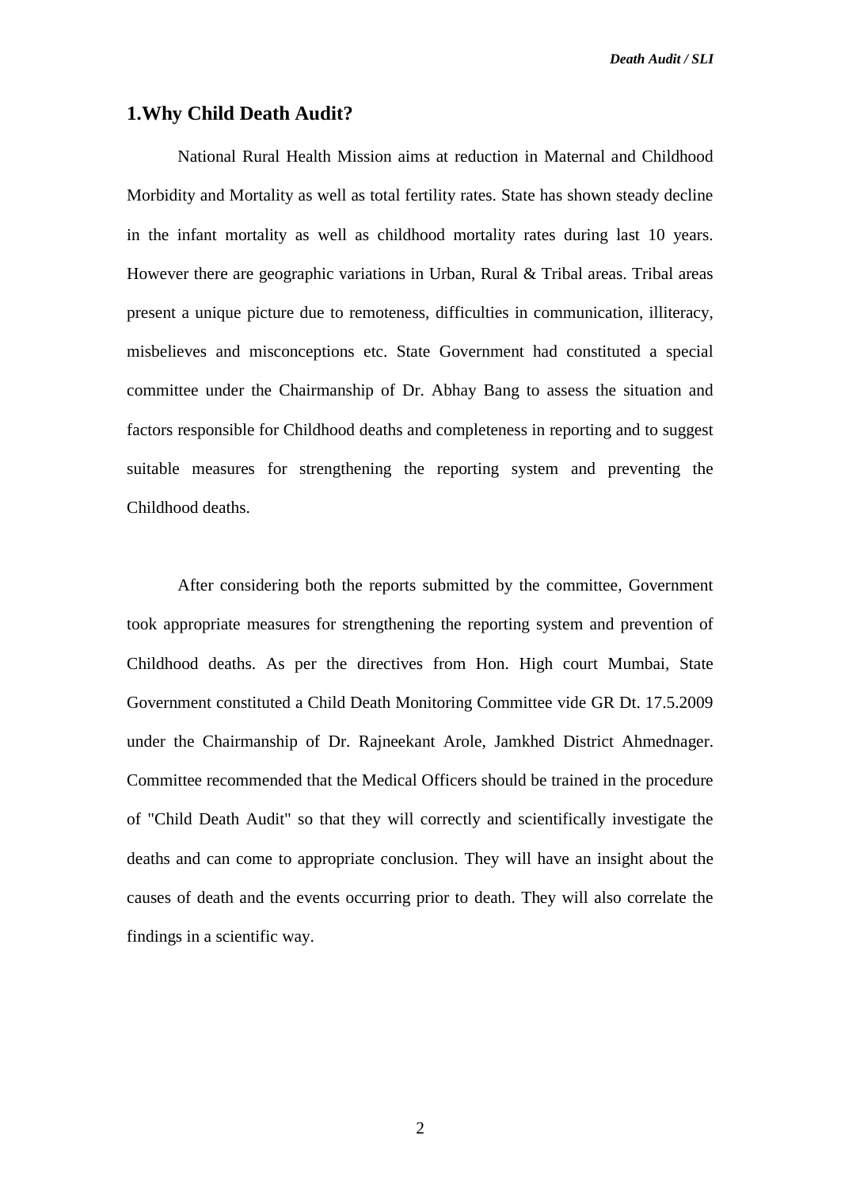# 1. Why Child Death Audit?

National Rural Health Mission aims at reduction in Maternal and Childhood Morbidity and Mortality as well as total fertility rates. State has shown steady decline in the infant mortality as well as childhood mortality rates during last 10 years. However there are geographic variations in Urban, Rural & Tribal areas. Tribal areas present a unique picture due to remoteness, difficulties in communication, illiteracy, misbelieves and misconceptions etc. State Government had constituted a special committee under the Chairmanship of Dr. Abhay Bang to assess the situation and factors responsible for Childhood deaths and completeness in reporting and to suggest suitable measures for strengthening the reporting system and preventing the Childhood deaths.

After considering both the reports submitted by the committee, Government took appropriate measures for strengthening the reporting system and prevention of Childhood deaths. As per the directives from Hon. High court Mumbai, State Government constituted a Child Death Monitoring Committee vide GR Dt. 17.5.2009 under the Chairmanship of Dr. Rajneekant Arole, Jamkhed District Ahmednager. Committee recommended that the Medical Officers should be trained in the procedure of "Child Death Audit" so that they will correctly and scientifically investigate the deaths and can come to appropriate conclusion. They will have an insight about the causes of death and the events occurring prior to death. They will also correlate the findings in a scientific way.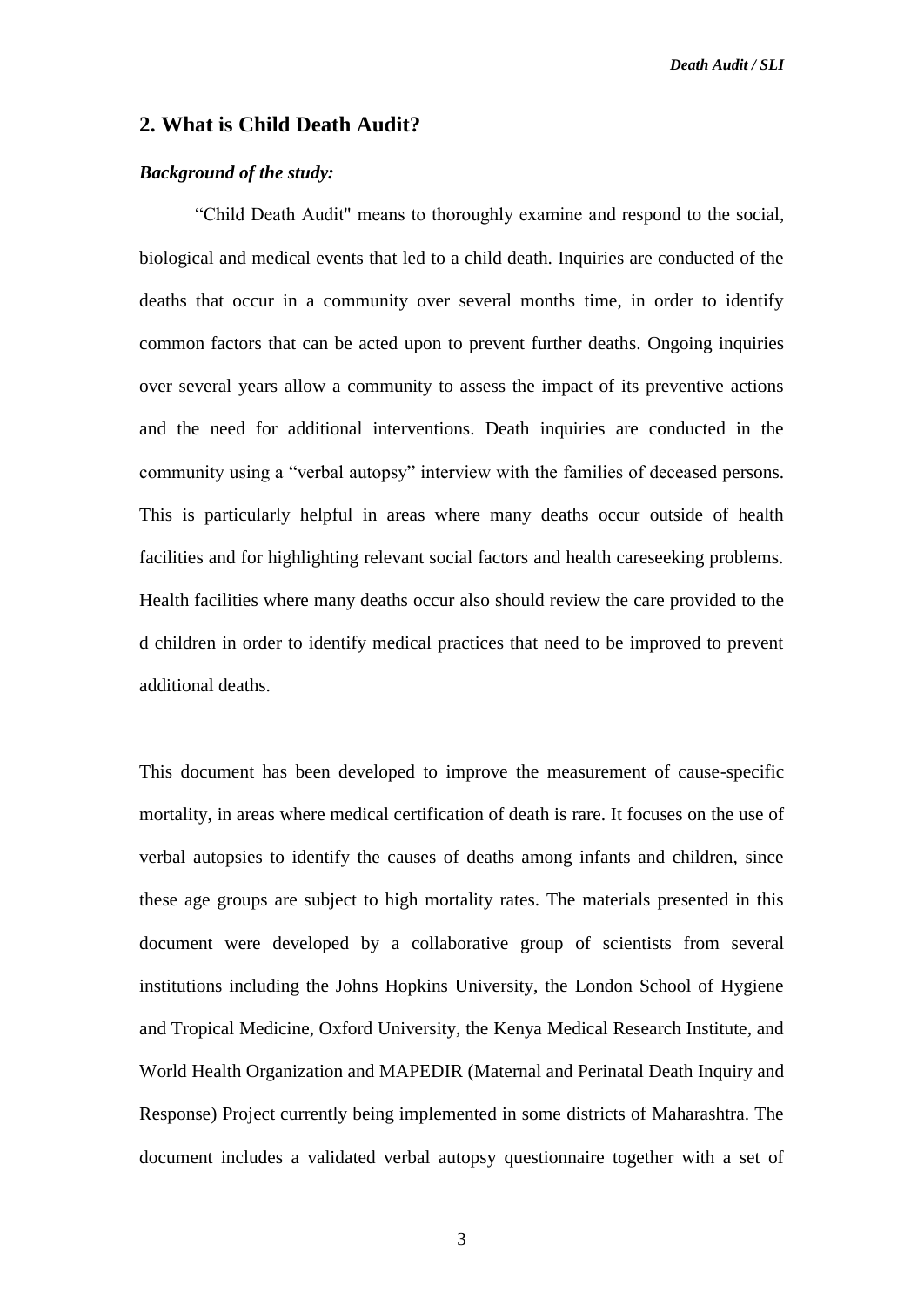## 2. What is Child Death Audit?

***Background of the study:***

"Child Death Audit" means to thoroughly examine and respond to the social, biological and medical events that led to a child death. Inquiries are conducted of the deaths that occur in a community over several months time, in order to identify common factors that can be acted upon to prevent further deaths. Ongoing inquiries over several years allow a community to assess the impact of its preventive actions and the need for additional interventions. Death inquiries are conducted in the community using a "verbal autopsy" interview with the families of deceased persons. This is particularly helpful in areas where many deaths occur outside of health facilities and for highlighting relevant social factors and health careseeking problems. Health facilities where many deaths occur also should review the care provided to the d children in order to identify medical practices that need to be improved to prevent additional deaths.

This document has been developed to improve the measurement of cause-specific mortality, in areas where medical certification of death is rare. It focuses on the use of verbal autopsies to identify the causes of deaths among infants and children, since these age groups are subject to high mortality rates. The materials presented in this document were developed by a collaborative group of scientists from several institutions including the Johns Hopkins University, the London School of Hygiene and Tropical Medicine, Oxford University, the Kenya Medical Research Institute, and World Health Organization and MAPEDIR (Maternal and Perinatal Death Inquiry and Response) Project currently being implemented in some districts of Maharashtra. The document includes a validated verbal autopsy questionnaire together with a set of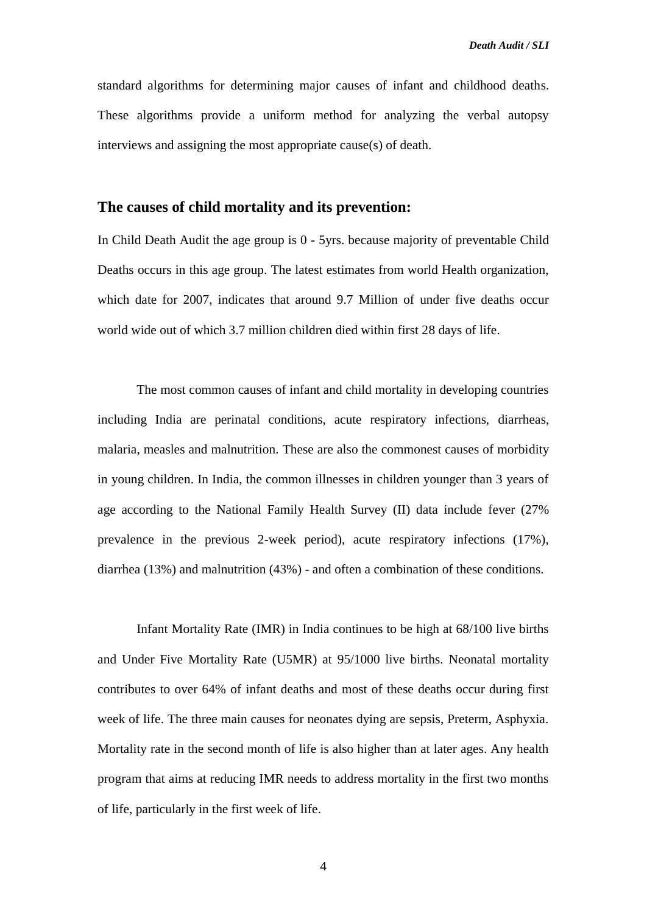standard algorithms for determining major causes of infant and childhood deaths. These algorithms provide a uniform method for analyzing the verbal autopsy interviews and assigning the most appropriate cause(s) of death.

## The causes of child mortality and its prevention:

In Child Death Audit the age group is 0 - 5yrs. because majority of preventable Child Deaths occurs in this age group. The latest estimates from world Health organization, which date for 2007, indicates that around 9.7 Million of under five deaths occur world wide out of which 3.7 million children died within first 28 days of life.

The most common causes of infant and child mortality in developing countries including India are perinatal conditions, acute respiratory infections, diarrheas, malaria, measles and malnutrition. These are also the commonest causes of morbidity in young children. In India, the common illnesses in children younger than 3 years of age according to the National Family Health Survey (II) data include fever (27% prevalence in the previous 2-week period), acute respiratory infections (17%), diarrhea (13%) and malnutrition (43%) - and often a combination of these conditions.

Infant Mortality Rate (IMR) in India continues to be high at 68/100 live births and Under Five Mortality Rate (U5MR) at 95/1000 live births. Neonatal mortality contributes to over 64% of infant deaths and most of these deaths occur during first week of life. The three main causes for neonates dying are sepsis, Preterm, Asphyxia. Mortality rate in the second month of life is also higher than at later ages. Any health program that aims at reducing IMR needs to address mortality in the first two months of life, particularly in the first week of life.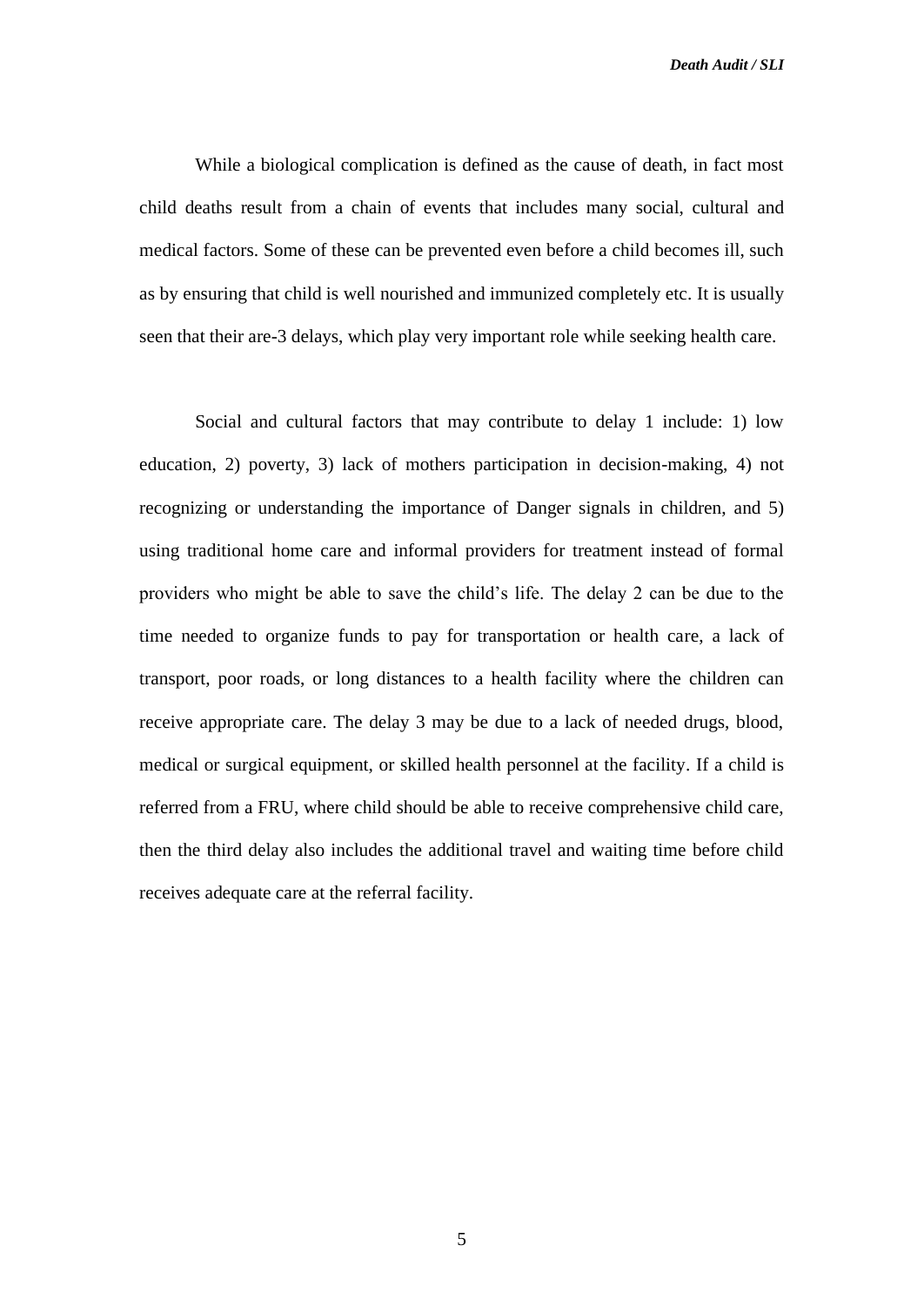While a biological complication is defined as the cause of death, in fact most child deaths result from a chain of events that includes many social, cultural and medical factors. Some of these can be prevented even before a child becomes ill, such as by ensuring that child is well nourished and immunized completely etc. It is usually seen that their are-3 delays, which play very important role while seeking health care.

Social and cultural factors that may contribute to delay 1 include: 1) low education, 2) poverty, 3) lack of mothers participation in decision-making, 4) not recognizing or understanding the importance of Danger signals in children, and 5) using traditional home care and informal providers for treatment instead of formal providers who might be able to save the child's life. The delay 2 can be due to the time needed to organize funds to pay for transportation or health care, a lack of transport, poor roads, or long distances to a health facility where the children can receive appropriate care. The delay 3 may be due to a lack of needed drugs, blood, medical or surgical equipment, or skilled health personnel at the facility. If a child is referred from a FRU, where child should be able to receive comprehensive child care, then the third delay also includes the additional travel and waiting time before child receives adequate care at the referral facility.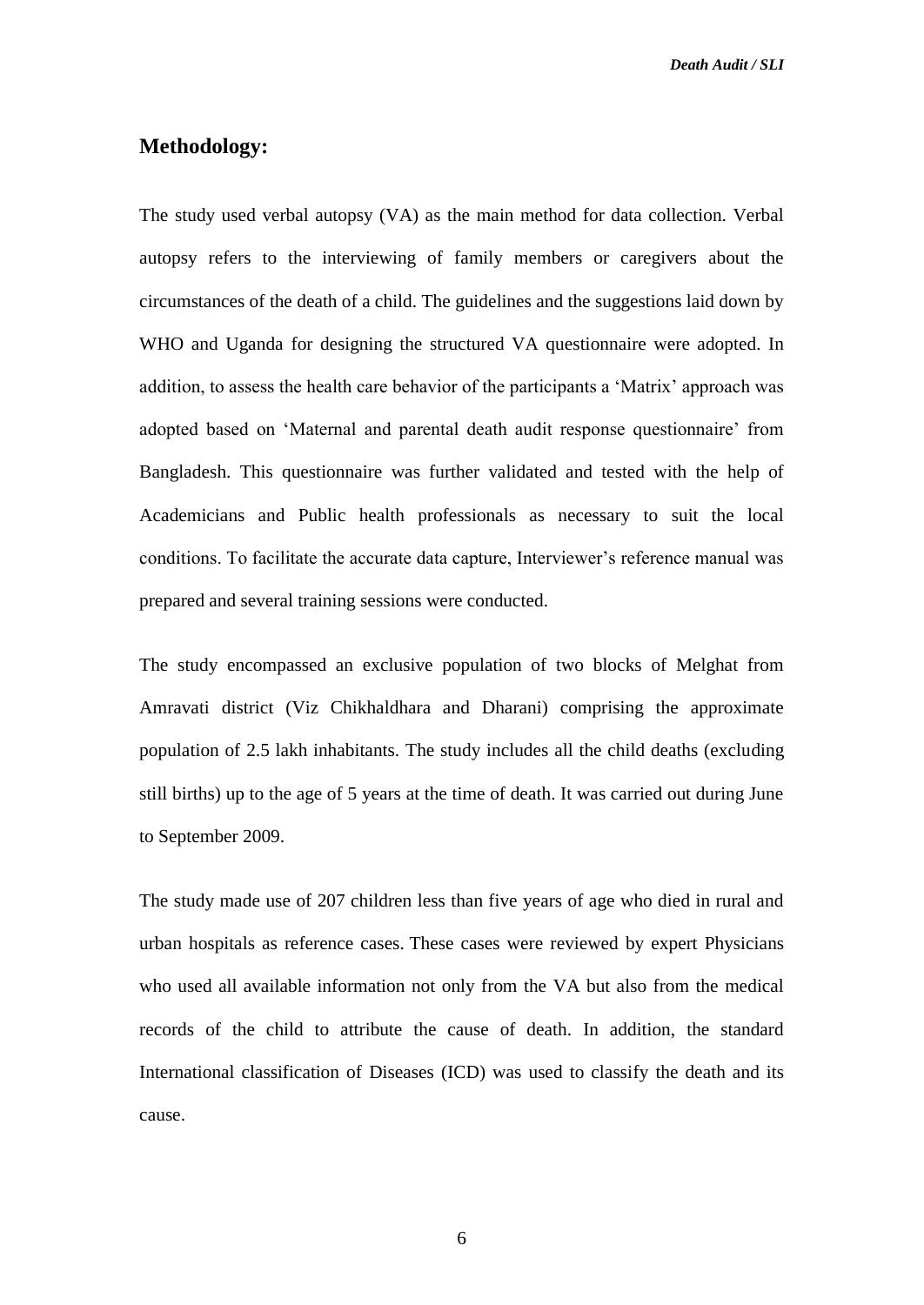## Methodology:

The study used verbal autopsy (VA) as the main method for data collection. Verbal autopsy refers to the interviewing of family members or caregivers about the circumstances of the death of a child. The guidelines and the suggestions laid down by WHO and Uganda for designing the structured VA questionnaire were adopted. In addition, to assess the health care behavior of the participants a 'Matrix' approach was adopted based on 'Maternal and parental death audit response questionnaire' from Bangladesh. This questionnaire was further validated and tested with the help of Academicians and Public health professionals as necessary to suit the local conditions. To facilitate the accurate data capture, Interviewer's reference manual was prepared and several training sessions were conducted.

The study encompassed an exclusive population of two blocks of Melghat from Amravati district (Viz Chikhaldhara and Dharani) comprising the approximate population of 2.5 lakh inhabitants. The study includes all the child deaths (excluding still births) up to the age of 5 years at the time of death. It was carried out during June to September 2009.

The study made use of 207 children less than five years of age who died in rural and urban hospitals as reference cases. These cases were reviewed by expert Physicians who used all available information not only from the VA but also from the medical records of the child to attribute the cause of death. In addition, the standard International classification of Diseases (ICD) was used to classify the death and its cause.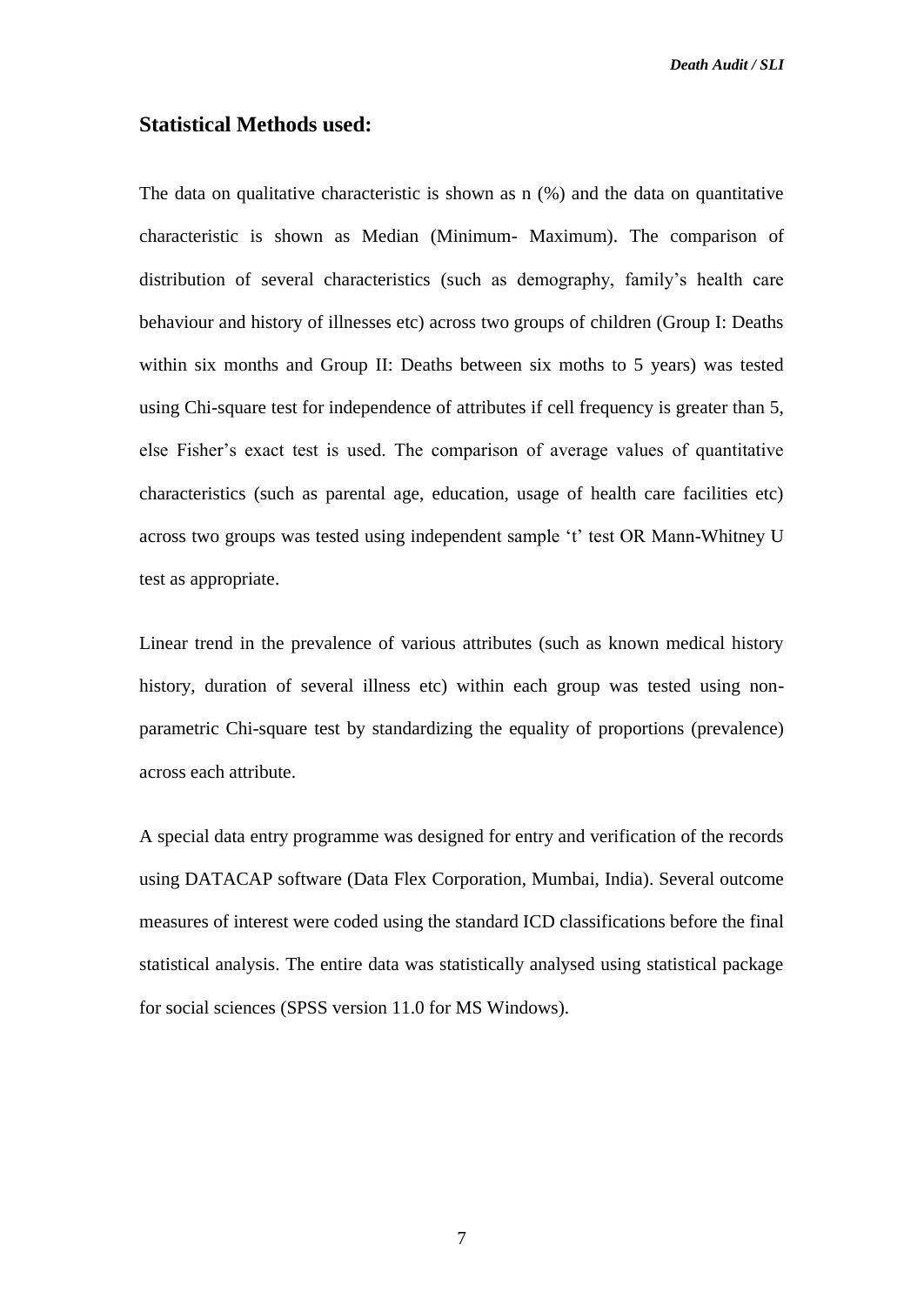## Statistical Methods used:

The data on qualitative characteristic is shown as n (%) and the data on quantitative characteristic is shown as Median (Minimum- Maximum). The comparison of distribution of several characteristics (such as demography, family's health care behaviour and history of illnesses etc) across two groups of children (Group I: Deaths within six months and Group II: Deaths between six moths to 5 years) was tested using Chi-square test for independence of attributes if cell frequency is greater than 5, else Fisher's exact test is used. The comparison of average values of quantitative characteristics (such as parental age, education, usage of health care facilities etc) across two groups was tested using independent sample 't' test OR Mann-Whitney U test as appropriate.

Linear trend in the prevalence of various attributes (such as known medical history history, duration of several illness etc) within each group was tested using non-parametric Chi-square test by standardizing the equality of proportions (prevalence) across each attribute.

A special data entry programme was designed for entry and verification of the records using DATACAP software (Data Flex Corporation, Mumbai, India). Several outcome measures of interest were coded using the standard ICD classifications before the final statistical analysis. The entire data was statistically analysed using statistical package for social sciences (SPSS version 11.0 for MS Windows).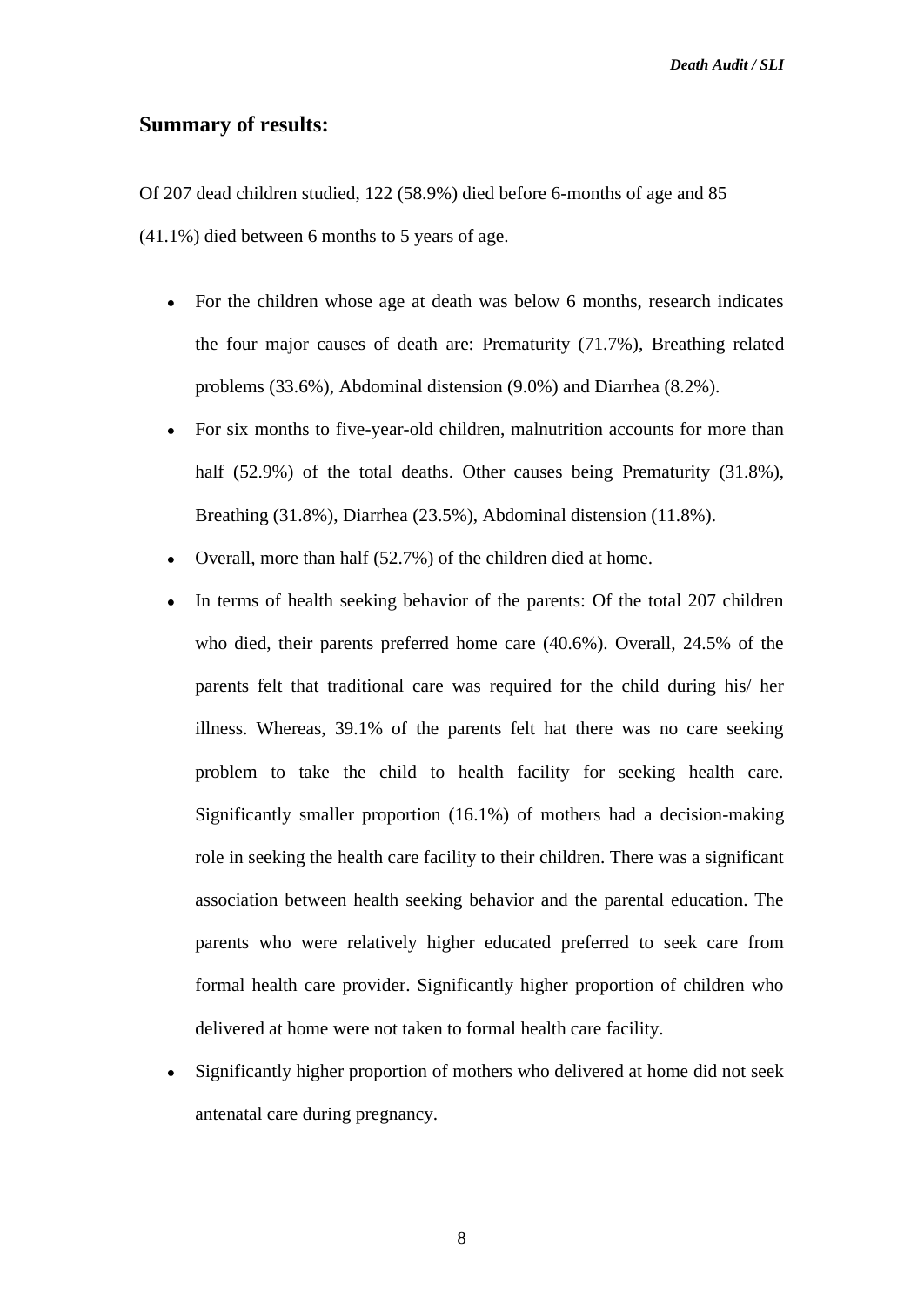## Summary of results:

Of 207 dead children studied, 122 (58.9%) died before 6-months of age and 85 (41.1%) died between 6 months to 5 years of age.

- For the children whose age at death was below 6 months, research indicates the four major causes of death are: Prematurity (71.7%), Breathing related problems (33.6%), Abdominal distension (9.0%) and Diarrhea (8.2%).
- For six months to five-year-old children, malnutrition accounts for more than half (52.9%) of the total deaths. Other causes being Prematurity (31.8%), Breathing (31.8%), Diarrhea (23.5%), Abdominal distension (11.8%).
- Overall, more than half (52.7%) of the children died at home.
- In terms of health seeking behavior of the parents: Of the total 207 children who died, their parents preferred home care (40.6%). Overall, 24.5% of the parents felt that traditional care was required for the child during his/ her illness. Whereas, 39.1% of the parents felt hat there was no care seeking problem to take the child to health facility for seeking health care. Significantly smaller proportion (16.1%) of mothers had a decision-making role in seeking the health care facility to their children. There was a significant association between health seeking behavior and the parental education. The parents who were relatively higher educated preferred to seek care from formal health care provider. Significantly higher proportion of children who delivered at home were not taken to formal health care facility.
- Significantly higher proportion of mothers who delivered at home did not seek antenatal care during pregnancy.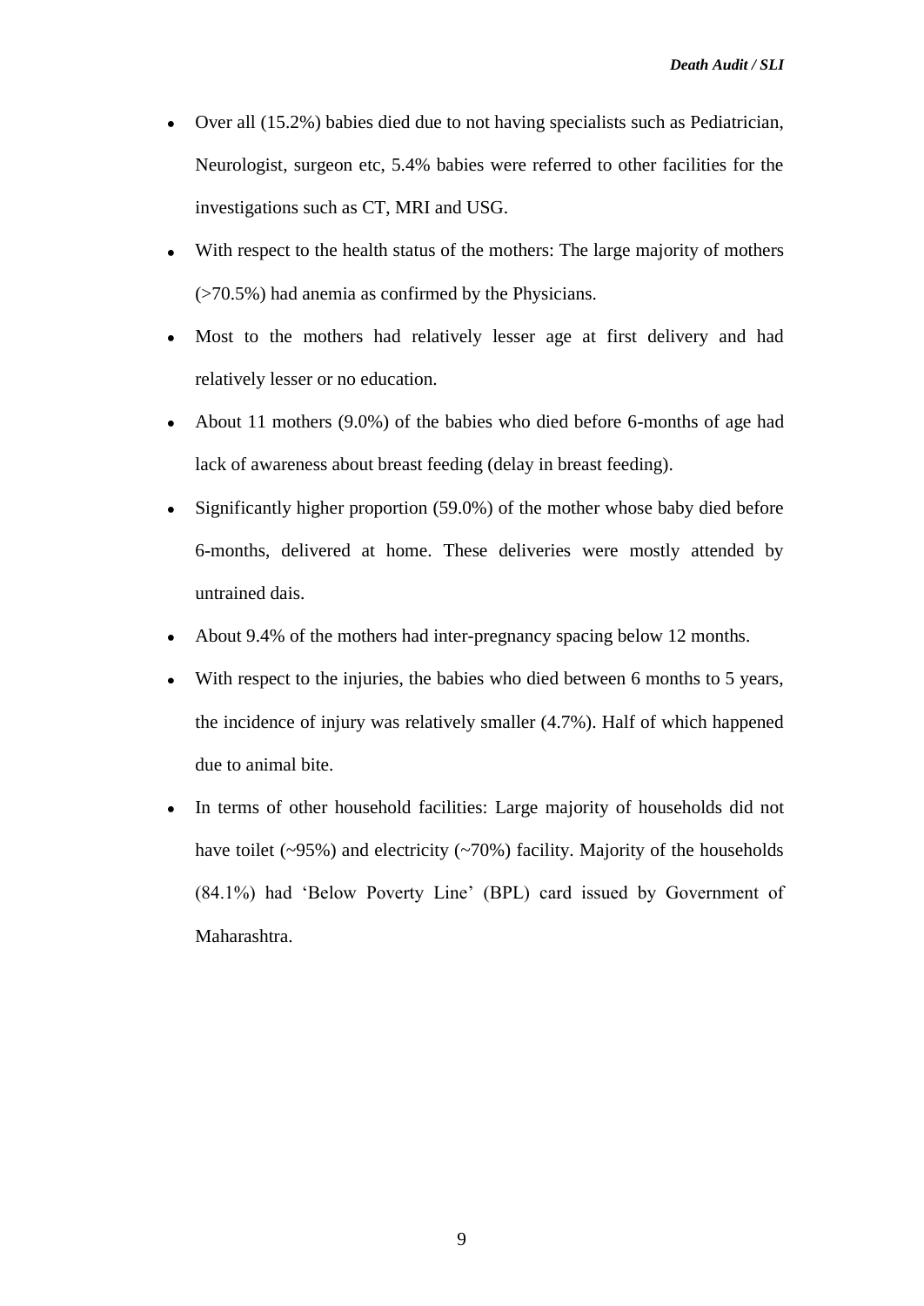- Over all (15.2%) babies died due to not having specialists such as Pediatrician, Neurologist, surgeon etc, 5.4% babies were referred to other facilities for the investigations such as CT, MRI and USG.
- With respect to the health status of the mothers: The large majority of mothers (>70.5%) had anemia as confirmed by the Physicians.
- Most to the mothers had relatively lesser age at first delivery and had relatively lesser or no education.
- About 11 mothers (9.0%) of the babies who died before 6-months of age had lack of awareness about breast feeding (delay in breast feeding).
- Significantly higher proportion (59.0%) of the mother whose baby died before 6-months, delivered at home. These deliveries were mostly attended by untrained dais.
- About 9.4% of the mothers had inter-pregnancy spacing below 12 months.
- With respect to the injuries, the babies who died between 6 months to 5 years, the incidence of injury was relatively smaller (4.7%). Half of which happened due to animal bite.
- In terms of other household facilities: Large majority of households did not have toilet (~95%) and electricity (~70%) facility. Majority of the households (84.1%) had 'Below Poverty Line' (BPL) card issued by Government of Maharashtra.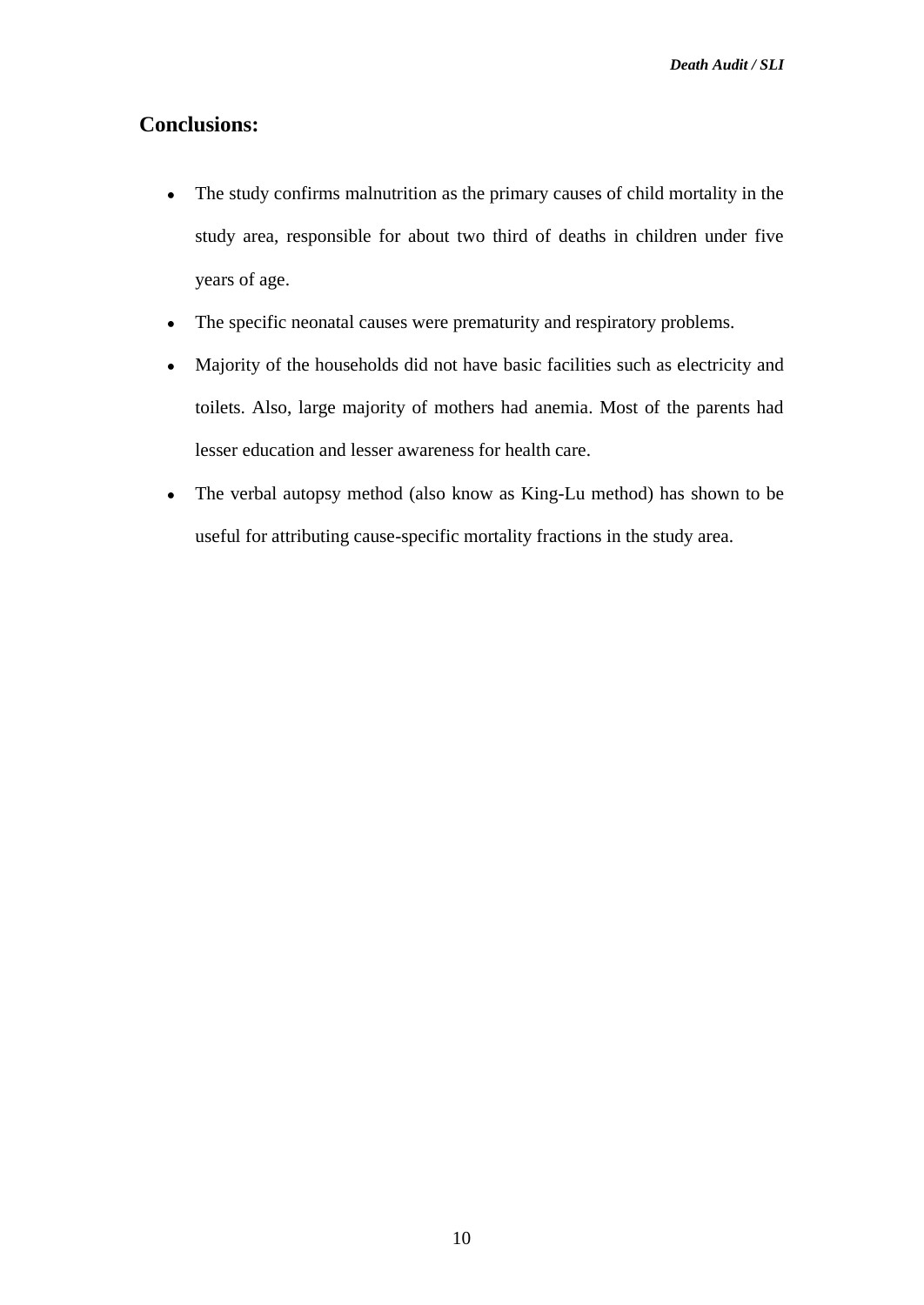## Conclusions:

- The study confirms malnutrition as the primary causes of child mortality in the study area, responsible for about two third of deaths in children under five years of age.
- The specific neonatal causes were prematurity and respiratory problems.
- Majority of the households did not have basic facilities such as electricity and toilets. Also, large majority of mothers had anemia. Most of the parents had lesser education and lesser awareness for health care.
- The verbal autopsy method (also know as King-Lu method) has shown to be useful for attributing cause-specific mortality fractions in the study area.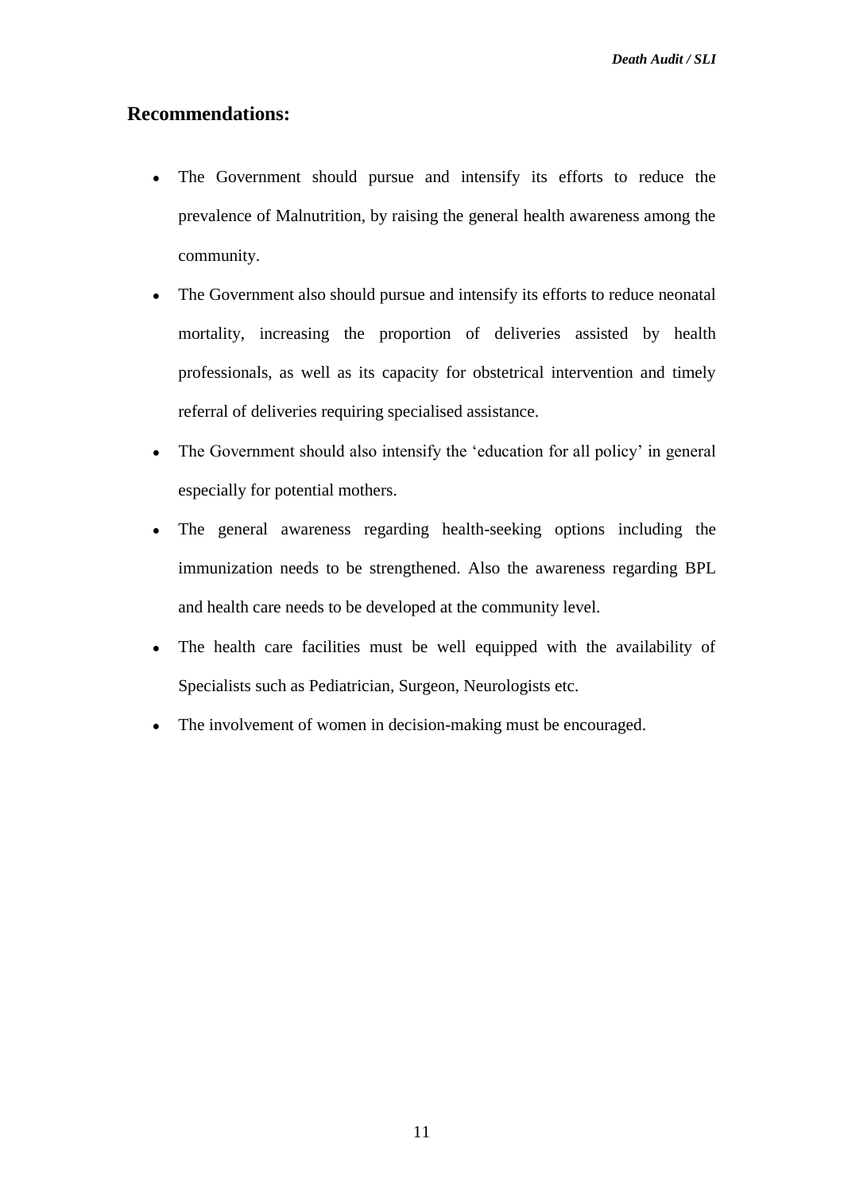## Recommendations:

- The Government should pursue and intensify its efforts to reduce the prevalence of Malnutrition, by raising the general health awareness among the community.
- The Government also should pursue and intensify its efforts to reduce neonatal mortality, increasing the proportion of deliveries assisted by health professionals, as well as its capacity for obstetrical intervention and timely referral of deliveries requiring specialised assistance.
- The Government should also intensify the 'education for all policy' in general especially for potential mothers.
- The general awareness regarding health-seeking options including the immunization needs to be strengthened. Also the awareness regarding BPL and health care needs to be developed at the community level.
- The health care facilities must be well equipped with the availability of Specialists such as Pediatrician, Surgeon, Neurologists etc.
- The involvement of women in decision-making must be encouraged.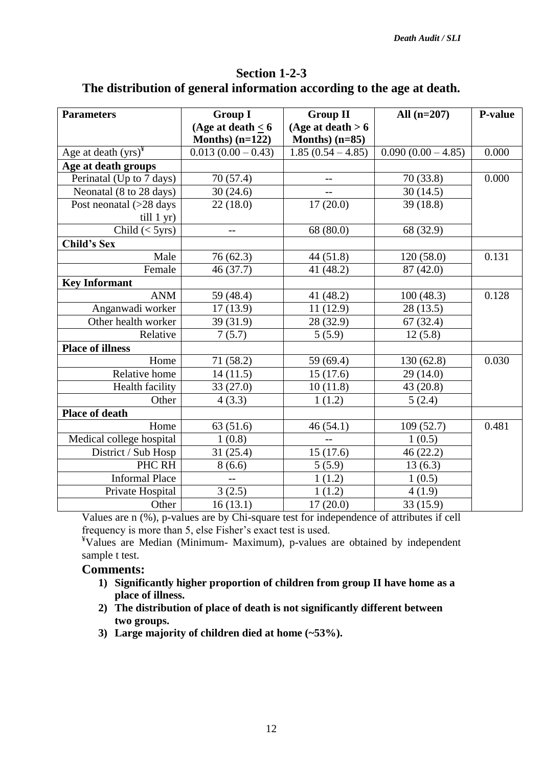## Section 1-2-3

## The distribution of general information according to the age at death.

| Parameters | Group I (Age at death ≤ 6 Months) (n=122) | Group II (Age at death > 6 Months) (n=85) | All (n=207) | P-value |
|---|---|---|---|---|
| Age at death (yrs)[¥] | 0.013 (0.00 – 0.43) | 1.85 (0.54 – 4.85) | 0.090 (0.00 – 4.85) | 0.000 |
| **Age at death groups** | | | | |
| Perinatal (Up to 7 days) | 70 (57.4) | -- | 70 (33.8) | 0.000 |
| Neonatal (8 to 28 days) | 30 (24.6) | -- | 30 (14.5) | |
| Post neonatal (>28 days till 1 yr) | 22 (18.0) | 17 (20.0) | 39 (18.8) | |
| Child (< 5yrs) | -- | 68 (80.0) | 68 (32.9) | |
| **Child's Sex** | | | | |
| Male | 76 (62.3) | 44 (51.8) | 120 (58.0) | 0.131 |
| Female | 46 (37.7) | 41 (48.2) | 87 (42.0) | |
| **Key Informant** | | | | |
| ANM | 59 (48.4) | 41 (48.2) | 100 (48.3) | 0.128 |
| Anganwadi worker | 17 (13.9) | 11 (12.9) | 28 (13.5) | |
| Other health worker | 39 (31.9) | 28 (32.9) | 67 (32.4) | |
| Relative | 7 (5.7) | 5 (5.9) | 12 (5.8) | |
| **Place of illness** | | | | |
| Home | 71 (58.2) | 59 (69.4) | 130 (62.8) | 0.030 |
| Relative home | 14 (11.5) | 15 (17.6) | 29 (14.0) | |
| Health facility | 33 (27.0) | 10 (11.8) | 43 (20.8) | |
| Other | 4 (3.3) | 1 (1.2) | 5 (2.4) | |
| **Place of death** | | | | |
| Home | 63 (51.6) | 46 (54.1) | 109 (52.7) | 0.481 |
| Medical college hospital | 1 (0.8) | -- | 1 (0.5) | |
| District / Sub Hosp | 31 (25.4) | 15 (17.6) | 46 (22.2) | |
| PHC RH | 8 (6.6) | 5 (5.9) | 13 (6.3) | |
| Informal Place | -- | 1 (1.2) | 1 (0.5) | |
| Private Hospital | 3 (2.5) | 1 (1.2) | 4 (1.9) | |
| Other | 16 (13.1) | 17 (20.0) | 33 (15.9) | |

Values are n (%), p-values are by Chi-square test for independence of attributes if cell frequency is more than 5, else Fisher's exact test is used.

[¥]Values are Median (Minimum- Maximum), p-values are obtained by independent sample t test.

### Comments:

1) **Significantly higher proportion of children from group II have home as a place of illness.**
2) **The distribution of place of death is not significantly different between two groups.**
3) **Large majority of children died at home (~53%).**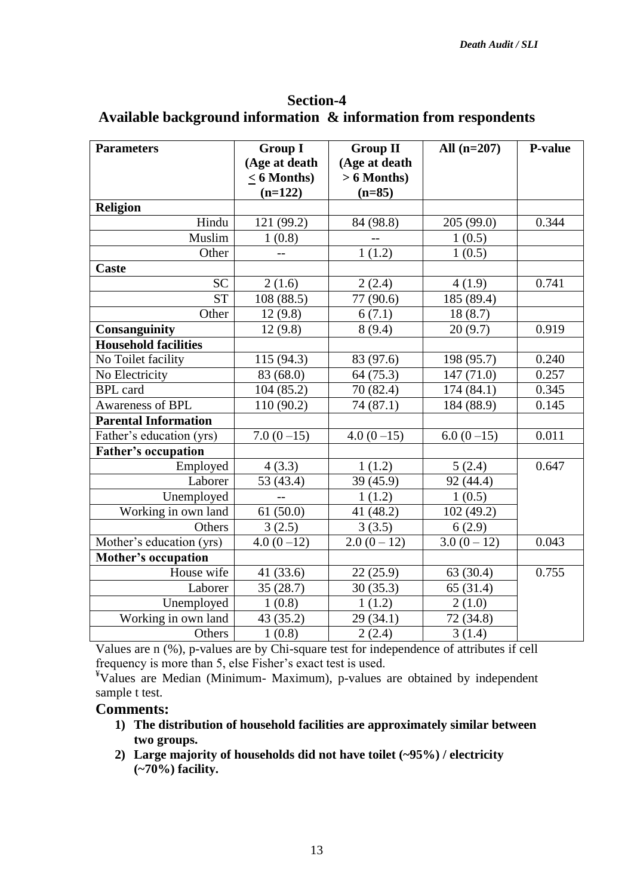## Section-4

## Available background information & information from respondents

| Parameters | Group I (Age at death ≤ 6 Months) (n=122) | Group II (Age at death > 6 Months) (n=85) | All (n=207) | P-value |
|---|---|---|---|---|
| **Religion** | | | | |
| Hindu | 121 (99.2) | 84 (98.8) | 205 (99.0) | 0.344 |
| Muslim | 1 (0.8) | -- | 1 (0.5) | |
| Other | -- | 1 (1.2) | 1 (0.5) | |
| **Caste** | | | | |
| SC | 2 (1.6) | 2 (2.4) | 4 (1.9) | 0.741 |
| ST | 108 (88.5) | 77 (90.6) | 185 (89.4) | |
| Other | 12 (9.8) | 6 (7.1) | 18 (8.7) | |
| **Consanguinity** | 12 (9.8) | 8 (9.4) | 20 (9.7) | 0.919 |
| **Household facilities** | | | | |
| No Toilet facility | 115 (94.3) | 83 (97.6) | 198 (95.7) | 0.240 |
| No Electricity | 83 (68.0) | 64 (75.3) | 147 (71.0) | 0.257 |
| BPL card | 104 (85.2) | 70 (82.4) | 174 (84.1) | 0.345 |
| Awareness of BPL | 110 (90.2) | 74 (87.1) | 184 (88.9) | 0.145 |
| **Parental Information** | | | | |
| Father's education (yrs) | 7.0 (0 –15) | 4.0 (0 –15) | 6.0 (0 –15) | 0.011 |
| **Father's occupation** | | | | |
| Employed | 4 (3.3) | 1 (1.2) | 5 (2.4) | 0.647 |
| Laborer | 53 (43.4) | 39 (45.9) | 92 (44.4) | |
| Unemployed | -- | 1 (1.2) | 1 (0.5) | |
| Working in own land | 61 (50.0) | 41 (48.2) | 102 (49.2) | |
| Others | 3 (2.5) | 3 (3.5) | 6 (2.9) | |
| Mother's education (yrs) | 4.0 (0 –12) | 2.0 (0 – 12) | 3.0 (0 – 12) | 0.043 |
| **Mother's occupation** | | | | |
| House wife | 41 (33.6) | 22 (25.9) | 63 (30.4) | 0.755 |
| Laborer | 35 (28.7) | 30 (35.3) | 65 (31.4) | |
| Unemployed | 1 (0.8) | 1 (1.2) | 2 (1.0) | |
| Working in own land | 43 (35.2) | 29 (34.1) | 72 (34.8) | |
| Others | 1 (0.8) | 2 (2.4) | 3 (1.4) | |

Values are n (%), p-values are by Chi-square test for independence of attributes if cell frequency is more than 5, else Fisher's exact test is used.

¥Values are Median (Minimum- Maximum), p-values are obtained by independent sample t test.

### Comments:

1) **The distribution of household facilities are approximately similar between two groups.**
2) **Large majority of households did not have toilet (~95%) / electricity (~70%) facility.**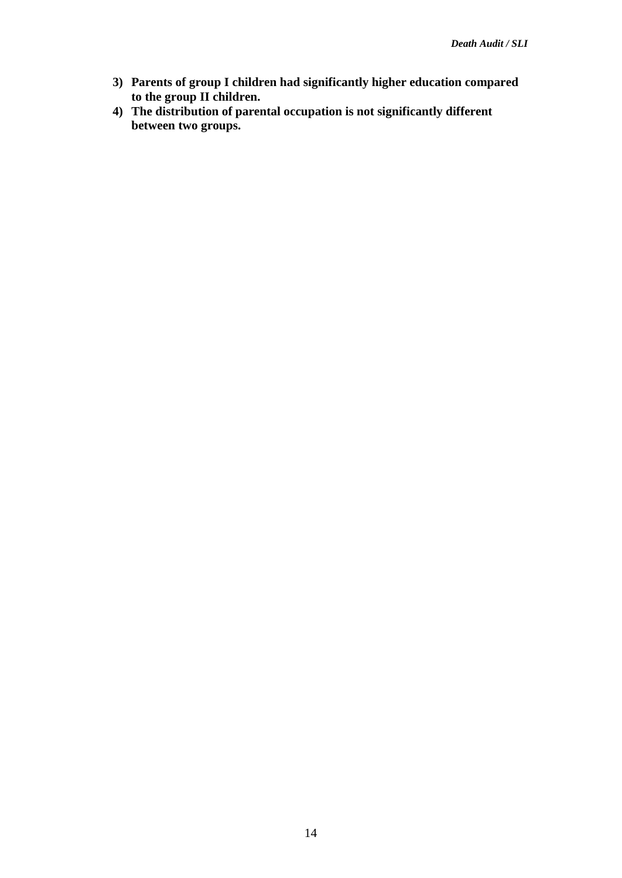3) **Parents of group I children had significantly higher education compared to the group II children.**
4) **The distribution of parental occupation is not significantly different between two groups.**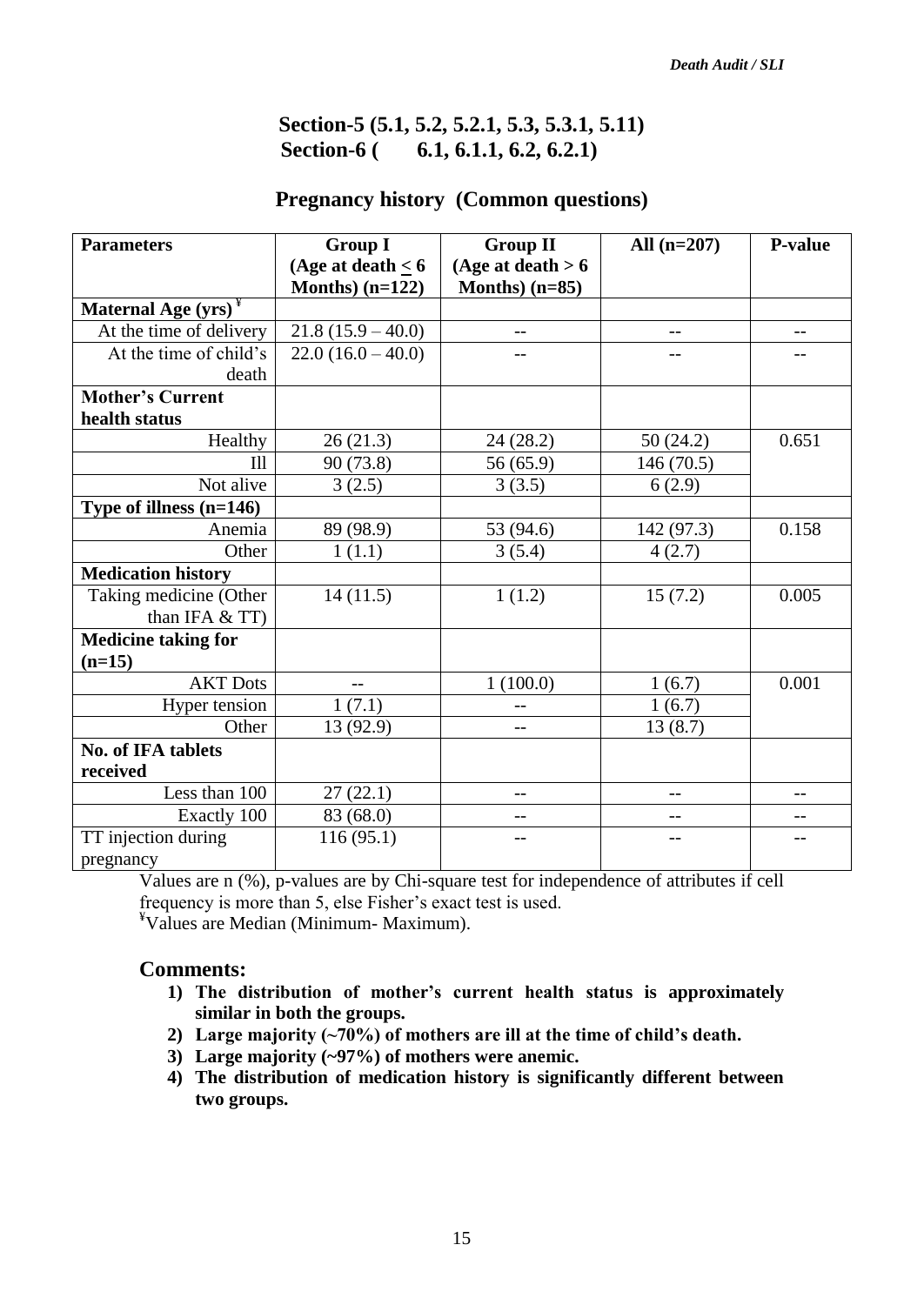**Section-5 (5.1, 5.2, 5.2.1, 5.3, 5.3.1, 5.11)**
**Section-6 ( 6.1, 6.1.1, 6.2, 6.2.1)**

## Pregnancy history (Common questions)

| Parameters | Group I (Age at death $\leq$ 6 Months) (n=122) | Group II (Age at death > 6 Months) (n=85) | All (n=207) | P-value |
|---|---|---|---|---|
| **Maternal Age (yrs)** [¥] | | | | |
| At the time of delivery | 21.8 (15.9 – 40.0) | -- | -- | -- |
| At the time of child's death | 22.0 (16.0 – 40.0) | -- | -- | -- |
| **Mother's Current health status** | | | | |
| Healthy | 26 (21.3) | 24 (28.2) | 50 (24.2) | 0.651 |
| Ill | 90 (73.8) | 56 (65.9) | 146 (70.5) | |
| Not alive | 3 (2.5) | 3 (3.5) | 6 (2.9) | |
| **Type of illness (n=146)** | | | | |
| Anemia | 89 (98.9) | 53 (94.6) | 142 (97.3) | 0.158 |
| Other | 1 (1.1) | 3 (5.4) | 4 (2.7) | |
| **Medication history** | | | | |
| Taking medicine (Other than IFA & TT) | 14 (11.5) | 1 (1.2) | 15 (7.2) | 0.005 |
| **Medicine taking for (n=15)** | | | | |
| AKT Dots | -- | 1 (100.0) | 1 (6.7) | 0.001 |
| Hyper tension | 1 (7.1) | -- | 1 (6.7) | |
| Other | 13 (92.9) | -- | 13 (8.7) | |
| **No. of IFA tablets received** | | | | |
| Less than 100 | 27 (22.1) | -- | -- | -- |
| Exactly 100 | 83 (68.0) | -- | -- | -- |
| TT injection during pregnancy | 116 (95.1) | -- | -- | -- |

Values are n (%), p-values are by Chi-square test for independence of attributes if cell frequency is more than 5, else Fisher's exact test is used.
[¥]Values are Median (Minimum- Maximum).

### Comments:

1) **The distribution of mother's current health status is approximately similar in both the groups.**
2) **Large majority (~70%) of mothers are ill at the time of child's death.**
3) **Large majority (~97%) of mothers were anemic.**
4) **The distribution of medication history is significantly different between two groups.**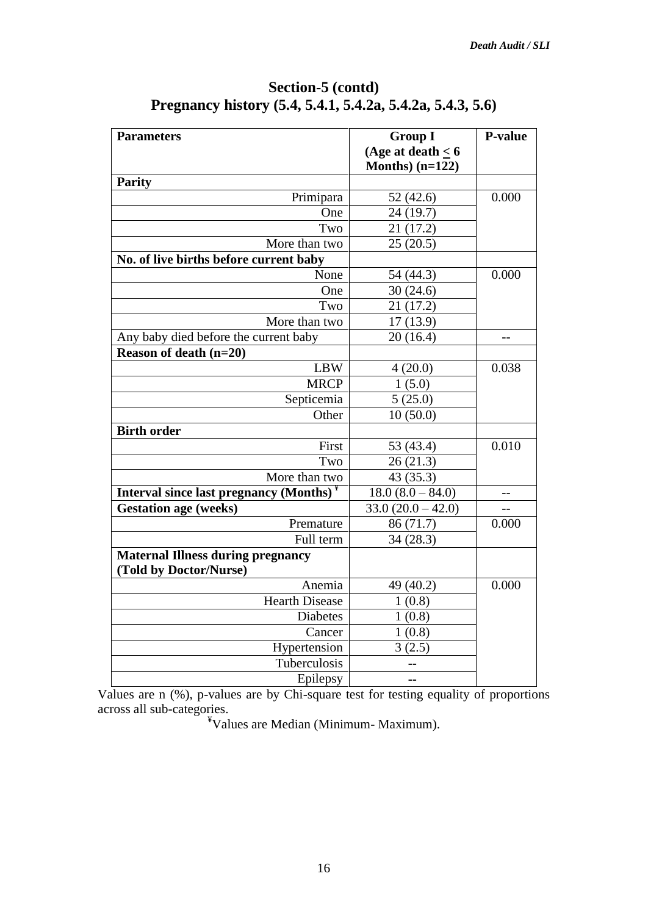## Section-5 (contd)
## Pregnancy history (5.4, 5.4.1, 5.4.2a, 5.4.2a, 5.4.3, 5.6)

| Parameters | Group I (Age at death ≤ 6 Months) (n=122) | P-value |
|---|---|---|
| **Parity** | | |
| Primipara | 52 (42.6) | 0.000 |
| One | 24 (19.7) | |
| Two | 21 (17.2) | |
| More than two | 25 (20.5) | |
| **No. of live births before current baby** | | |
| None | 54 (44.3) | 0.000 |
| One | 30 (24.6) | |
| Two | 21 (17.2) | |
| More than two | 17 (13.9) | |
| Any baby died before the current baby | 20 (16.4) | -- |
| **Reason of death (n=20)** | | |
| LBW | 4 (20.0) | 0.038 |
| MRCP | 1 (5.0) | |
| Septicemia | 5 (25.0) | |
| Other | 10 (50.0) | |
| **Birth order** | | |
| First | 53 (43.4) | 0.010 |
| Two | 26 (21.3) | |
| More than two | 43 (35.3) | |
| **Interval since last pregnancy (Months)** ¥ | 18.0 (8.0 – 84.0) | -- |
| **Gestation age (weeks)** | 33.0 (20.0 – 42.0) | -- |
| Premature | 86 (71.7) | 0.000 |
| Full term | 34 (28.3) | |
| **Maternal Illness during pregnancy (Told by Doctor/Nurse)** | | |
| Anemia | 49 (40.2) | 0.000 |
| Hearth Disease | 1 (0.8) | |
| Diabetes | 1 (0.8) | |
| Cancer | 1 (0.8) | |
| Hypertension | 3 (2.5) | |
| Tuberculosis | -- | |
| Epilepsy | -- | |

Values are n (%), p-values are by Chi-square test for testing equality of proportions across all sub-categories.

¥Values are Median (Minimum- Maximum).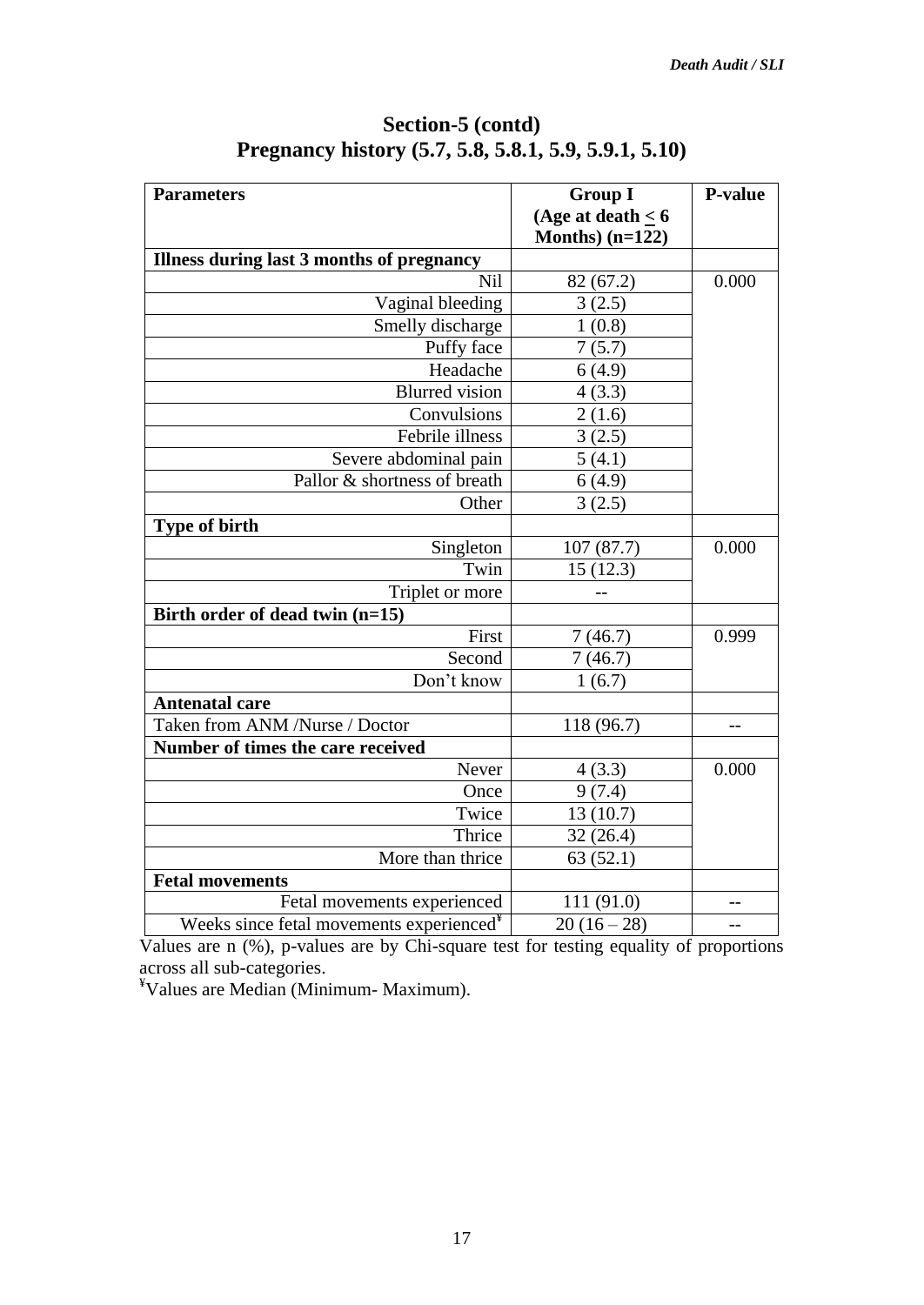## Section-5 (contd)
## Pregnancy history (5.7, 5.8, 5.8.1, 5.9, 5.9.1, 5.10)

| Parameters | Group I (Age at death $\leq$ 6 Months) (n=122) | P-value |
|---|---|---|
| **Illness during last 3 months of pregnancy** | | |
| Nil | 82 (67.2) | 0.000 |
| Vaginal bleeding | 3 (2.5) | |
| Smelly discharge | 1 (0.8) | |
| Puffy face | 7 (5.7) | |
| Headache | 6 (4.9) | |
| Blurred vision | 4 (3.3) | |
| Convulsions | 2 (1.6) | |
| Febrile illness | 3 (2.5) | |
| Severe abdominal pain | 5 (4.1) | |
| Pallor & shortness of breath | 6 (4.9) | |
| Other | 3 (2.5) | |
| **Type of birth** | | |
| Singleton | 107 (87.7) | 0.000 |
| Twin | 15 (12.3) | |
| Triplet or more | -- | |
| **Birth order of dead twin (n=15)** | | |
| First | 7 (46.7) | 0.999 |
| Second | 7 (46.7) | |
| Don't know | 1 (6.7) | |
| **Antenatal care** | | |
| Taken from ANM /Nurse / Doctor | 118 (96.7) | -- |
| **Number of times the care received** | | |
| Never | 4 (3.3) | 0.000 |
| Once | 9 (7.4) | |
| Twice | 13 (10.7) | |
| Thrice | 32 (26.4) | |
| More than thrice | 63 (52.1) | |
| **Fetal movements** | | |
| Fetal movements experienced | 111 (91.0) | -- |
| Weeks since fetal movements experienced[¥] | 20 (16 – 28) | -- |

Values are n (%), p-values are by Chi-square test for testing equality of proportions across all sub-categories.

[¥]Values are Median (Minimum- Maximum).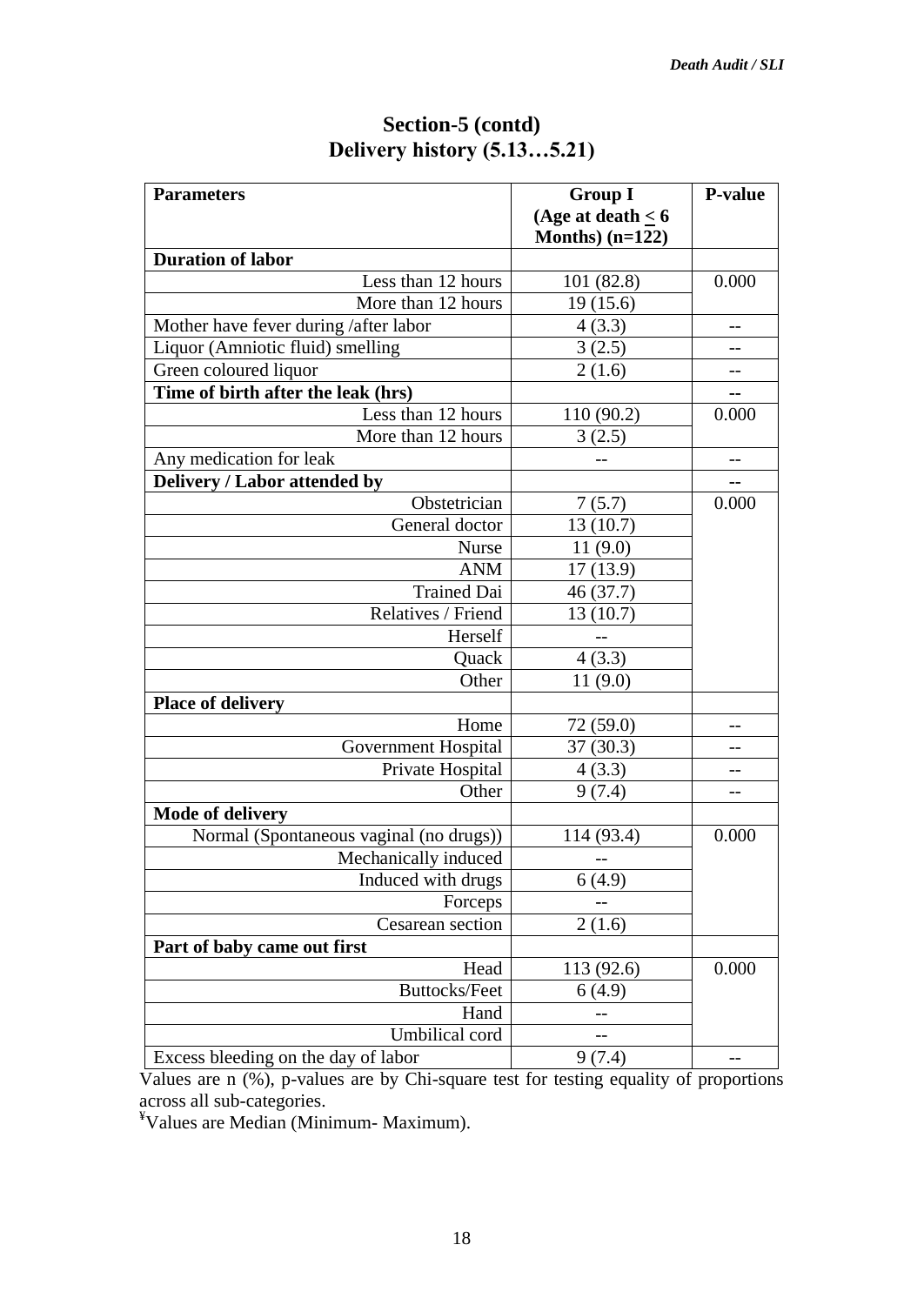## Section-5 (contd)
## Delivery history (5.13…5.21)

| Parameters | Group I (Age at death ≤ 6 Months) (n=122) | P-value |
|---|---|---|
| **Duration of labor** | | |
| Less than 12 hours | 101 (82.8) | 0.000 |
| More than 12 hours | 19 (15.6) | |
| Mother have fever during /after labor | 4 (3.3) | -- |
| Liquor (Amniotic fluid) smelling | 3 (2.5) | -- |
| Green coloured liquor | 2 (1.6) | -- |
| **Time of birth after the leak (hrs)** | | -- |
| Less than 12 hours | 110 (90.2) | 0.000 |
| More than 12 hours | 3 (2.5) | |
| Any medication for leak | -- | -- |
| **Delivery / Labor attended by** | | -- |
| Obstetrician | 7 (5.7) | 0.000 |
| General doctor | 13 (10.7) | |
| Nurse | 11 (9.0) | |
| ANM | 17 (13.9) | |
| Trained Dai | 46 (37.7) | |
| Relatives / Friend | 13 (10.7) | |
| Herself | -- | |
| Quack | 4 (3.3) | |
| Other | 11 (9.0) | |
| **Place of delivery** | | |
| Home | 72 (59.0) | -- |
| Government Hospital | 37 (30.3) | -- |
| Private Hospital | 4 (3.3) | -- |
| Other | 9 (7.4) | -- |
| **Mode of delivery** | | |
| Normal (Spontaneous vaginal (no drugs)) | 114 (93.4) | 0.000 |
| Mechanically induced | -- | |
| Induced with drugs | 6 (4.9) | |
| Forceps | -- | |
| Cesarean section | 2 (1.6) | |
| **Part of baby came out first** | | |
| Head | 113 (92.6) | 0.000 |
| Buttocks/Feet | 6 (4.9) | |
| Hand | -- | |
| Umbilical cord | -- | |
| Excess bleeding on the day of labor | 9 (7.4) | -- |

Values are n (%), p-values are by Chi-square test for testing equality of proportions across all sub-categories.

¥Values are Median (Minimum- Maximum).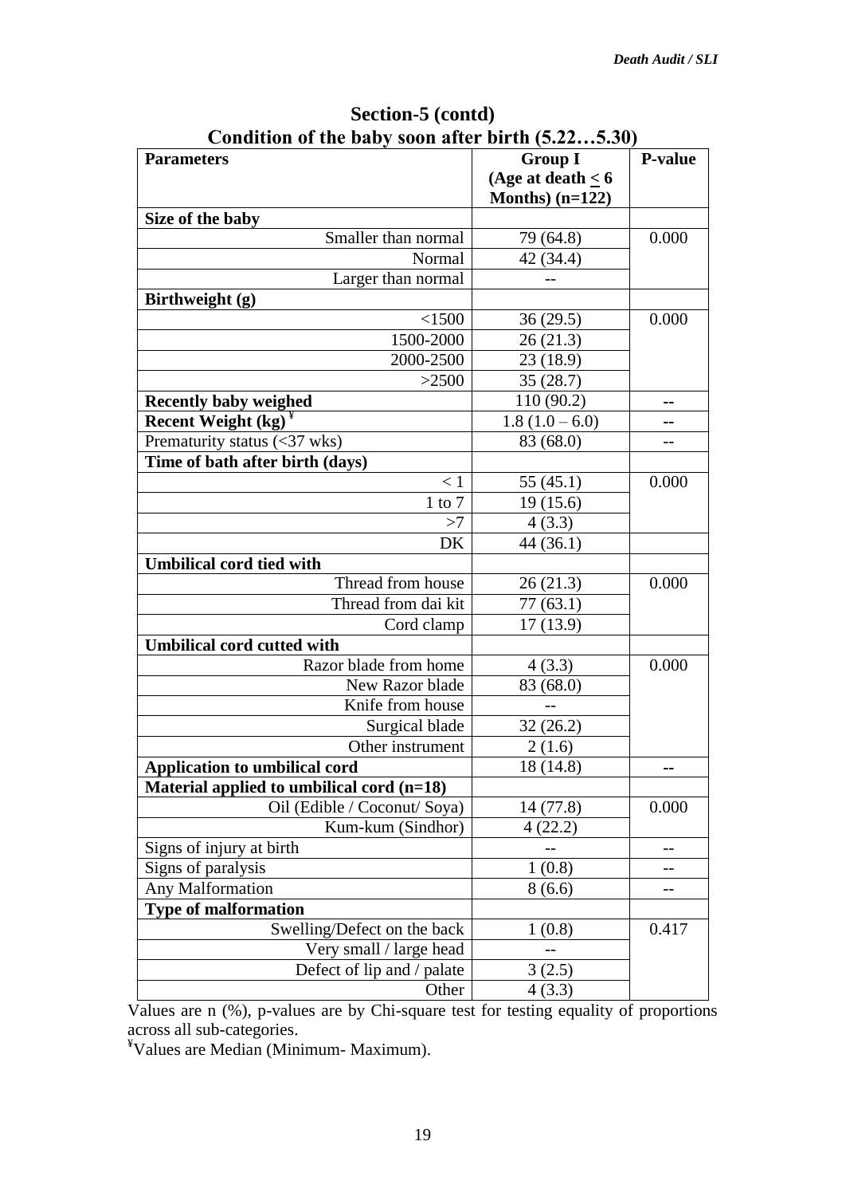## Section-5 (contd)

### Condition of the baby soon after birth (5.22…5.30)

| Parameters | Group I (Age at death ≤ 6 Months) (n=122) | P-value |
|---|---|---|
| **Size of the baby** | | |
| Smaller than normal | 79 (64.8) | 0.000 |
| Normal | 42 (34.4) | |
| Larger than normal | -- | |
| **Birthweight (g)** | | |
| <1500 | 36 (29.5) | 0.000 |
| 1500-2000 | 26 (21.3) | |
| 2000-2500 | 23 (18.9) | |
| >2500 | 35 (28.7) | |
| **Recently baby weighed** | 110 (90.2) | -- |
| **Recent Weight (kg)** ¥ | 1.8 (1.0 – 6.0) | -- |
| Prematurity status (<37 wks) | 83 (68.0) | -- |
| **Time of bath after birth (days)** | | |
| < 1 | 55 (45.1) | 0.000 |
| 1 to 7 | 19 (15.6) | |
| >7 | 4 (3.3) | |
| DK | 44 (36.1) | |
| **Umbilical cord tied with** | | |
| Thread from house | 26 (21.3) | 0.000 |
| Thread from dai kit | 77 (63.1) | |
| Cord clamp | 17 (13.9) | |
| **Umbilical cord cutted with** | | |
| Razor blade from home | 4 (3.3) | 0.000 |
| New Razor blade | 83 (68.0) | |
| Knife from house | -- | |
| Surgical blade | 32 (26.2) | |
| Other instrument | 2 (1.6) | |
| **Application to umbilical cord** | 18 (14.8) | -- |
| **Material applied to umbilical cord (n=18)** | | |
| Oil (Edible / Coconut/ Soya) | 14 (77.8) | 0.000 |
| Kum-kum (Sindhor) | 4 (22.2) | |
| Signs of injury at birth | -- | -- |
| Signs of paralysis | 1 (0.8) | -- |
| Any Malformation | 8 (6.6) | -- |
| **Type of malformation** | | |
| Swelling/Defect on the back | 1 (0.8) | 0.417 |
| Very small / large head | -- | |
| Defect of lip and / palate | 3 (2.5) | |
| Other | 4 (3.3) | |

Values are n (%), p-values are by Chi-square test for testing equality of proportions across all sub-categories.

¥Values are Median (Minimum- Maximum).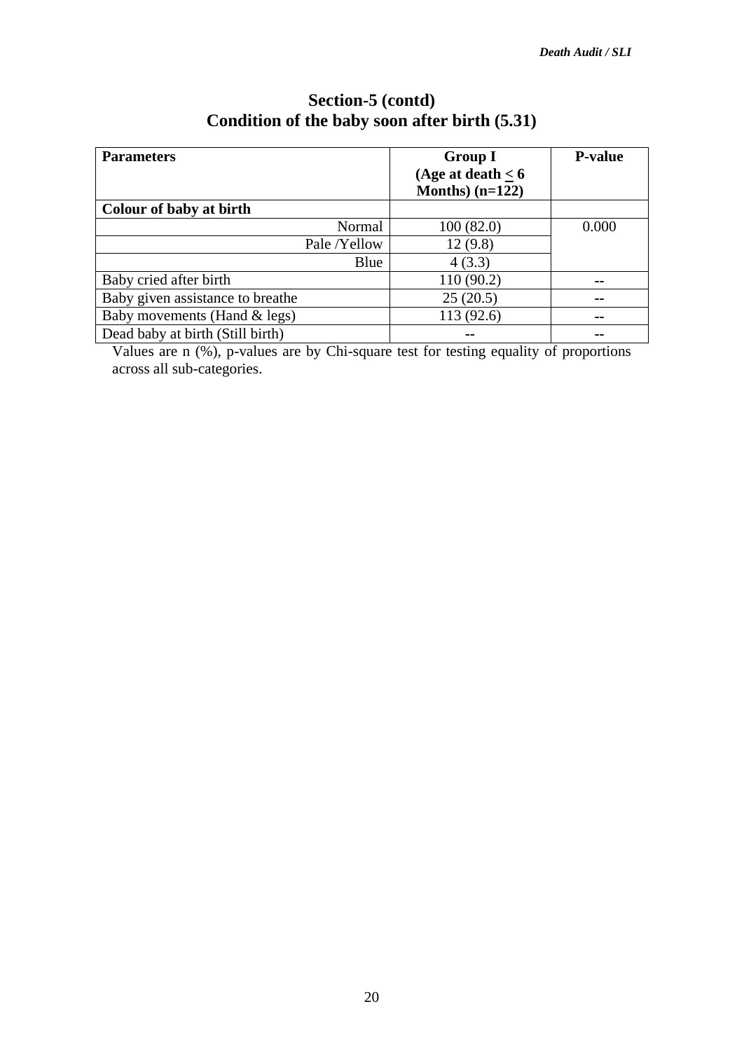## Section-5 (contd)
## Condition of the baby soon after birth (5.31)

| Parameters | Group I (Age at death ≤ 6 Months) (n=122) | P-value |
|---|---|---|
| **Colour of baby at birth** | | |
| Normal | 100 (82.0) | 0.000 |
| Pale /Yellow | 12 (9.8) | |
| Blue | 4 (3.3) | |
| Baby cried after birth | 110 (90.2) | -- |
| Baby given assistance to breathe | 25 (20.5) | -- |
| Baby movements (Hand & legs) | 113 (92.6) | -- |
| Dead baby at birth (Still birth) | -- | -- |

Values are n (%), p-values are by Chi-square test for testing equality of proportions across all sub-categories.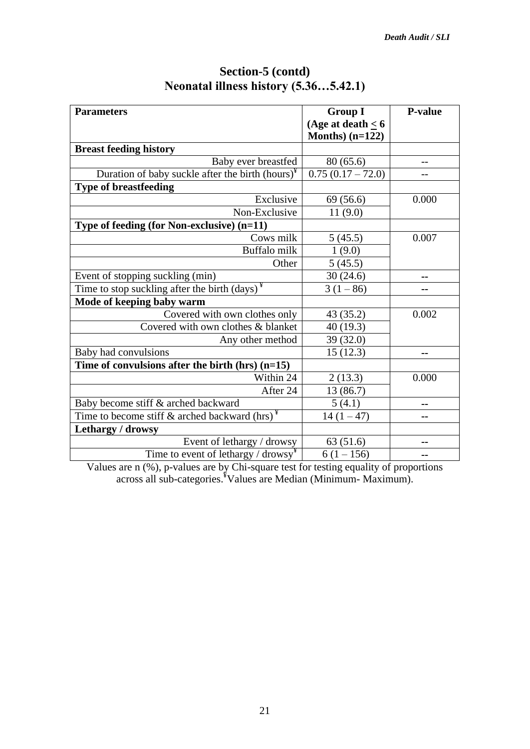## Section-5 (contd)
## Neonatal illness history (5.36…5.42.1)

| Parameters | Group I (Age at death ≤ 6 Months) (n=122) | P-value |
|---|---|---|
| **Breast feeding history** | | |
| Baby ever breastfed | 80 (65.6) | -- |
| Duration of baby suckle after the birth (hours)¥ | 0.75 (0.17 – 72.0) | -- |
| **Type of breastfeeding** | | |
| Exclusive | 69 (56.6) | 0.000 |
| Non-Exclusive | 11 (9.0) | |
| **Type of feeding (for Non-exclusive) (n=11)** | | |
| Cows milk | 5 (45.5) | 0.007 |
| Buffalo milk | 1 (9.0) | |
| Other | 5 (45.5) | |
| Event of stopping suckling (min) | 30 (24.6) | -- |
| Time to stop suckling after the birth (days) ¥ | 3 (1 – 86) | -- |
| **Mode of keeping baby warm** | | |
| Covered with own clothes only | 43 (35.2) | 0.002 |
| Covered with own clothes & blanket | 40 (19.3) | |
| Any other method | 39 (32.0) | |
| Baby had convulsions | 15 (12.3) | -- |
| **Time of convulsions after the birth (hrs) (n=15)** | | |
| Within 24 | 2 (13.3) | 0.000 |
| After 24 | 13 (86.7) | |
| Baby become stiff & arched backward | 5 (4.1) | -- |
| Time to become stiff & arched backward (hrs) ¥ | 14 (1 – 47) | -- |
| **Lethargy / drowsy** | | |
| Event of lethargy / drowsy | 63 (51.6) | -- |
| Time to event of lethargy / drowsy¥ | 6 (1 – 156) | -- |

Values are n (%), p-values are by Chi-square test for testing equality of proportions across all sub-categories. ¥Values are Median (Minimum- Maximum).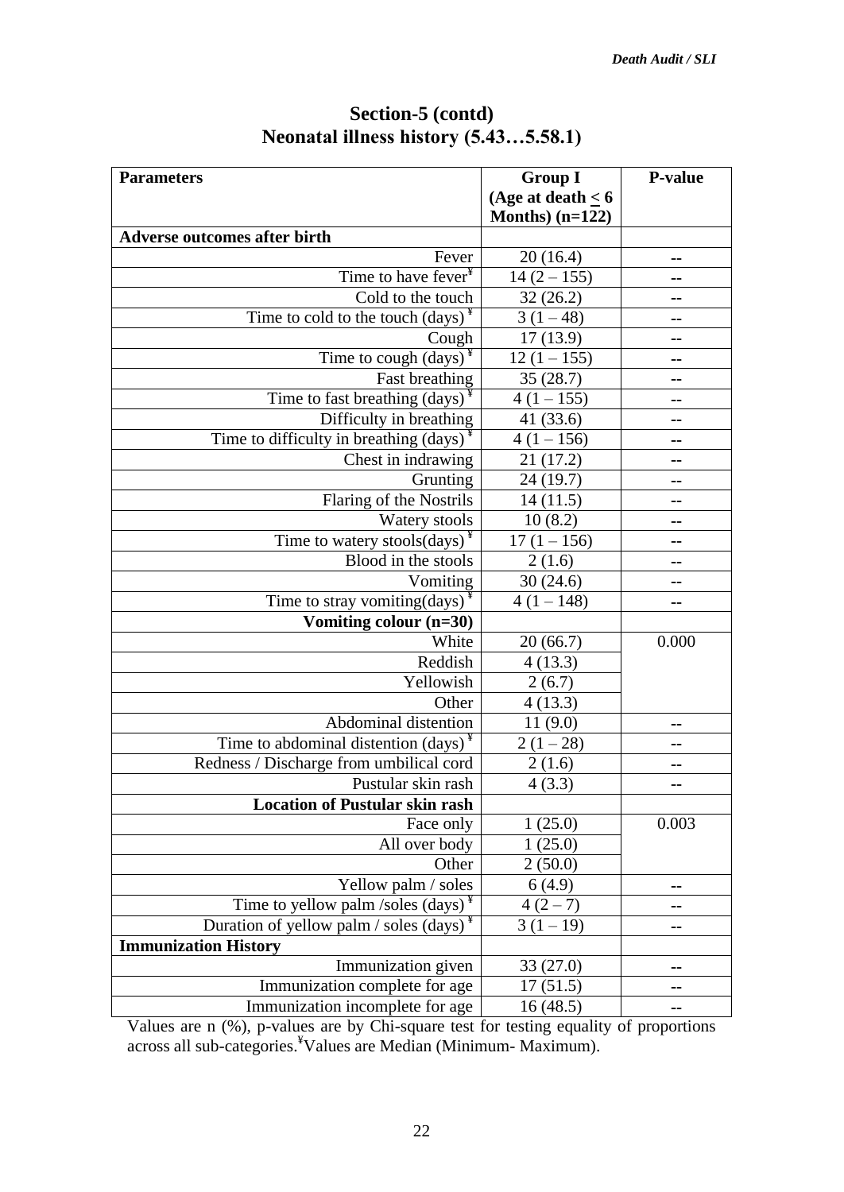## Section-5 (contd)
## Neonatal illness history (5.43…5.58.1)

| Parameters | Group I (Age at death ≤ 6 Months) (n=122) | P-value |
|---|---|---|
| **Adverse outcomes after birth** | | |
| Fever | 20 (16.4) | -- |
| Time to have fever[¥] | 14 (2 – 155) | -- |
| Cold to the touch | 32 (26.2) | -- |
| Time to cold to the touch (days) [¥] | 3 (1 – 48) | -- |
| Cough | 17 (13.9) | -- |
| Time to cough (days) [¥] | 12 (1 – 155) | -- |
| Fast breathing | 35 (28.7) | -- |
| Time to fast breathing (days) [¥] | 4 (1 – 155) | -- |
| Difficulty in breathing | 41 (33.6) | -- |
| Time to difficulty in breathing (days) [¥] | 4 (1 – 156) | -- |
| Chest in indrawing | 21 (17.2) | -- |
| Grunting | 24 (19.7) | -- |
| Flaring of the Nostrils | 14 (11.5) | -- |
| Watery stools | 10 (8.2) | -- |
| Time to watery stools(days) [¥] | 17 (1 – 156) | -- |
| Blood in the stools | 2 (1.6) | -- |
| Vomiting | 30 (24.6) | -- |
| Time to stray vomiting(days) [¥] | 4 (1 – 148) | -- |
| **Vomiting colour (n=30)** | | |
| White | 20 (66.7) | 0.000 |
| Reddish | 4 (13.3) | |
| Yellowish | 2 (6.7) | |
| Other | 4 (13.3) | |
| Abdominal distention | 11 (9.0) | -- |
| Time to abdominal distention (days) [¥] | 2 (1 – 28) | -- |
| Redness / Discharge from umbilical cord | 2 (1.6) | -- |
| Pustular skin rash | 4 (3.3) | -- |
| **Location of Pustular skin rash** | | |
| Face only | 1 (25.0) | 0.003 |
| All over body | 1 (25.0) | |
| Other | 2 (50.0) | |
| Yellow palm / soles | 6 (4.9) | -- |
| Time to yellow palm /soles (days) [¥] | 4 (2 – 7) | -- |
| Duration of yellow palm / soles (days) [¥] | 3 (1 – 19) | -- |
| **Immunization History** | | |
| Immunization given | 33 (27.0) | -- |
| Immunization complete for age | 17 (51.5) | -- |
| Immunization incomplete for age | 16 (48.5) | -- |

Values are n (%), p-values are by Chi-square test for testing equality of proportions across all sub-categories.[¥]Values are Median (Minimum- Maximum).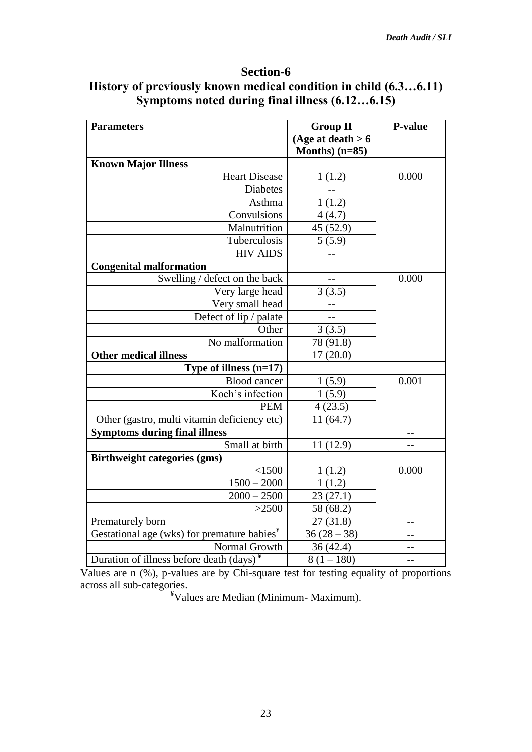## Section-6

## History of previously known medical condition in child (6.3…6.11) Symptoms noted during final illness (6.12…6.15)

| Parameters | Group II (Age at death > 6 Months) (n=85) | P-value |
|---|---|---|
| **Known Major Illness** | | |
| Heart Disease | 1 (1.2) | 0.000 |
| Diabetes | -- | |
| Asthma | 1 (1.2) | |
| Convulsions | 4 (4.7) | |
| Malnutrition | 45 (52.9) | |
| Tuberculosis | 5 (5.9) | |
| HIV AIDS | -- | |
| **Congenital malformation** | | |
| Swelling / defect on the back | -- | 0.000 |
| Very large head | 3 (3.5) | |
| Very small head | -- | |
| Defect of lip / palate | -- | |
| Other | 3 (3.5) | |
| No malformation | 78 (91.8) | |
| **Other medical illness** | 17 (20.0) | |
| **Type of illness (n=17)** | | |
| Blood cancer | 1 (5.9) | 0.001 |
| Koch's infection | 1 (5.9) | |
| PEM | 4 (23.5) | |
| Other (gastro, multi vitamin deficiency etc) | 11 (64.7) | |
| **Symptoms during final illness** | | -- |
| Small at birth | 11 (12.9) | -- |
| **Birthweight categories (gms)** | | |
| <1500 | 1 (1.2) | 0.000 |
| 1500 – 2000 | 1 (1.2) | |
| 2000 – 2500 | 23 (27.1) | |
| >2500 | 58 (68.2) | |
| Prematurely born | 27 (31.8) | -- |
| Gestational age (wks) for premature babies[¥] | 36 (28 – 38) | -- |
| Normal Growth | 36 (42.4) | -- |
| Duration of illness before death (days)[¥] | 8 (1 – 180) | -- |

Values are n (%), p-values are by Chi-square test for testing equality of proportions across all sub-categories.

[¥]Values are Median (Minimum- Maximum).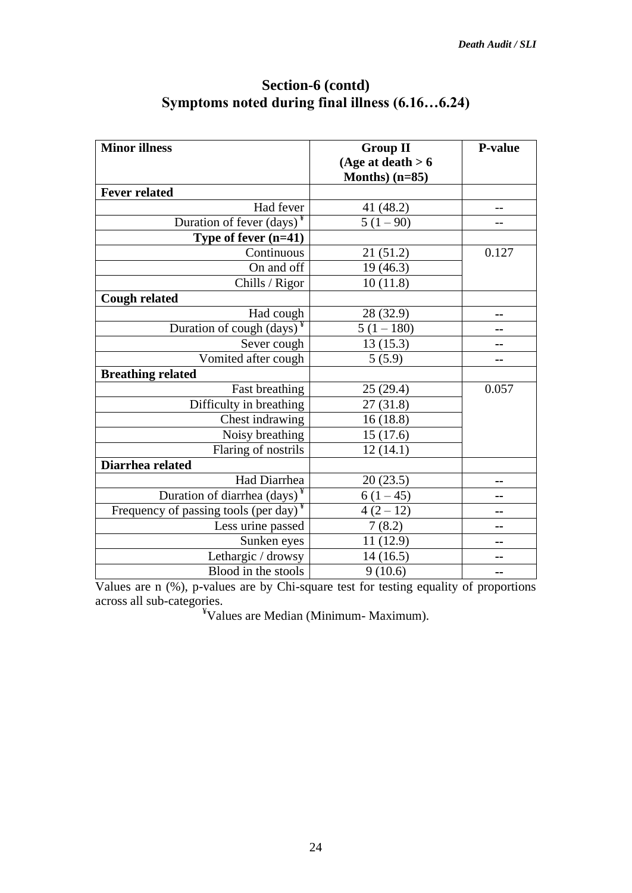## Section-6 (contd)
## Symptoms noted during final illness (6.16…6.24)

| Minor illness | Group II (Age at death > 6 Months) (n=85) | P-value |
|---|---|---|
| **Fever related** | | |
| Had fever | 41 (48.2) | -- |
| Duration of fever (days) [¥] | 5 (1 – 90) | -- |
| **Type of fever (n=41)** | | |
| Continuous | 21 (51.2) | 0.127 |
| On and off | 19 (46.3) | |
| Chills / Rigor | 10 (11.8) | |
| **Cough related** | | |
| Had cough | 28 (32.9) | -- |
| Duration of cough (days) [¥] | 5 (1 – 180) | -- |
| Sever cough | 13 (15.3) | -- |
| Vomited after cough | 5 (5.9) | -- |
| **Breathing related** | | |
| Fast breathing | 25 (29.4) | 0.057 |
| Difficulty in breathing | 27 (31.8) | |
| Chest indrawing | 16 (18.8) | |
| Noisy breathing | 15 (17.6) | |
| Flaring of nostrils | 12 (14.1) | |
| **Diarrhea related** | | |
| Had Diarrhea | 20 (23.5) | -- |
| Duration of diarrhea (days) [¥] | 6 (1 – 45) | -- |
| Frequency of passing tools (per day) [¥] | 4 (2 – 12) | -- |
| Less urine passed | 7 (8.2) | -- |
| Sunken eyes | 11 (12.9) | -- |
| Lethargic / drowsy | 14 (16.5) | -- |
| Blood in the stools | 9 (10.6) | -- |

Values are n (%), p-values are by Chi-square test for testing equality of proportions across all sub-categories.

[¥]Values are Median (Minimum- Maximum).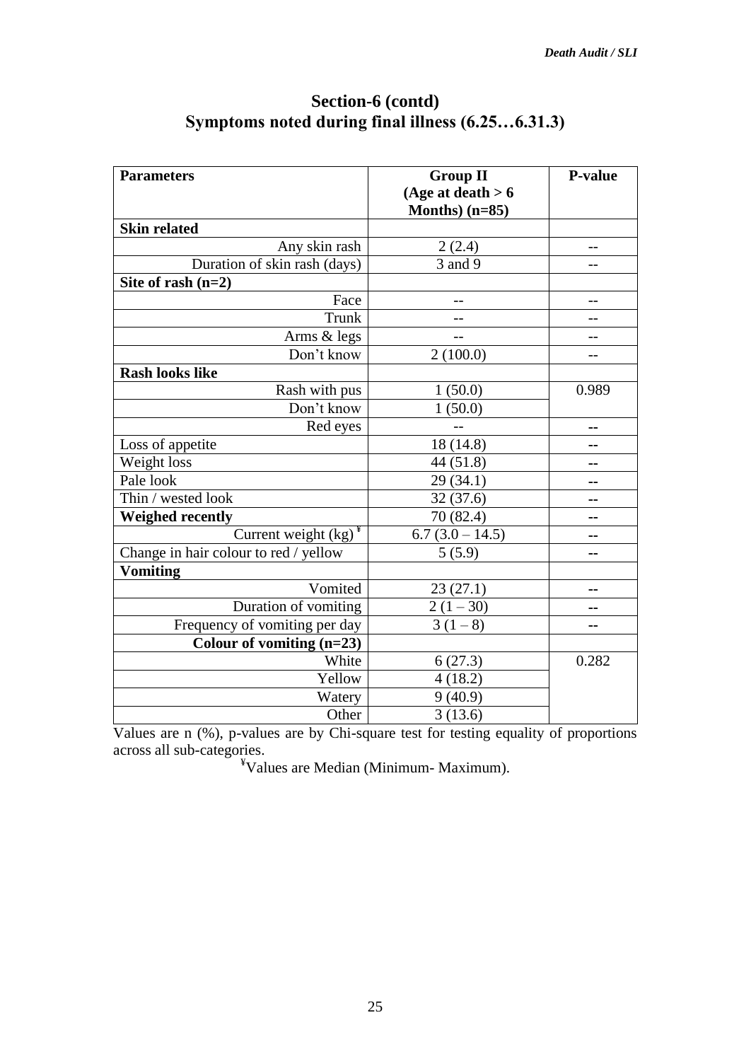## Section-6 (contd)
## Symptoms noted during final illness (6.25…6.31.3)

| Parameters | Group II (Age at death > 6 Months) (n=85) | P-value |
|---|---|---|
| **Skin related** | | |
| Any skin rash | 2 (2.4) | -- |
| Duration of skin rash (days) | 3 and 9 | -- |
| **Site of rash (n=2)** | | |
| Face | -- | -- |
| Trunk | -- | -- |
| Arms & legs | -- | -- |
| Don't know | 2 (100.0) | -- |
| **Rash looks like** | | |
| Rash with pus | 1 (50.0) | 0.989 |
| Don't know | 1 (50.0) | |
| Red eyes | -- | -- |
| Loss of appetite | 18 (14.8) | -- |
| Weight loss | 44 (51.8) | -- |
| Pale look | 29 (34.1) | -- |
| Thin / wested look | 32 (37.6) | -- |
| **Weighed recently** | 70 (82.4) | -- |
| Current weight (kg) ¥ | 6.7 (3.0 – 14.5) | -- |
| Change in hair colour to red / yellow | 5 (5.9) | -- |
| **Vomiting** | | |
| Vomited | 23 (27.1) | -- |
| Duration of vomiting | 2 (1 – 30) | -- |
| Frequency of vomiting per day | 3 (1 – 8) | -- |
| **Colour of vomiting (n=23)** | | |
| White | 6 (27.3) | 0.282 |
| Yellow | 4 (18.2) | |
| Watery | 9 (40.9) | |
| Other | 3 (13.6) | |

Values are n (%), p-values are by Chi-square test for testing equality of proportions across all sub-categories.

¥Values are Median (Minimum- Maximum).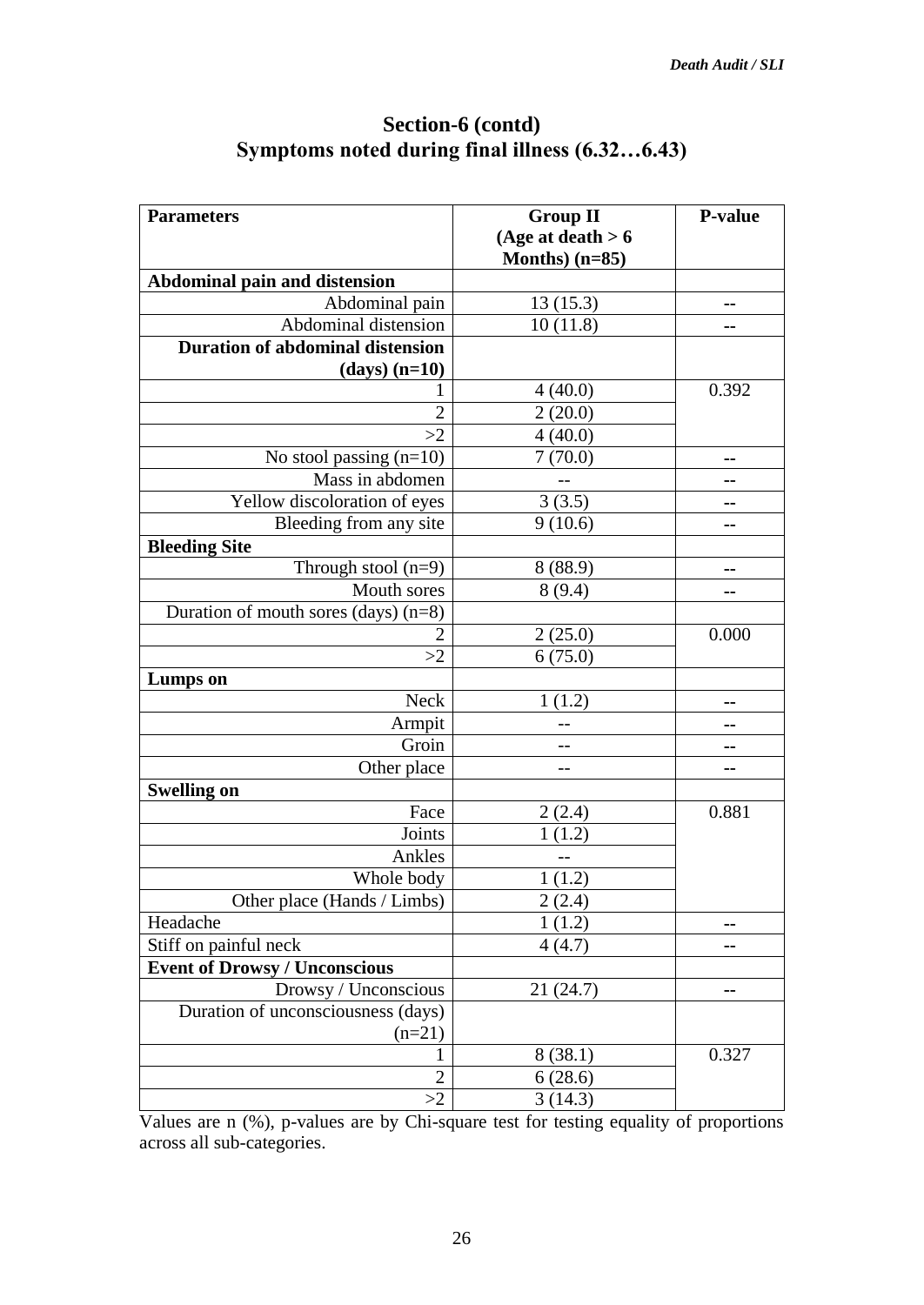## Section-6 (contd)
## Symptoms noted during final illness (6.32…6.43)

| Parameters | Group II (Age at death > 6 Months) (n=85) | P-value |
|---|---|---|
| **Abdominal pain and distension** | | |
| Abdominal pain | 13 (15.3) | -- |
| Abdominal distension | 10 (11.8) | -- |
| **Duration of abdominal distension (days) (n=10)** | | |
| 1 | 4 (40.0) | 0.392 |
| 2 | 2 (20.0) | |
| >2 | 4 (40.0) | |
| No stool passing (n=10) | 7 (70.0) | -- |
| Mass in abdomen | -- | -- |
| Yellow discoloration of eyes | 3 (3.5) | -- |
| Bleeding from any site | 9 (10.6) | -- |
| **Bleeding Site** | | |
| Through stool (n=9) | 8 (88.9) | -- |
| Mouth sores | 8 (9.4) | -- |
| Duration of mouth sores (days) (n=8) | | |
| 2 | 2 (25.0) | 0.000 |
| >2 | 6 (75.0) | |
| **Lumps on** | | |
| Neck | 1 (1.2) | -- |
| Armpit | -- | -- |
| Groin | -- | -- |
| Other place | -- | -- |
| **Swelling on** | | |
| Face | 2 (2.4) | 0.881 |
| Joints | 1 (1.2) | |
| Ankles | -- | |
| Whole body | 1 (1.2) | |
| Other place (Hands / Limbs) | 2 (2.4) | |
| Headache | 1 (1.2) | -- |
| Stiff on painful neck | 4 (4.7) | -- |
| **Event of Drowsy / Unconscious** | | |
| Drowsy / Unconscious | 21 (24.7) | -- |
| Duration of unconsciousness (days) (n=21) | | |
| 1 | 8 (38.1) | 0.327 |
| 2 | 6 (28.6) | |
| >2 | 3 (14.3) | |

Values are n (%), p-values are by Chi-square test for testing equality of proportions across all sub-categories.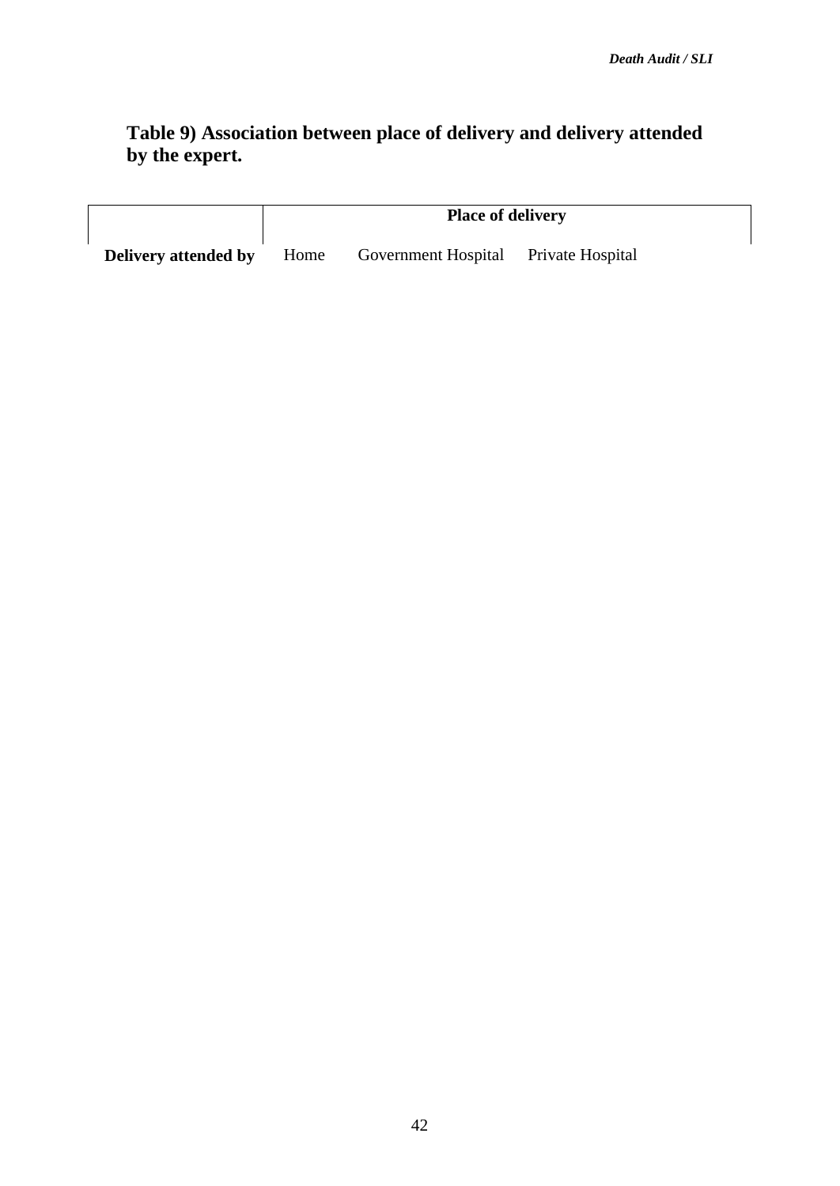**Table 9) Association between place of delivery and delivery attended by the expert.**

| | Place of delivery | | |
|---|---|---|---|
| **Delivery attended by** | Home | Government Hospital | Private Hospital |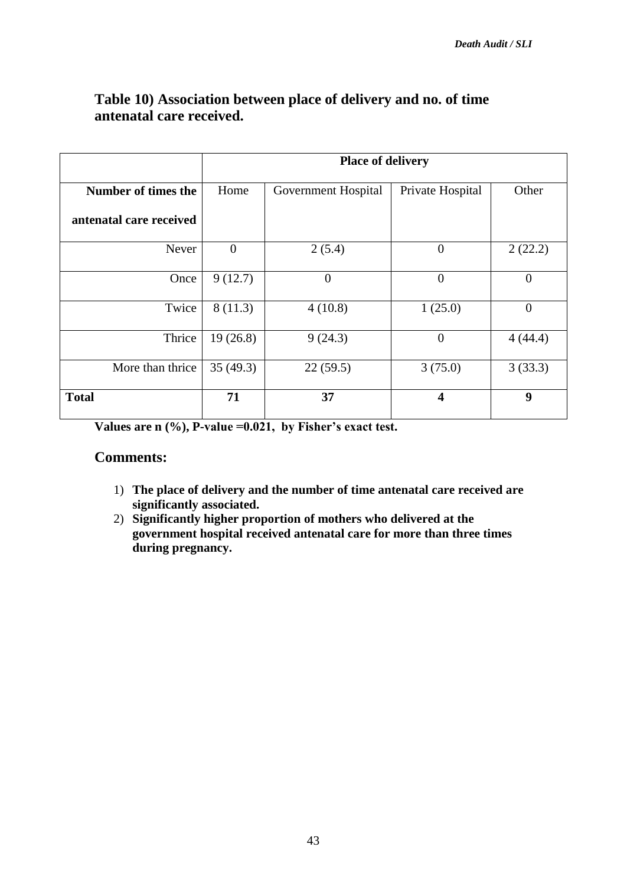## Table 10) Association between place of delivery and no. of time antenatal care received.

| | Place of delivery | | | |
|---|---|---|---|---|
| **Number of times the antenatal care received** | Home | Government Hospital | Private Hospital | Other |
| Never | 0 | 2 (5.4) | 0 | 2 (22.2) |
| Once | 9 (12.7) | 0 | 0 | 0 |
| Twice | 8 (11.3) | 4 (10.8) | 1 (25.0) | 0 |
| Thrice | 19 (26.8) | 9 (24.3) | 0 | 4 (44.4) |
| More than thrice | 35 (49.3) | 22 (59.5) | 3 (75.0) | 3 (33.3) |
| **Total** | **71** | **37** | **4** | **9** |

**Values are n (%), P-value =0.021, by Fisher's exact test.**

## Comments:

1) **The place of delivery and the number of time antenatal care received are significantly associated.**
2) **Significantly higher proportion of mothers who delivered at the government hospital received antenatal care for more than three times during pregnancy.**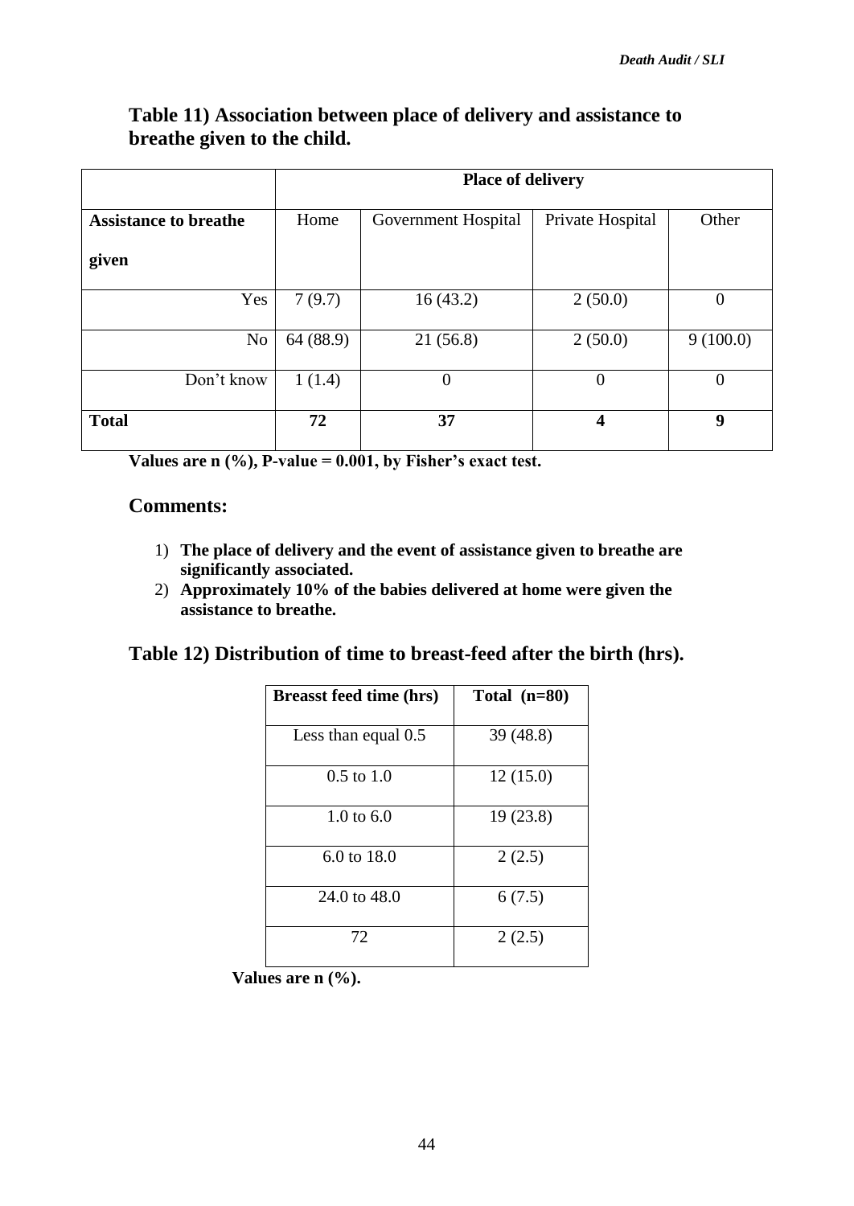## Table 11) Association between place of delivery and assistance to breathe given to the child.

| | Place of delivery | | | |
|---|---|---|---|---|
| **Assistance to breathe given** | Home | Government Hospital | Private Hospital | Other |
| Yes | 7 (9.7) | 16 (43.2) | 2 (50.0) | 0 |
| No | 64 (88.9) | 21 (56.8) | 2 (50.0) | 9 (100.0) |
| Don't know | 1 (1.4) | 0 | 0 | 0 |
| **Total** | **72** | **37** | **4** | **9** |

**Values are n (%), P-value = 0.001, by Fisher's exact test.**

## Comments:

1) **The place of delivery and the event of assistance given to breathe are significantly associated.**
2) **Approximately 10% of the babies delivered at home were given the assistance to breathe.**

## Table 12) Distribution of time to breast-feed after the birth (hrs).

| Breasst feed time (hrs) | Total (n=80) |
|---|---|
| Less than equal 0.5 | 39 (48.8) |
| 0.5 to 1.0 | 12 (15.0) |
| 1.0 to 6.0 | 19 (23.8) |
| 6.0 to 18.0 | 2 (2.5) |
| 24.0 to 48.0 | 6 (7.5) |
| 72 | 2 (2.5) |

**Values are n (%).**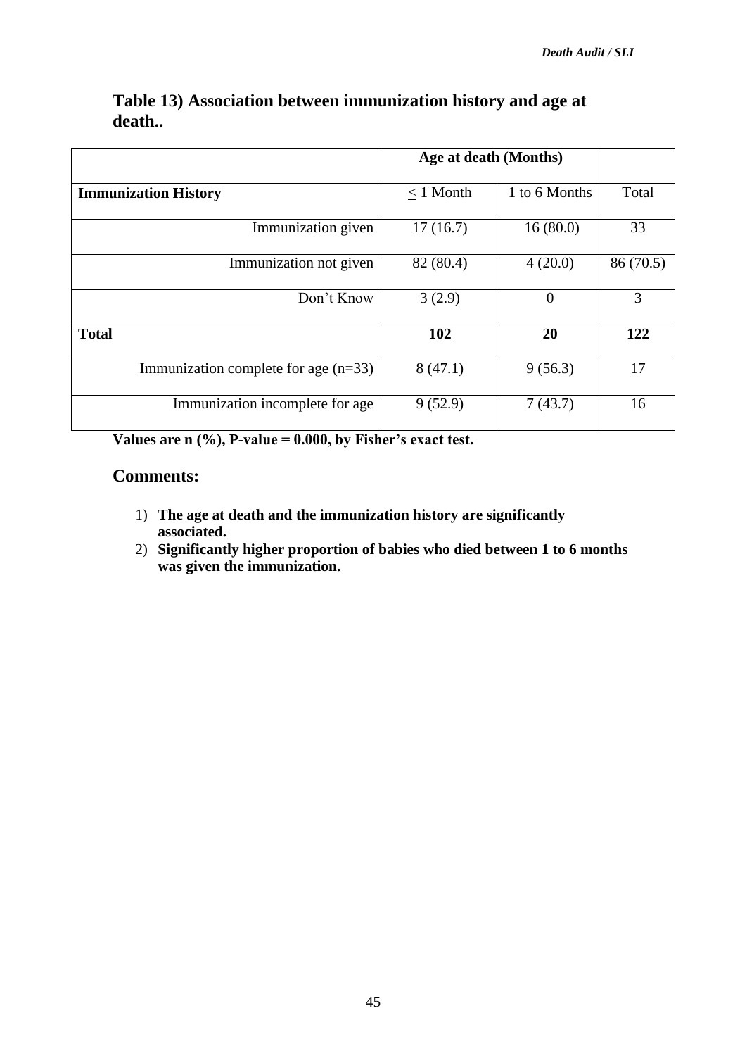## Table 13) Association between immunization history and age at death..

| | Age at death (Months) | | |
|---|---|---|---|
| **Immunization History** | ≤ 1 Month | 1 to 6 Months | Total |
| Immunization given | 17 (16.7) | 16 (80.0) | 33 |
| Immunization not given | 82 (80.4) | 4 (20.0) | 86 (70.5) |
| Don't Know | 3 (2.9) | 0 | 3 |
| **Total** | **102** | **20** | **122** |
| Immunization complete for age (n=33) | 8 (47.1) | 9 (56.3) | 17 |
| Immunization incomplete for age | 9 (52.9) | 7 (43.7) | 16 |

**Values are n (%), P-value = 0.000, by Fisher's exact test.**

## Comments:

1) **The age at death and the immunization history are significantly associated.**
2) **Significantly higher proportion of babies who died between 1 to 6 months was given the immunization.**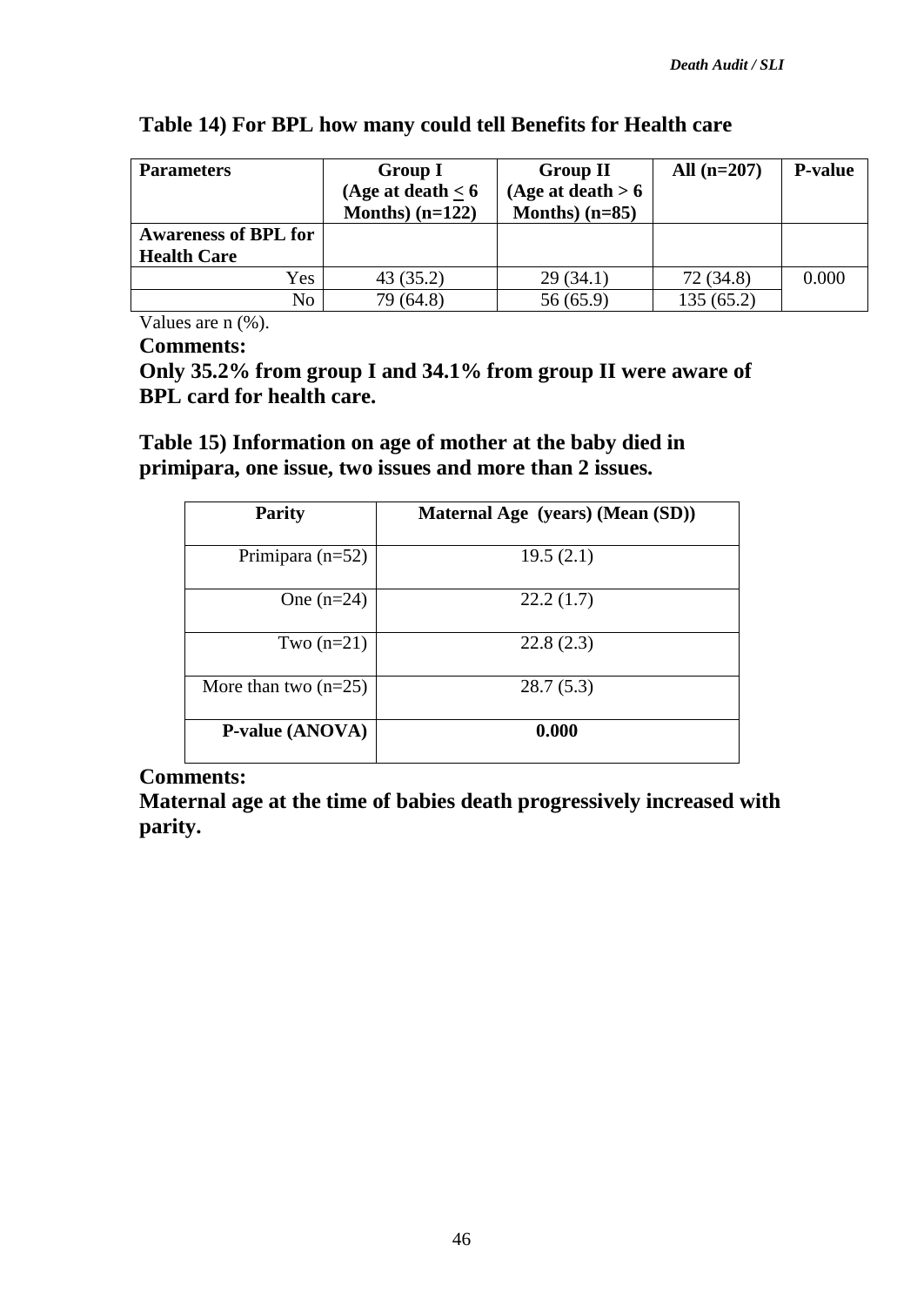**Table 14) For BPL how many could tell Benefits for Health care**

| Parameters | Group I (Age at death $\leq$ 6 Months) (n=122) | Group II (Age at death > 6 Months) (n=85) | All (n=207) | P-value |
|---|---|---|---|---|
| **Awareness of BPL for Health Care** | | | | |
| Yes | 43 (35.2) | 29 (34.1) | 72 (34.8) | 0.000 |
| No | 79 (64.8) | 56 (65.9) | 135 (65.2) | |

Values are n (%).

**Comments:**

**Only 35.2% from group I and 34.1% from group II were aware of BPL card for health care.**

**Table 15) Information on age of mother at the baby died in primipara, one issue, two issues and more than 2 issues.**

| Parity | Maternal Age (years) (Mean (SD)) |
|---|---|
| Primipara (n=52) | 19.5 (2.1) |
| One (n=24) | 22.2 (1.7) |
| Two (n=21) | 22.8 (2.3) |
| More than two (n=25) | 28.7 (5.3) |
| **P-value (ANOVA)** | **0.000** |

**Comments:**

**Maternal age at the time of babies death progressively increased with parity.**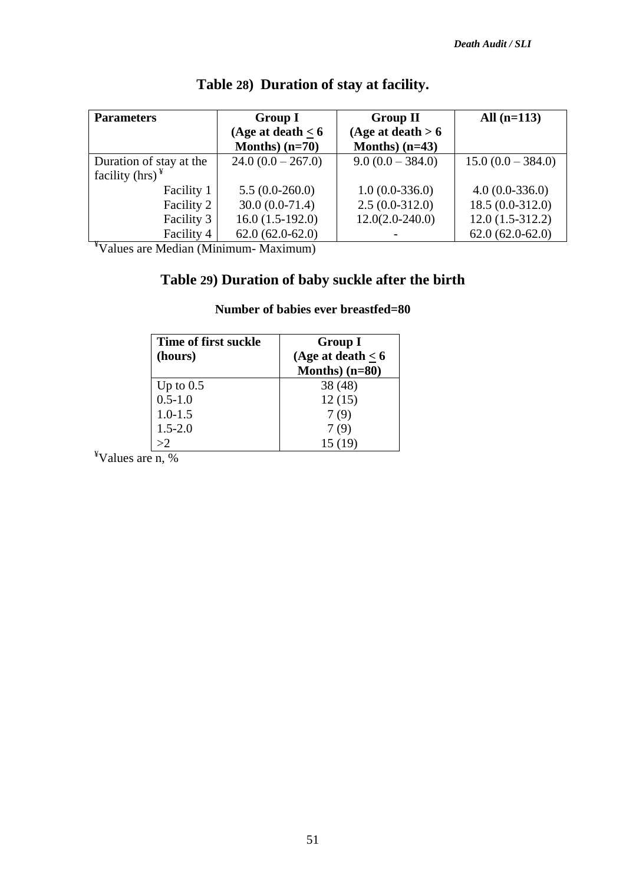## Table 28) Duration of stay at facility.

| Parameters | Group I (Age at death ≤ 6 Months) (n=70) | Group II (Age at death > 6 Months) (n=43) | All (n=113) |
|---|---|---|---|
| Duration of stay at the facility (hrs) [¥] | 24.0 (0.0 – 267.0) | 9.0 (0.0 – 384.0) | 15.0 (0.0 – 384.0) |
| Facility 1 | 5.5 (0.0-260.0) | 1.0 (0.0-336.0) | 4.0 (0.0-336.0) |
| Facility 2 | 30.0 (0.0-71.4) | 2.5 (0.0-312.0) | 18.5 (0.0-312.0) |
| Facility 3 | 16.0 (1.5-192.0) | 12.0(2.0-240.0) | 12.0 (1.5-312.2) |
| Facility 4 | 62.0 (62.0-62.0) | - | 62.0 (62.0-62.0) |

[¥]Values are Median (Minimum- Maximum)

## Table 29) Duration of baby suckle after the birth

**Number of babies ever breastfed=80**

| Time of first suckle (hours) | Group I (Age at death ≤ 6 Months) (n=80) |
|---|---|
| Up to 0.5 | 38 (48) |
| 0.5-1.0 | 12 (15) |
| 1.0-1.5 | 7 (9) |
| 1.5-2.0 | 7 (9) |
| >2 | 15 (19) |

[¥]Values are n, %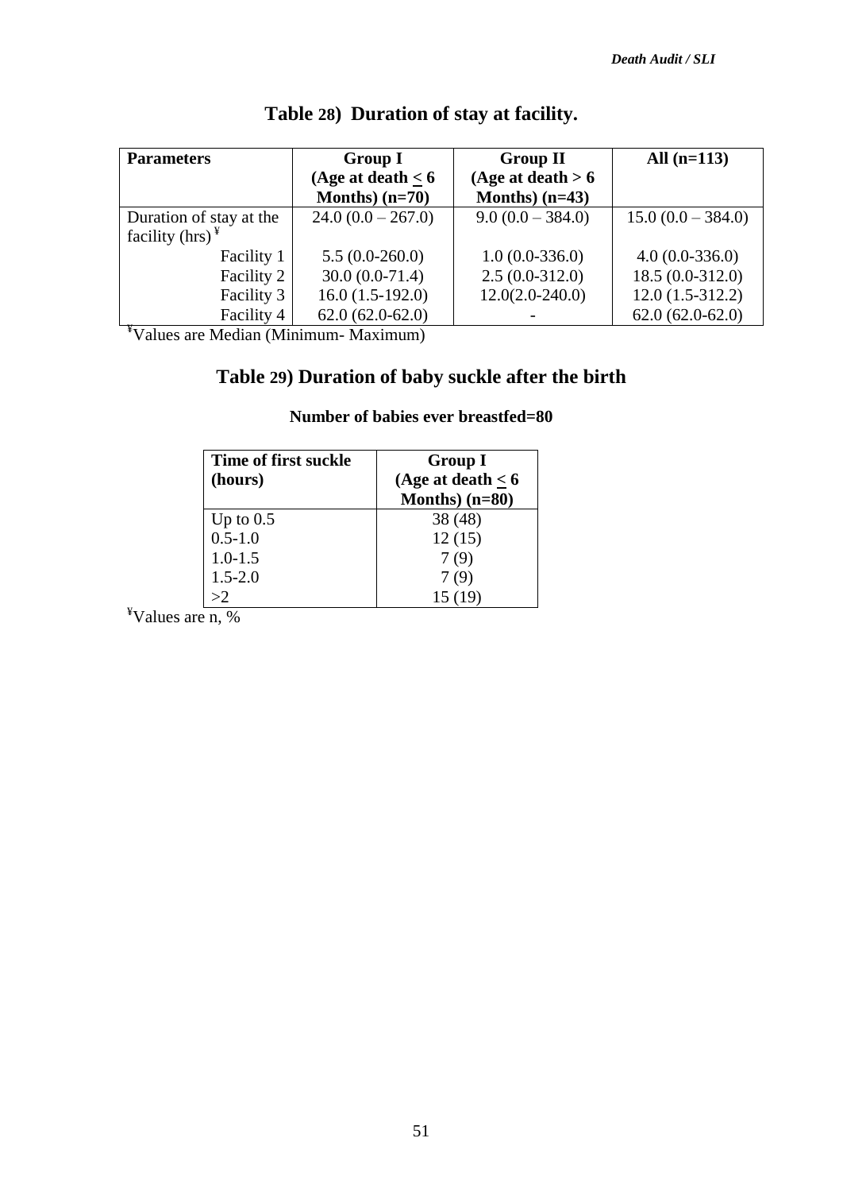## Table 28) Duration of stay at facility.

| Parameters | Group I (Age at death ≤ 6 Months) (n=70) | Group II (Age at death > 6 Months) (n=43) | All (n=113) |
|---|---|---|---|
| Duration of stay at the facility (hrs) [¥] | 24.0 (0.0 – 267.0) | 9.0 (0.0 – 384.0) | 15.0 (0.0 – 384.0) |
| Facility 1 | 5.5 (0.0-260.0) | 1.0 (0.0-336.0) | 4.0 (0.0-336.0) |
| Facility 2 | 30.0 (0.0-71.4) | 2.5 (0.0-312.0) | 18.5 (0.0-312.0) |
| Facility 3 | 16.0 (1.5-192.0) | 12.0(2.0-240.0) | 12.0 (1.5-312.2) |
| Facility 4 | 62.0 (62.0-62.0) | - | 62.0 (62.0-62.0) |

[¥]Values are Median (Minimum- Maximum)

## Table 29) Duration of baby suckle after the birth

**Number of babies ever breastfed=80**

| Time of first suckle (hours) | Group I (Age at death ≤ 6 Months) (n=80) |
|---|---|
| Up to 0.5 | 38 (48) |
| 0.5-1.0 | 12 (15) |
| 1.0-1.5 | 7 (9) |
| 1.5-2.0 | 7 (9) |
| >2 | 15 (19) |

[¥]Values are n, %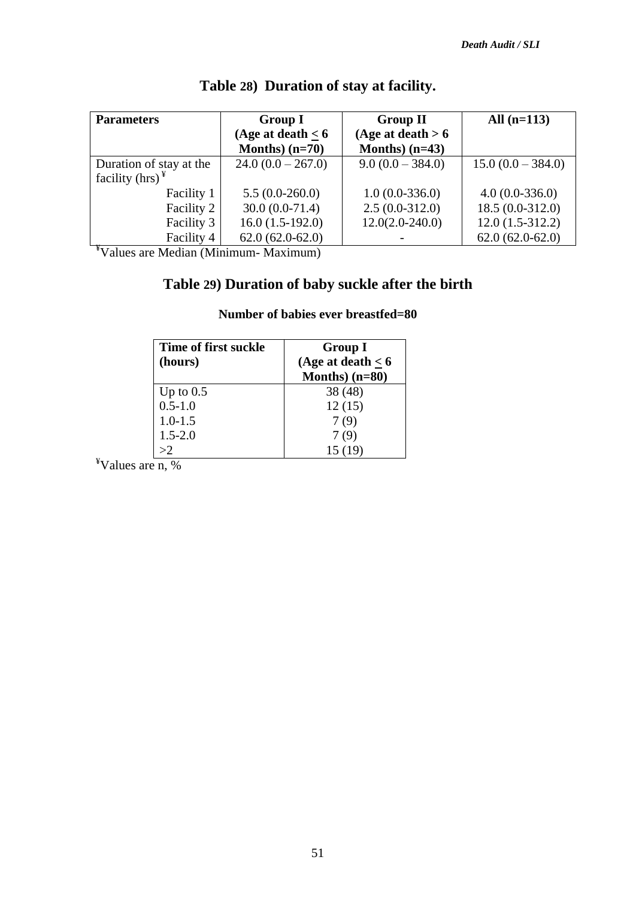## Table 28) Duration of stay at facility.

| Parameters | Group I (Age at death < 6 Months) (n=70) | Group II (Age at death > 6 Months) (n=43) | All (n=113) |
|---|---|---|---|
| Duration of stay at the facility (hrs) [¥] | 24.0 (0.0 – 267.0) | 9.0 (0.0 – 384.0) | 15.0 (0.0 – 384.0) |
| Facility 1 | 5.5 (0.0-260.0) | 1.0 (0.0-336.0) | 4.0 (0.0-336.0) |
| Facility 2 | 30.0 (0.0-71.4) | 2.5 (0.0-312.0) | 18.5 (0.0-312.0) |
| Facility 3 | 16.0 (1.5-192.0) | 12.0(2.0-240.0) | 12.0 (1.5-312.2) |
| Facility 4 | 62.0 (62.0-62.0) | - | 62.0 (62.0-62.0) |

¥Values are Median (Minimum- Maximum)

## Table 29) Duration of baby suckle after the birth

**Number of babies ever breastfed=80**

| Time of first suckle (hours) | Group I (Age at death < 6 Months) (n=80) |
|---|---|
| Up to 0.5 | 38 (48) |
| 0.5-1.0 | 12 (15) |
| 1.0-1.5 | 7 (9) |
| 1.5-2.0 | 7 (9) |
| >2 | 15 (19) |

¥Values are n, %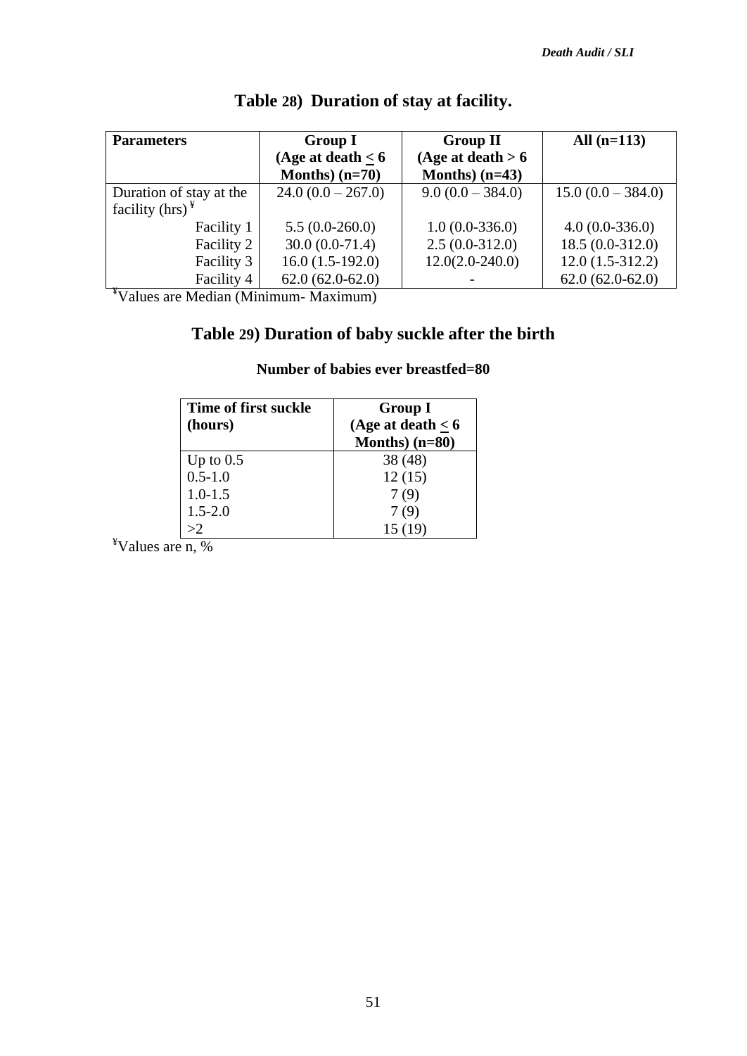## Table 28) Duration of stay at facility.

| Parameters | Group I (Age at death $\leq$ 6 Months) (n=70) | Group II (Age at death > 6 Months) (n=43) | All (n=113) |
|---|---|---|---|
| Duration of stay at the facility (hrs) [¥] | 24.0 (0.0 – 267.0) | 9.0 (0.0 – 384.0) | 15.0 (0.0 – 384.0) |
| Facility 1 | 5.5 (0.0-260.0) | 1.0 (0.0-336.0) | 4.0 (0.0-336.0) |
| Facility 2 | 30.0 (0.0-71.4) | 2.5 (0.0-312.0) | 18.5 (0.0-312.0) |
| Facility 3 | 16.0 (1.5-192.0) | 12.0(2.0-240.0) | 12.0 (1.5-312.2) |
| Facility 4 | 62.0 (62.0-62.0) | - | 62.0 (62.0-62.0) |

[¥]Values are Median (Minimum- Maximum)

## Table 29) Duration of baby suckle after the birth

**Number of babies ever breastfed=80**

| Time of first suckle (hours) | Group I (Age at death $\leq$ 6 Months) (n=80) |
|---|---|
| Up to 0.5 | 38 (48) |
| 0.5-1.0 | 12 (15) |
| 1.0-1.5 | 7 (9) |
| 1.5-2.0 | 7 (9) |
| >2 | 15 (19) |

[¥]Values are n, %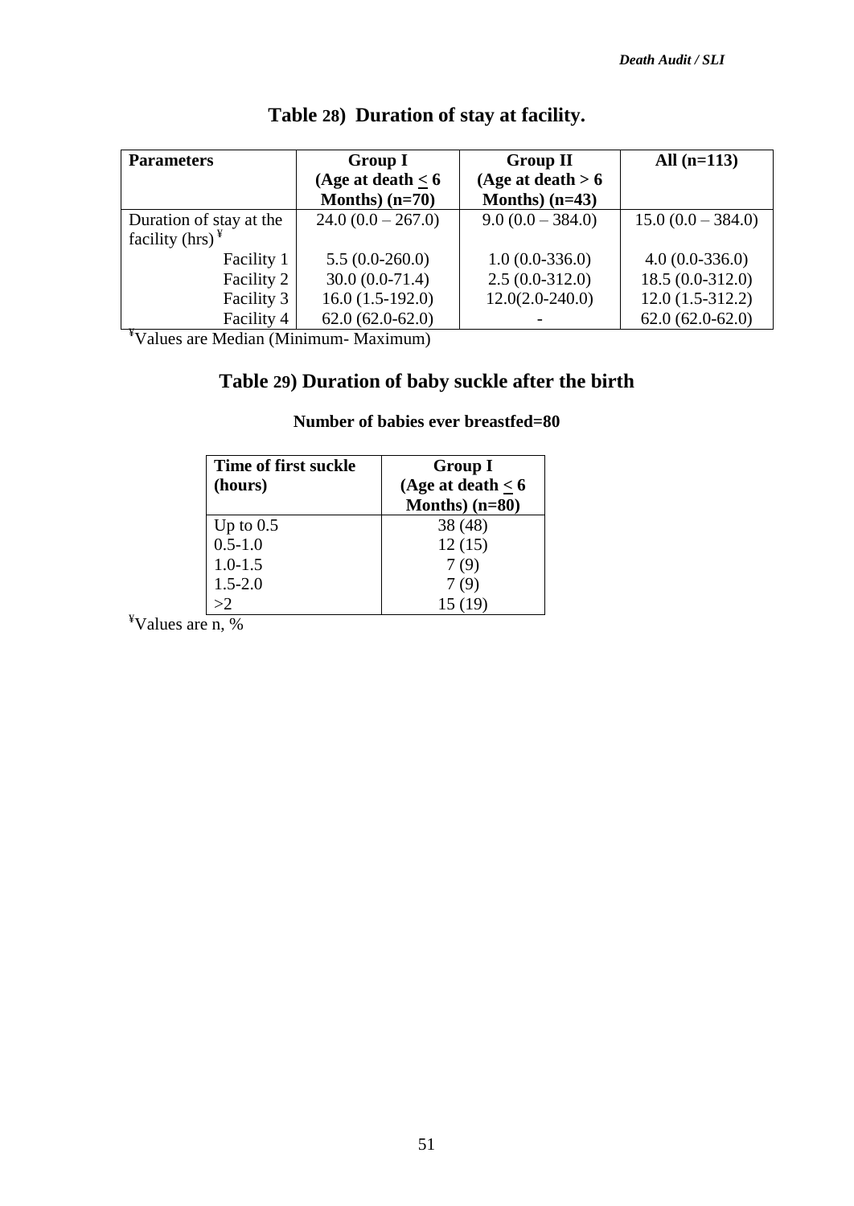## Table 28) Duration of stay at facility.

| Parameters | Group I (Age at death < 6 Months) (n=70) | Group II (Age at death > 6 Months) (n=43) | All (n=113) |
|---|---|---|---|
| Duration of stay at the facility (hrs) [¥] | 24.0 (0.0 – 267.0) | 9.0 (0.0 – 384.0) | 15.0 (0.0 – 384.0) |
| Facility 1 | 5.5 (0.0-260.0) | 1.0 (0.0-336.0) | 4.0 (0.0-336.0) |
| Facility 2 | 30.0 (0.0-71.4) | 2.5 (0.0-312.0) | 18.5 (0.0-312.0) |
| Facility 3 | 16.0 (1.5-192.0) | 12.0(2.0-240.0) | 12.0 (1.5-312.2) |
| Facility 4 | 62.0 (62.0-62.0) | - | 62.0 (62.0-62.0) |

[¥]Values are Median (Minimum- Maximum)

## Table 29) Duration of baby suckle after the birth

**Number of babies ever breastfed=80**

| Time of first suckle (hours) | Group I (Age at death < 6 Months) (n=80) |
|---|---|
| Up to 0.5 | 38 (48) |
| 0.5-1.0 | 12 (15) |
| 1.0-1.5 | 7 (9) |
| 1.5-2.0 | 7 (9) |
| >2 | 15 (19) |

[¥]Values are n, %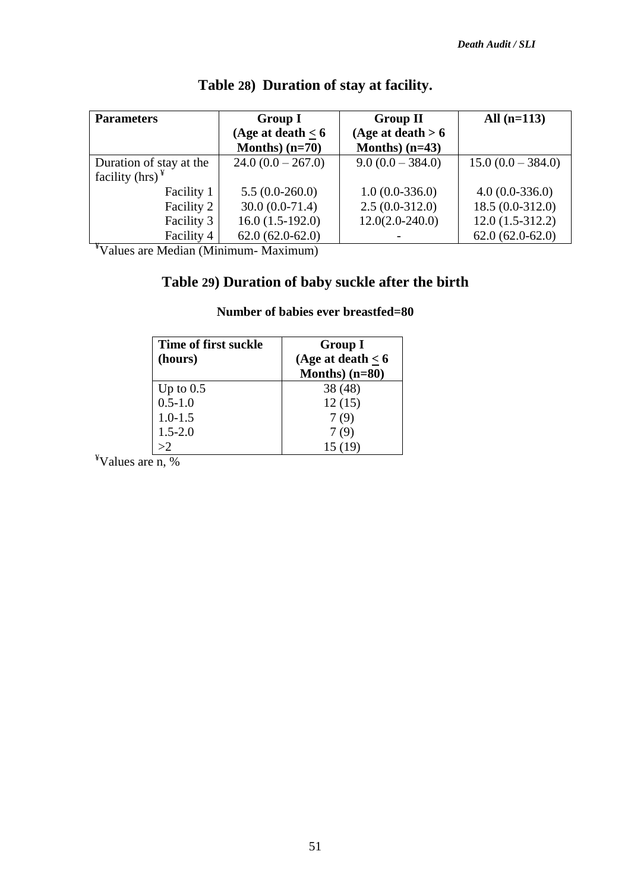## Table 28) Duration of stay at facility.

| Parameters | Group I (Age at death < 6 Months) (n=70) | Group II (Age at death > 6 Months) (n=43) | All (n=113) |
|---|---|---|---|
| Duration of stay at the facility (hrs) [¥] | 24.0 (0.0 – 267.0) | 9.0 (0.0 – 384.0) | 15.0 (0.0 – 384.0) |
| Facility 1 | 5.5 (0.0-260.0) | 1.0 (0.0-336.0) | 4.0 (0.0-336.0) |
| Facility 2 | 30.0 (0.0-71.4) | 2.5 (0.0-312.0) | 18.5 (0.0-312.0) |
| Facility 3 | 16.0 (1.5-192.0) | 12.0(2.0-240.0) | 12.0 (1.5-312.2) |
| Facility 4 | 62.0 (62.0-62.0) | - | 62.0 (62.0-62.0) |

[¥]Values are Median (Minimum- Maximum)

## Table 29) Duration of baby suckle after the birth

**Number of babies ever breastfed=80**

| Time of first suckle (hours) | Group I (Age at death < 6 Months) (n=80) |
|---|---|
| Up to 0.5 | 38 (48) |
| 0.5-1.0 | 12 (15) |
| 1.0-1.5 | 7 (9) |
| 1.5-2.0 | 7 (9) |
| >2 | 15 (19) |

[¥]Values are n, %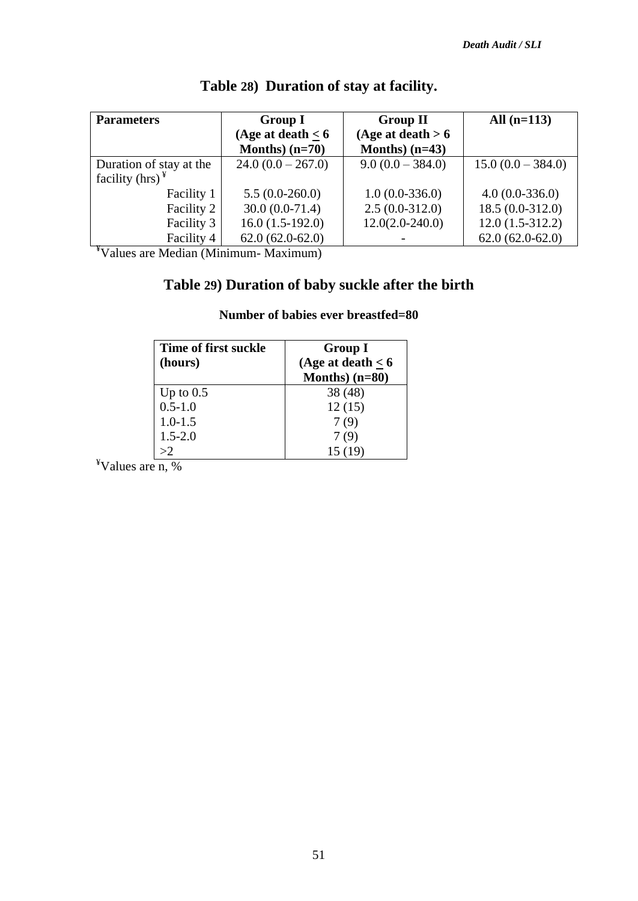## Table 28) Duration of stay at facility.

| Parameters | Group I (Age at death ≤ 6 Months) (n=70) | Group II (Age at death > 6 Months) (n=43) | All (n=113) |
|---|---|---|---|
| Duration of stay at the facility (hrs) [¥] | 24.0 (0.0 – 267.0) | 9.0 (0.0 – 384.0) | 15.0 (0.0 – 384.0) |
| Facility 1 | 5.5 (0.0-260.0) | 1.0 (0.0-336.0) | 4.0 (0.0-336.0) |
| Facility 2 | 30.0 (0.0-71.4) | 2.5 (0.0-312.0) | 18.5 (0.0-312.0) |
| Facility 3 | 16.0 (1.5-192.0) | 12.0(2.0-240.0) | 12.0 (1.5-312.2) |
| Facility 4 | 62.0 (62.0-62.0) | - | 62.0 (62.0-62.0) |

[¥]Values are Median (Minimum- Maximum)

## Table 29) Duration of baby suckle after the birth

**Number of babies ever breastfed=80**

| Time of first suckle (hours) | Group I (Age at death ≤ 6 Months) (n=80) |
|---|---|
| Up to 0.5 | 38 (48) |
| 0.5-1.0 | 12 (15) |
| 1.0-1.5 | 7 (9) |
| 1.5-2.0 | 7 (9) |
| >2 | 15 (19) |

[¥]Values are n, %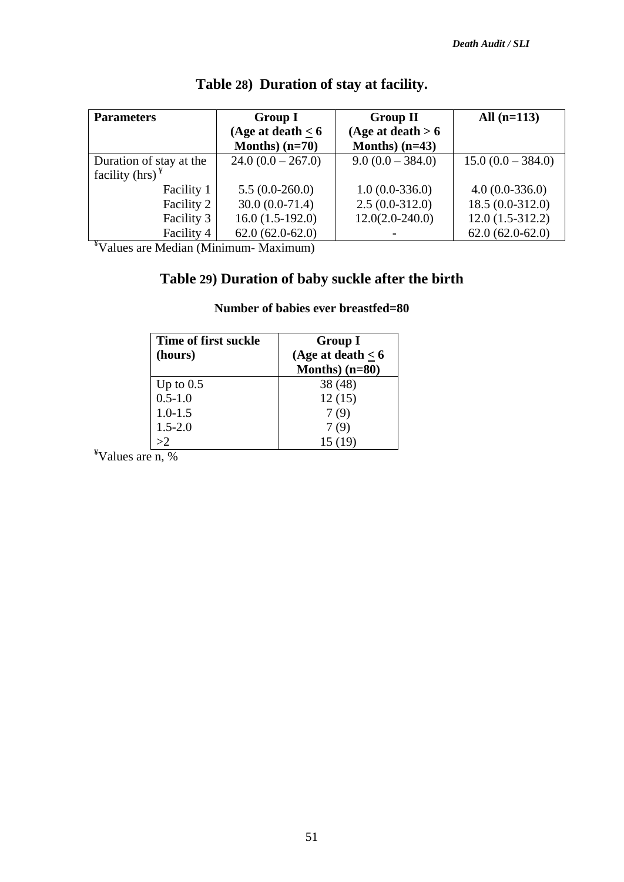## Table 28) Duration of stay at facility.

| Parameters | Group I (Age at death < 6 Months) (n=70) | Group II (Age at death > 6 Months) (n=43) | All (n=113) |
|---|---|---|---|
| Duration of stay at the facility (hrs) ¥ | 24.0 (0.0 – 267.0) | 9.0 (0.0 – 384.0) | 15.0 (0.0 – 384.0) |
| Facility 1 | 5.5 (0.0-260.0) | 1.0 (0.0-336.0) | 4.0 (0.0-336.0) |
| Facility 2 | 30.0 (0.0-71.4) | 2.5 (0.0-312.0) | 18.5 (0.0-312.0) |
| Facility 3 | 16.0 (1.5-192.0) | 12.0(2.0-240.0) | 12.0 (1.5-312.2) |
| Facility 4 | 62.0 (62.0-62.0) | - | 62.0 (62.0-62.0) |

¥Values are Median (Minimum- Maximum)

## Table 29) Duration of baby suckle after the birth

**Number of babies ever breastfed=80**

| Time of first suckle (hours) | Group I (Age at death < 6 Months) (n=80) |
|---|---|
| Up to 0.5 | 38 (48) |
| 0.5-1.0 | 12 (15) |
| 1.0-1.5 | 7 (9) |
| 1.5-2.0 | 7 (9) |
| >2 | 15 (19) |

¥Values are n, %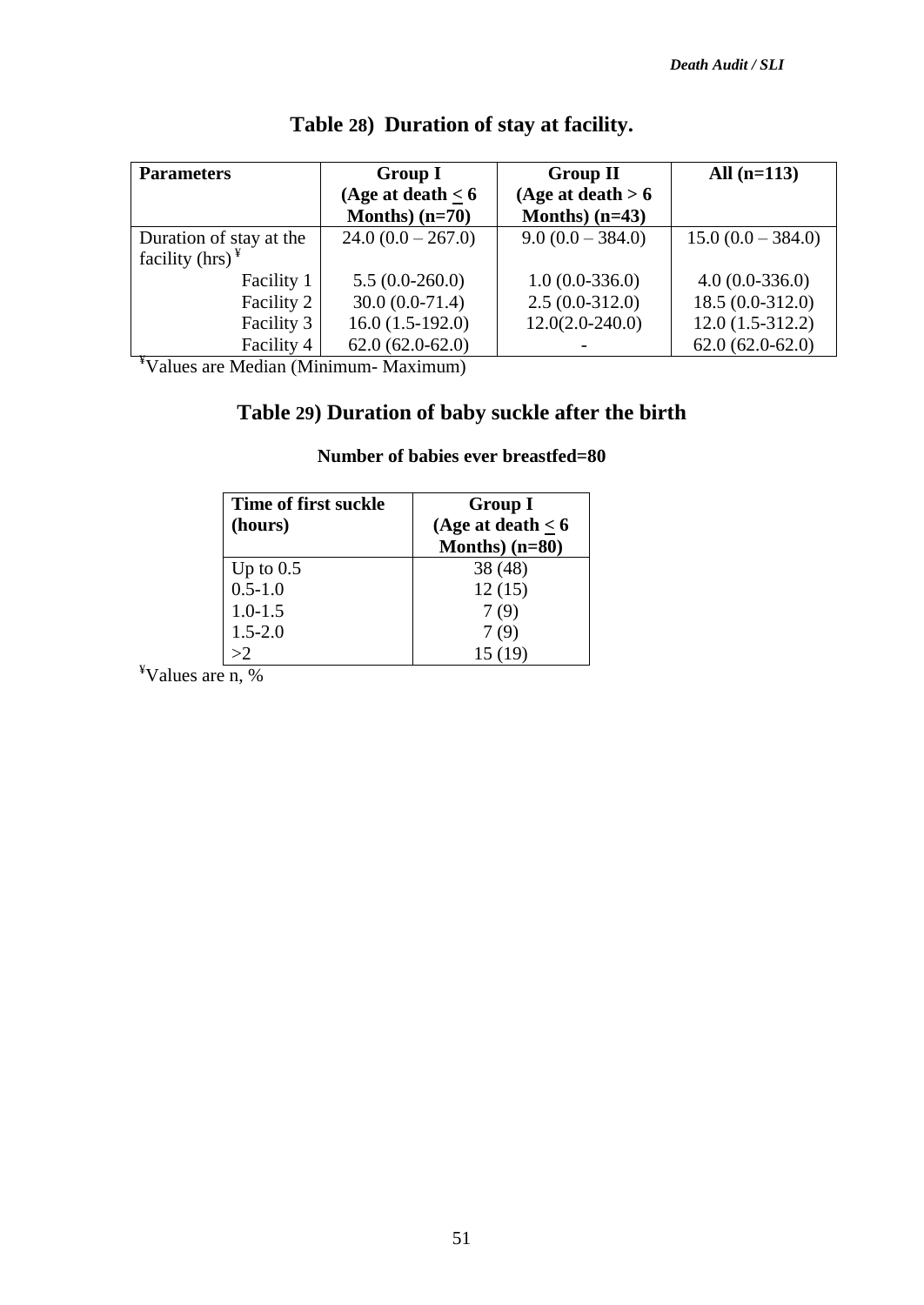## Table 28) Duration of stay at facility.

| Parameters | Group I (Age at death < 6 Months) (n=70) | Group II (Age at death > 6 Months) (n=43) | All (n=113) |
|---|---|---|---|
| Duration of stay at the facility (hrs) [¥] | 24.0 (0.0 – 267.0) | 9.0 (0.0 – 384.0) | 15.0 (0.0 – 384.0) |
| Facility 1 | 5.5 (0.0-260.0) | 1.0 (0.0-336.0) | 4.0 (0.0-336.0) |
| Facility 2 | 30.0 (0.0-71.4) | 2.5 (0.0-312.0) | 18.5 (0.0-312.0) |
| Facility 3 | 16.0 (1.5-192.0) | 12.0(2.0-240.0) | 12.0 (1.5-312.2) |
| Facility 4 | 62.0 (62.0-62.0) | - | 62.0 (62.0-62.0) |

¥Values are Median (Minimum- Maximum)

## Table 29) Duration of baby suckle after the birth

**Number of babies ever breastfed=80**

| Time of first suckle (hours) | Group I (Age at death < 6 Months) (n=80) |
|---|---|
| Up to 0.5 | 38 (48) |
| 0.5-1.0 | 12 (15) |
| 1.0-1.5 | 7 (9) |
| 1.5-2.0 | 7 (9) |
| >2 | 15 (19) |

¥Values are n, %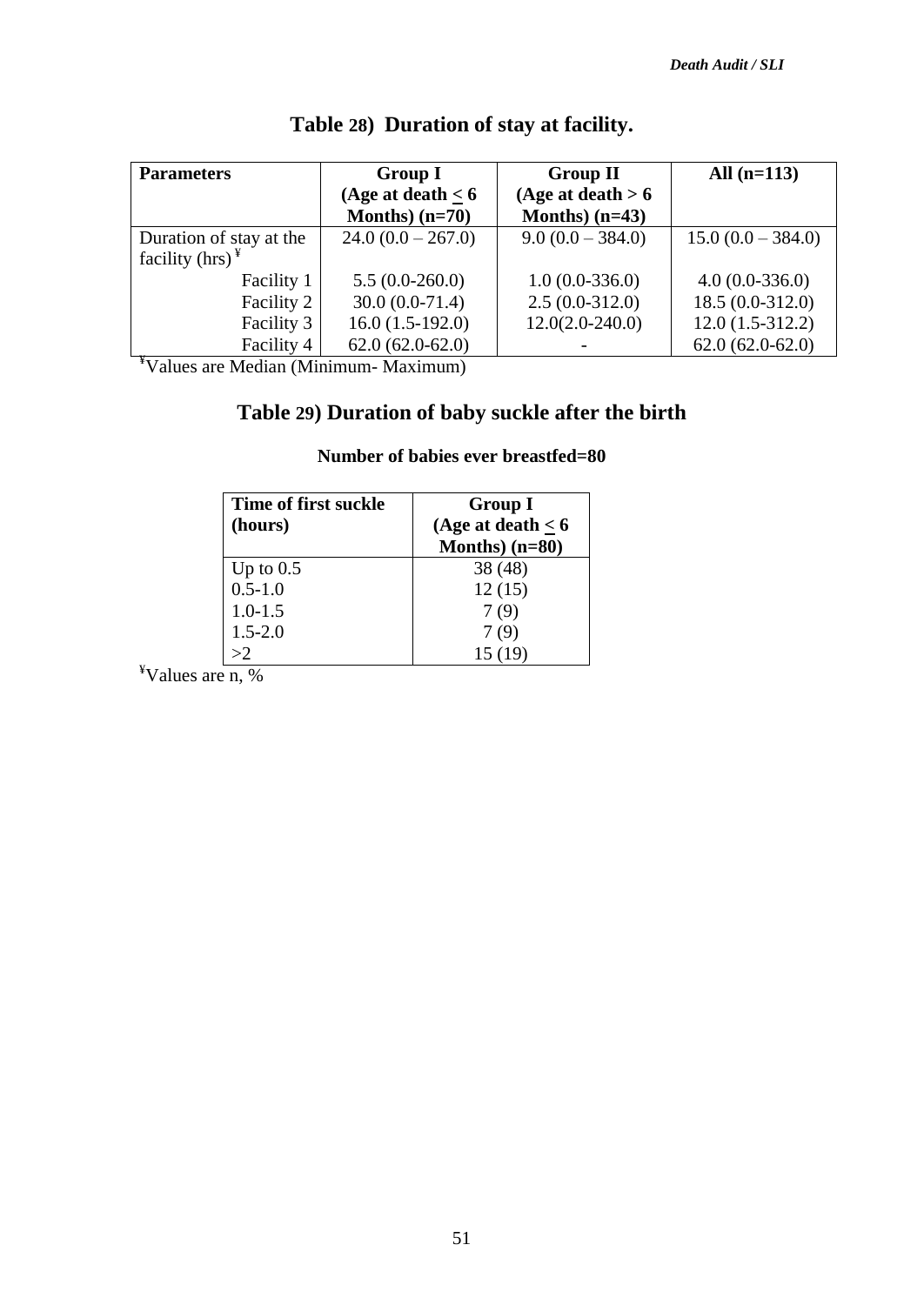## Table 28) Duration of stay at facility.

| Parameters | Group I (Age at death ≤ 6 Months) (n=70) | Group II (Age at death > 6 Months) (n=43) | All (n=113) |
|---|---|---|---|
| Duration of stay at the facility (hrs) [¥] | 24.0 (0.0 – 267.0) | 9.0 (0.0 – 384.0) | 15.0 (0.0 – 384.0) |
| Facility 1 | 5.5 (0.0-260.0) | 1.0 (0.0-336.0) | 4.0 (0.0-336.0) |
| Facility 2 | 30.0 (0.0-71.4) | 2.5 (0.0-312.0) | 18.5 (0.0-312.0) |
| Facility 3 | 16.0 (1.5-192.0) | 12.0(2.0-240.0) | 12.0 (1.5-312.2) |
| Facility 4 | 62.0 (62.0-62.0) | - | 62.0 (62.0-62.0) |

[¥]Values are Median (Minimum- Maximum)

## Table 29) Duration of baby suckle after the birth

**Number of babies ever breastfed=80**

| Time of first suckle (hours) | Group I (Age at death ≤ 6 Months) (n=80) |
|---|---|
| Up to 0.5 | 38 (48) |
| 0.5-1.0 | 12 (15) |
| 1.0-1.5 | 7 (9) |
| 1.5-2.0 | 7 (9) |
| >2 | 15 (19) |

[¥]Values are n, %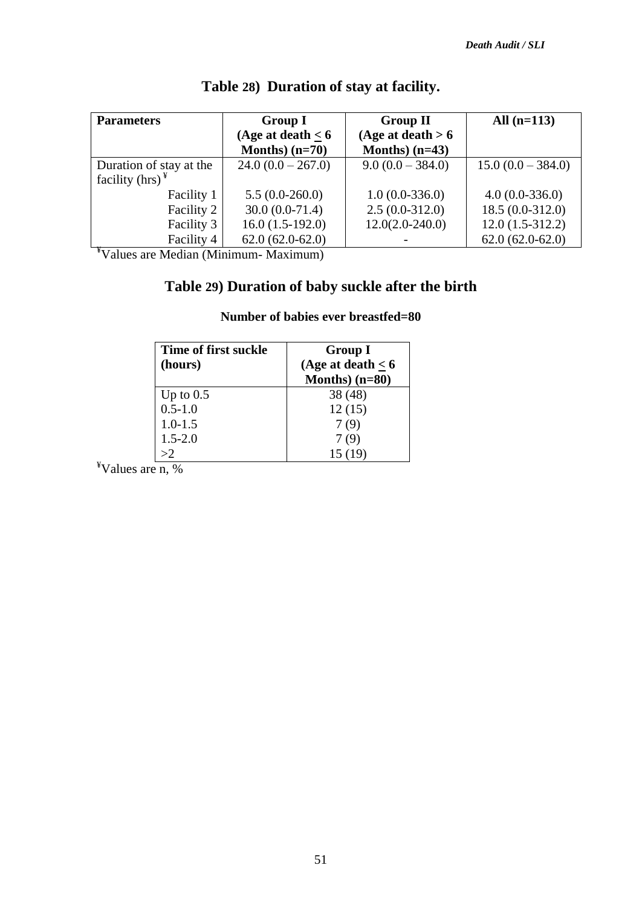## Table 28) Duration of stay at facility.

| Parameters | Group I (Age at death < 6 Months) (n=70) | Group II (Age at death > 6 Months) (n=43) | All (n=113) |
|---|---|---|---|
| Duration of stay at the facility (hrs) [¥] | 24.0 (0.0 – 267.0) | 9.0 (0.0 – 384.0) | 15.0 (0.0 – 384.0) |
| Facility 1 | 5.5 (0.0-260.0) | 1.0 (0.0-336.0) | 4.0 (0.0-336.0) |
| Facility 2 | 30.0 (0.0-71.4) | 2.5 (0.0-312.0) | 18.5 (0.0-312.0) |
| Facility 3 | 16.0 (1.5-192.0) | 12.0(2.0-240.0) | 12.0 (1.5-312.2) |
| Facility 4 | 62.0 (62.0-62.0) | - | 62.0 (62.0-62.0) |

[¥]Values are Median (Minimum- Maximum)

## Table 29) Duration of baby suckle after the birth

**Number of babies ever breastfed=80**

| Time of first suckle (hours) | Group I (Age at death < 6 Months) (n=80) |
|---|---|
| Up to 0.5 | 38 (48) |
| 0.5-1.0 | 12 (15) |
| 1.0-1.5 | 7 (9) |
| 1.5-2.0 | 7 (9) |
| >2 | 15 (19) |

[¥]Values are n, %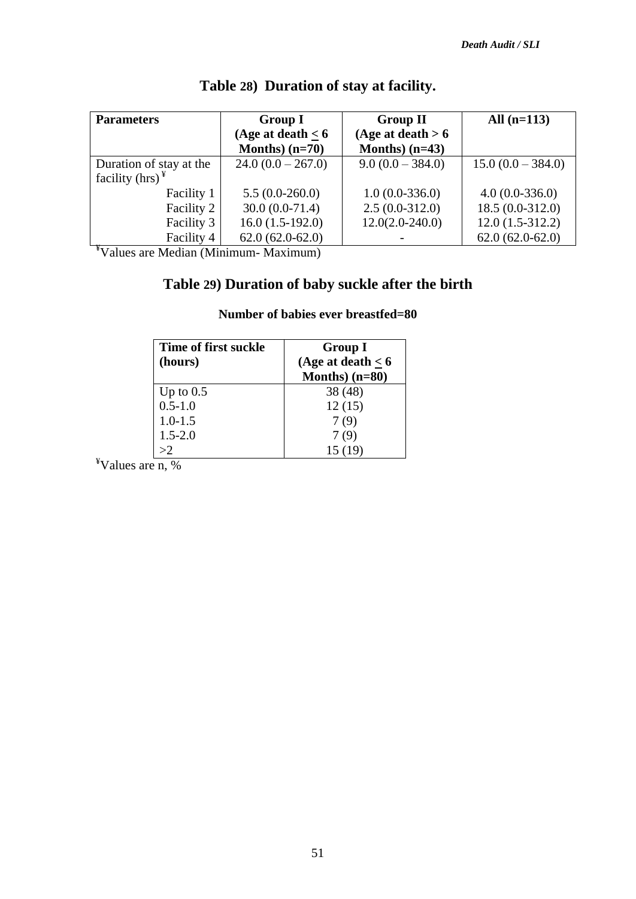## Table 28) Duration of stay at facility.

| Parameters | Group I (Age at death ≤ 6 Months) (n=70) | Group II (Age at death > 6 Months) (n=43) | All (n=113) |
|---|---|---|---|
| Duration of stay at the facility (hrs) [¥] | 24.0 (0.0 – 267.0) | 9.0 (0.0 – 384.0) | 15.0 (0.0 – 384.0) |
| Facility 1 | 5.5 (0.0-260.0) | 1.0 (0.0-336.0) | 4.0 (0.0-336.0) |
| Facility 2 | 30.0 (0.0-71.4) | 2.5 (0.0-312.0) | 18.5 (0.0-312.0) |
| Facility 3 | 16.0 (1.5-192.0) | 12.0(2.0-240.0) | 12.0 (1.5-312.2) |
| Facility 4 | 62.0 (62.0-62.0) | - | 62.0 (62.0-62.0) |

[¥]Values are Median (Minimum- Maximum)

## Table 29) Duration of baby suckle after the birth

**Number of babies ever breastfed=80**

| Time of first suckle (hours) | Group I (Age at death ≤ 6 Months) (n=80) |
|---|---|
| Up to 0.5 | 38 (48) |
| 0.5-1.0 | 12 (15) |
| 1.0-1.5 | 7 (9) |
| 1.5-2.0 | 7 (9) |
| >2 | 15 (19) |

[¥]Values are n, %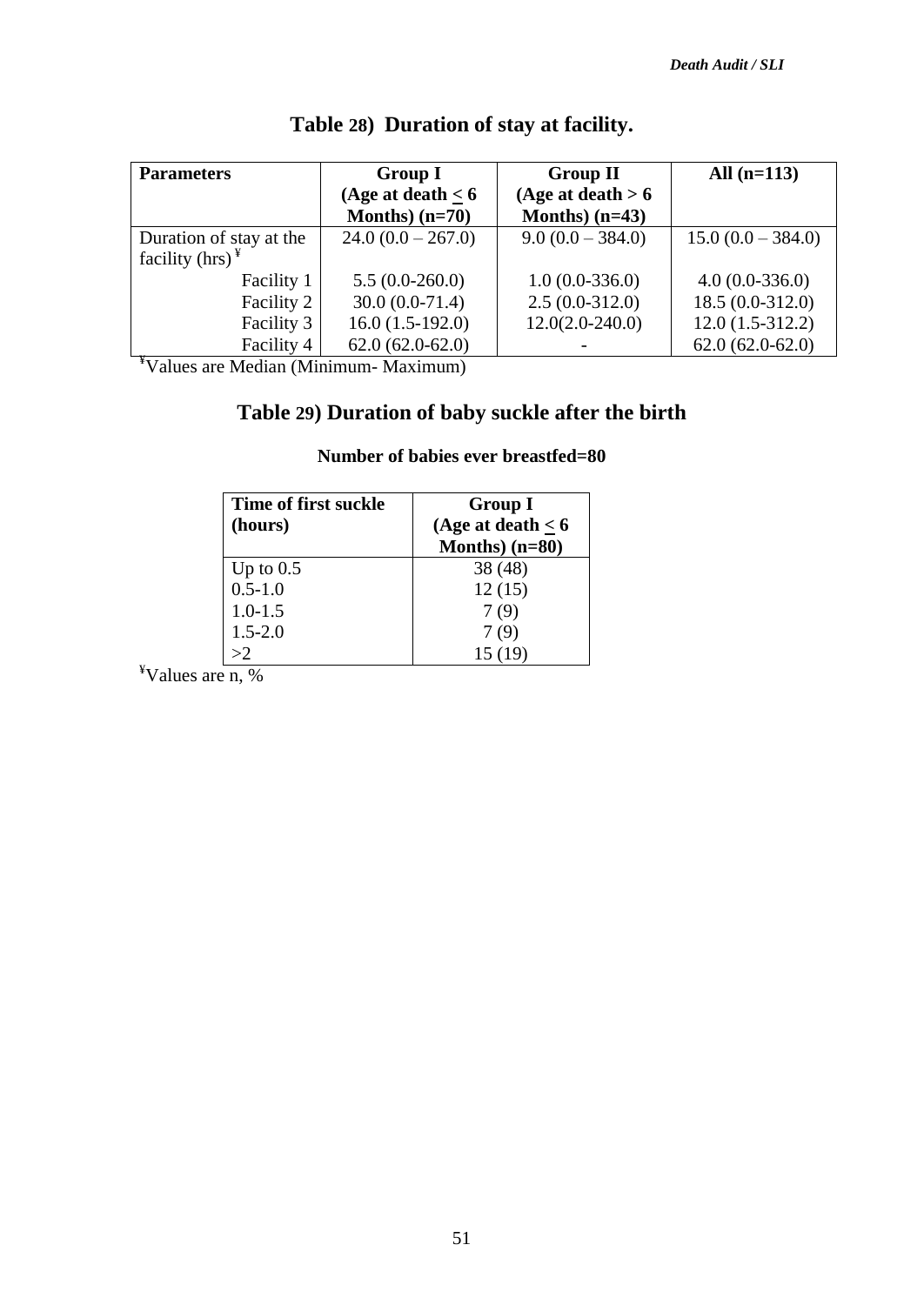## Table 28) Duration of stay at facility.

| Parameters | Group I (Age at death ≤ 6 Months) (n=70) | Group II (Age at death > 6 Months) (n=43) | All (n=113) |
|---|---|---|---|
| Duration of stay at the facility (hrs) [¥] | 24.0 (0.0 – 267.0) | 9.0 (0.0 – 384.0) | 15.0 (0.0 – 384.0) |
| Facility 1 | 5.5 (0.0-260.0) | 1.0 (0.0-336.0) | 4.0 (0.0-336.0) |
| Facility 2 | 30.0 (0.0-71.4) | 2.5 (0.0-312.0) | 18.5 (0.0-312.0) |
| Facility 3 | 16.0 (1.5-192.0) | 12.0(2.0-240.0) | 12.0 (1.5-312.2) |
| Facility 4 | 62.0 (62.0-62.0) | - | 62.0 (62.0-62.0) |

[¥]Values are Median (Minimum- Maximum)

## Table 29) Duration of baby suckle after the birth

**Number of babies ever breastfed=80**

| Time of first suckle (hours) | Group I (Age at death ≤ 6 Months) (n=80) |
|---|---|
| Up to 0.5 | 38 (48) |
| 0.5-1.0 | 12 (15) |
| 1.0-1.5 | 7 (9) |
| 1.5-2.0 | 7 (9) |
| >2 | 15 (19) |

[¥]Values are n, %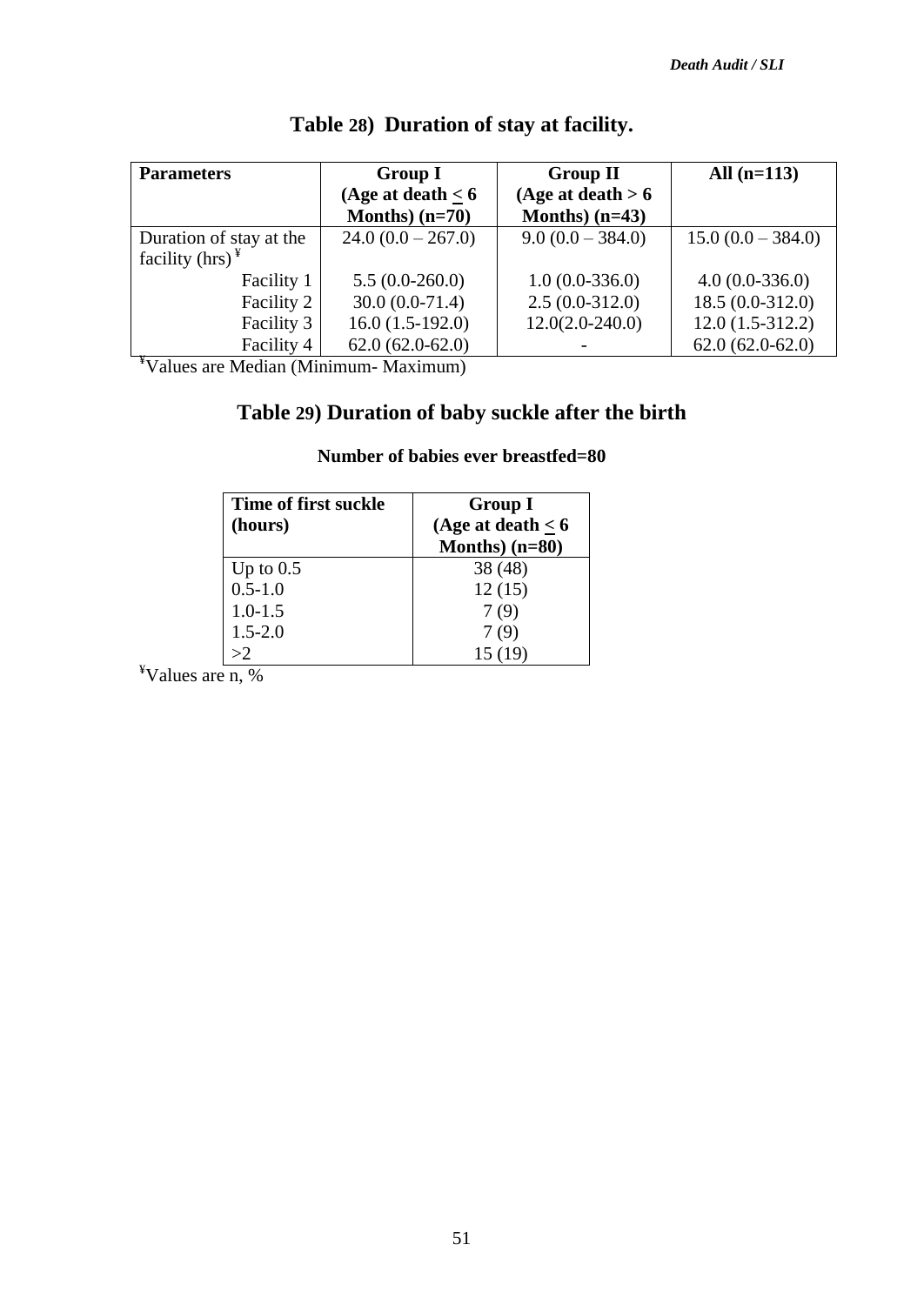## Table 28) Duration of stay at facility.

| Parameters | Group I (Age at death < 6 Months) (n=70) | Group II (Age at death > 6 Months) (n=43) | All (n=113) |
|---|---|---|---|
| Duration of stay at the facility (hrs) [¥] | 24.0 (0.0 – 267.0) | 9.0 (0.0 – 384.0) | 15.0 (0.0 – 384.0) |
| Facility 1 | 5.5 (0.0-260.0) | 1.0 (0.0-336.0) | 4.0 (0.0-336.0) |
| Facility 2 | 30.0 (0.0-71.4) | 2.5 (0.0-312.0) | 18.5 (0.0-312.0) |
| Facility 3 | 16.0 (1.5-192.0) | 12.0(2.0-240.0) | 12.0 (1.5-312.2) |
| Facility 4 | 62.0 (62.0-62.0) | - | 62.0 (62.0-62.0) |

¥Values are Median (Minimum- Maximum)

## Table 29) Duration of baby suckle after the birth

**Number of babies ever breastfed=80**

| Time of first suckle (hours) | Group I (Age at death < 6 Months) (n=80) |
|---|---|
| Up to 0.5 | 38 (48) |
| 0.5-1.0 | 12 (15) |
| 1.0-1.5 | 7 (9) |
| 1.5-2.0 | 7 (9) |
| >2 | 15 (19) |

¥Values are n, %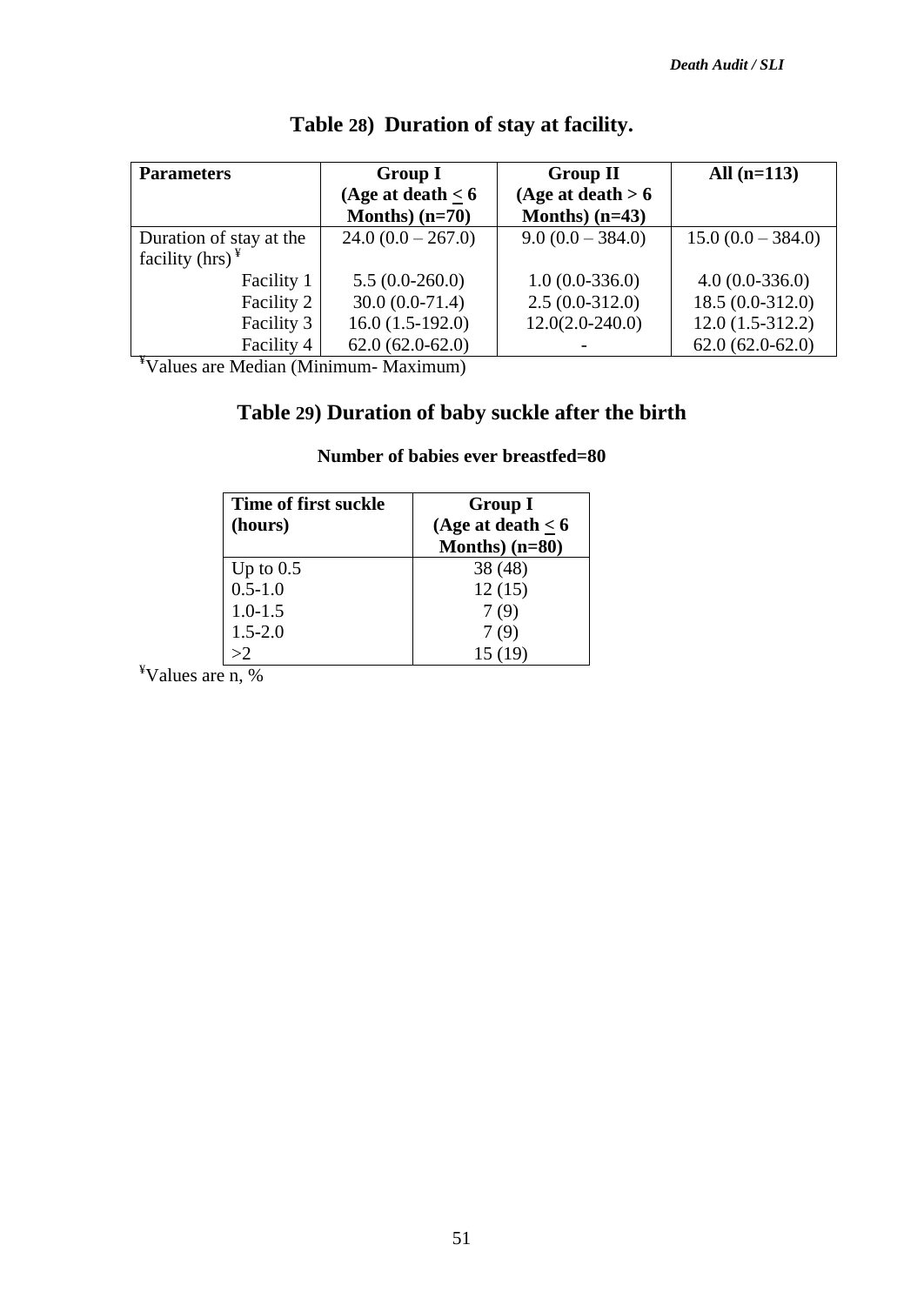## Table 28) Duration of stay at facility.

| Parameters | Group I (Age at death < 6 Months) (n=70) | Group II (Age at death > 6 Months) (n=43) | All (n=113) |
|---|---|---|---|
| Duration of stay at the facility (hrs) ¥ | 24.0 (0.0 – 267.0) | 9.0 (0.0 – 384.0) | 15.0 (0.0 – 384.0) |
| Facility 1 | 5.5 (0.0-260.0) | 1.0 (0.0-336.0) | 4.0 (0.0-336.0) |
| Facility 2 | 30.0 (0.0-71.4) | 2.5 (0.0-312.0) | 18.5 (0.0-312.0) |
| Facility 3 | 16.0 (1.5-192.0) | 12.0(2.0-240.0) | 12.0 (1.5-312.2) |
| Facility 4 | 62.0 (62.0-62.0) | - | 62.0 (62.0-62.0) |

¥Values are Median (Minimum- Maximum)

## Table 29) Duration of baby suckle after the birth

**Number of babies ever breastfed=80**

| Time of first suckle (hours) | Group I (Age at death < 6 Months) (n=80) |
|---|---|
| Up to 0.5 | 38 (48) |
| 0.5-1.0 | 12 (15) |
| 1.0-1.5 | 7 (9) |
| 1.5-2.0 | 7 (9) |
| >2 | 15 (19) |

¥Values are n, %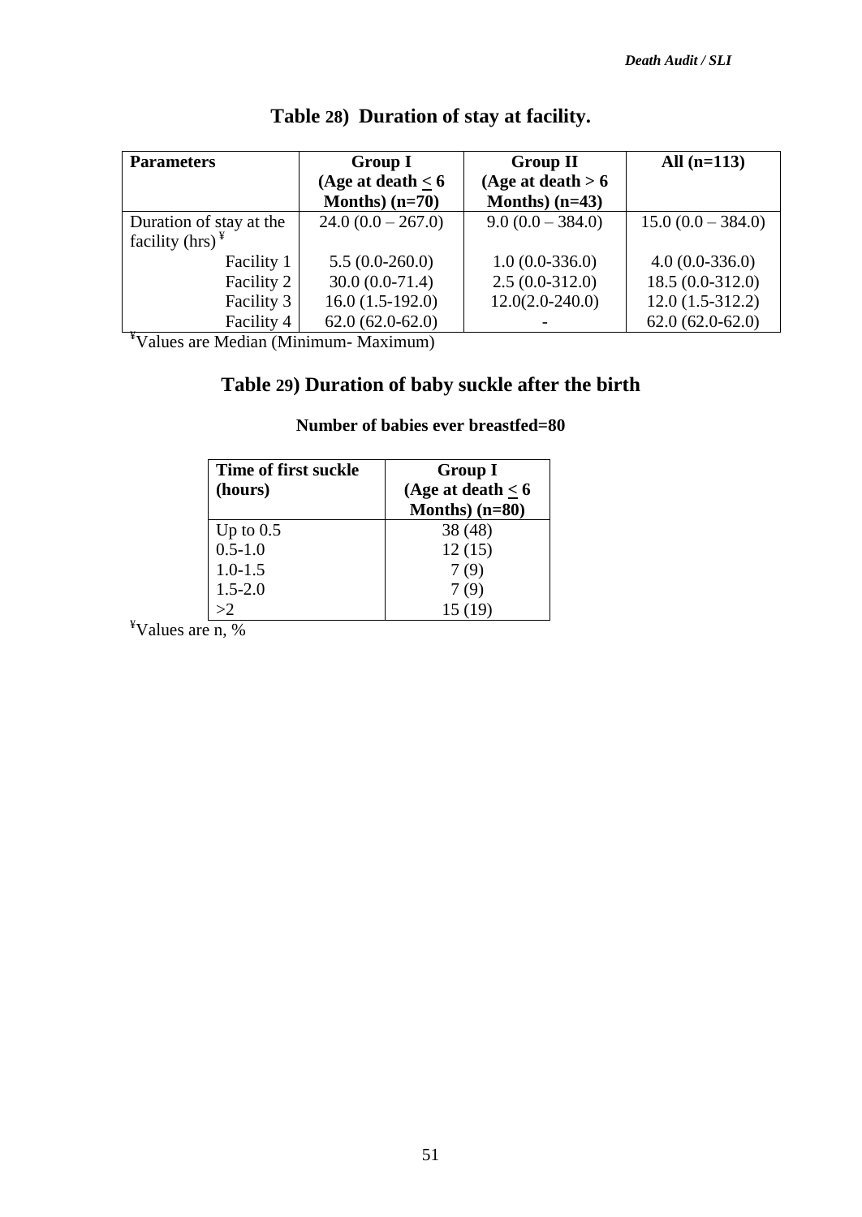## Table 28) Duration of stay at facility.

| Parameters | Group I (Age at death < 6 Months) (n=70) | Group II (Age at death > 6 Months) (n=43) | All (n=113) |
|---|---|---|---|
| Duration of stay at the facility (hrs) [¥] | 24.0 (0.0 – 267.0) | 9.0 (0.0 – 384.0) | 15.0 (0.0 – 384.0) |
| Facility 1 | 5.5 (0.0-260.0) | 1.0 (0.0-336.0) | 4.0 (0.0-336.0) |
| Facility 2 | 30.0 (0.0-71.4) | 2.5 (0.0-312.0) | 18.5 (0.0-312.0) |
| Facility 3 | 16.0 (1.5-192.0) | 12.0(2.0-240.0) | 12.0 (1.5-312.2) |
| Facility 4 | 62.0 (62.0-62.0) | - | 62.0 (62.0-62.0) |

[¥]Values are Median (Minimum- Maximum)

## Table 29) Duration of baby suckle after the birth

**Number of babies ever breastfed=80**

| Time of first suckle (hours) | Group I (Age at death < 6 Months) (n=80) |
|---|---|
| Up to 0.5 | 38 (48) |
| 0.5-1.0 | 12 (15) |
| 1.0-1.5 | 7 (9) |
| 1.5-2.0 | 7 (9) |
| >2 | 15 (19) |

[¥]Values are n, %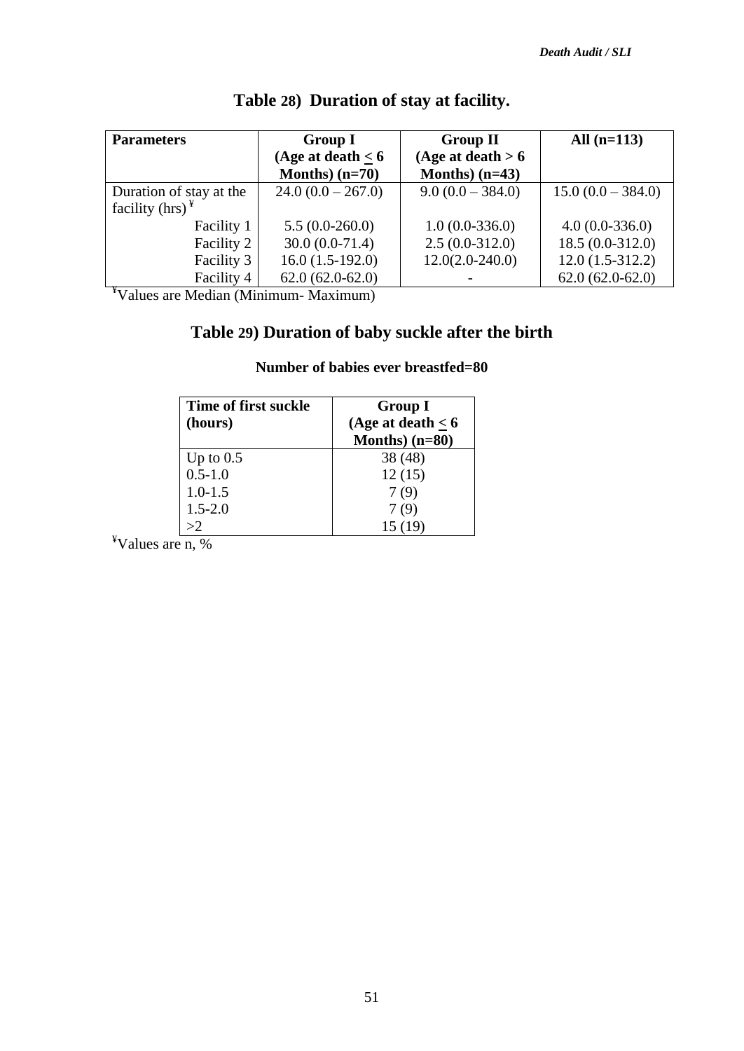## Table 28) Duration of stay at facility.

| Parameters | Group I (Age at death ≤ 6 Months) (n=70) | Group II (Age at death > 6 Months) (n=43) | All (n=113) |
|---|---|---|---|
| Duration of stay at the facility (hrs) [¥] | 24.0 (0.0 – 267.0) | 9.0 (0.0 – 384.0) | 15.0 (0.0 – 384.0) |
| Facility 1 | 5.5 (0.0-260.0) | 1.0 (0.0-336.0) | 4.0 (0.0-336.0) |
| Facility 2 | 30.0 (0.0-71.4) | 2.5 (0.0-312.0) | 18.5 (0.0-312.0) |
| Facility 3 | 16.0 (1.5-192.0) | 12.0(2.0-240.0) | 12.0 (1.5-312.2) |
| Facility 4 | 62.0 (62.0-62.0) | - | 62.0 (62.0-62.0) |

[¥]Values are Median (Minimum- Maximum)

## Table 29) Duration of baby suckle after the birth

**Number of babies ever breastfed=80**

| Time of first suckle (hours) | Group I (Age at death ≤ 6 Months) (n=80) |
|---|---|
| Up to 0.5 | 38 (48) |
| 0.5-1.0 | 12 (15) |
| 1.0-1.5 | 7 (9) |
| 1.5-2.0 | 7 (9) |
| >2 | 15 (19) |

[¥]Values are n, %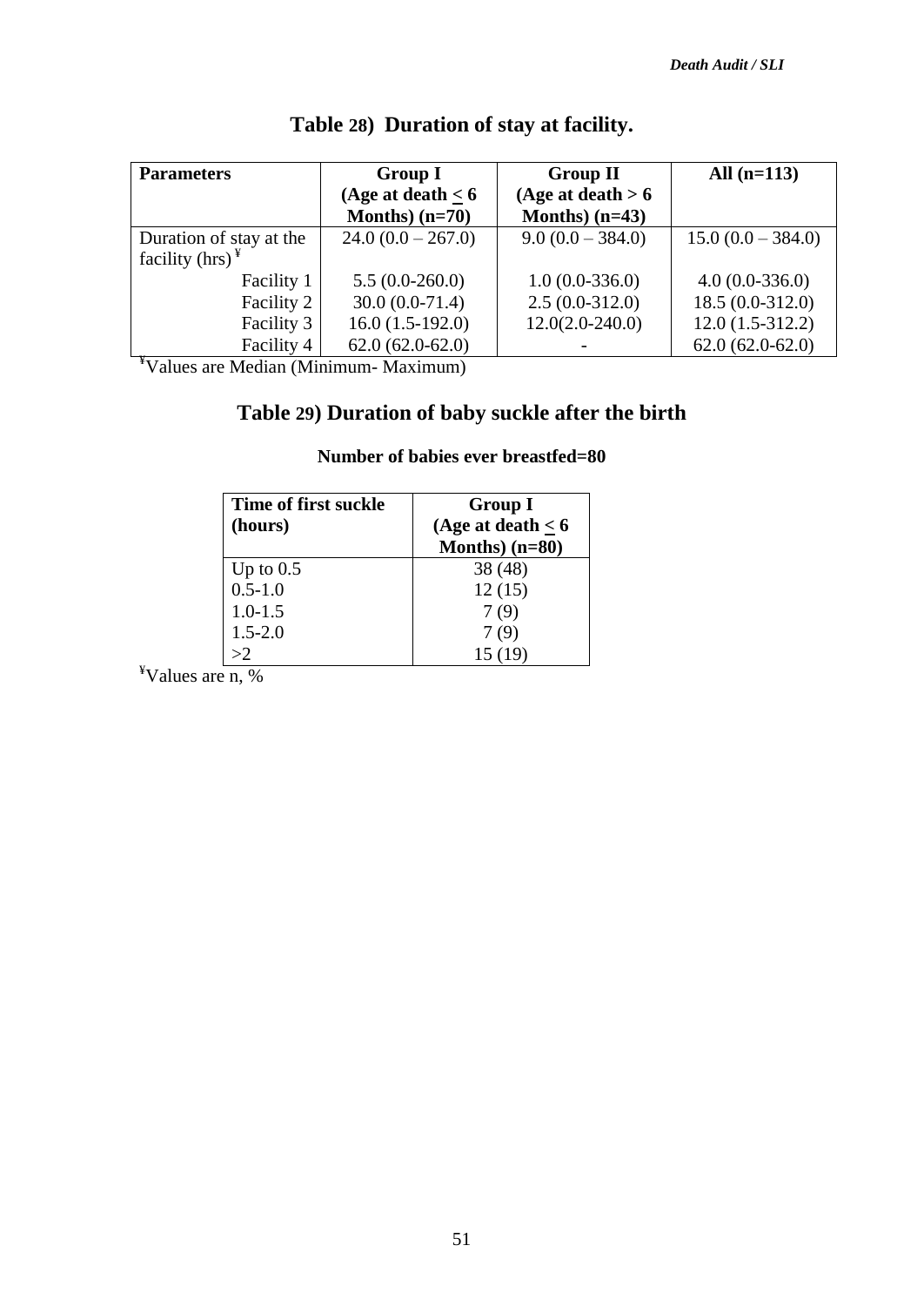# Table 28) Duration of stay at facility.

| Parameters | Group I (Age at death ≤ 6 Months) (n=70) | Group II (Age at death > 6 Months) (n=43) | All (n=113) |
|---|---|---|---|
| Duration of stay at the facility (hrs) [¥] | 24.0 (0.0 – 267.0) | 9.0 (0.0 – 384.0) | 15.0 (0.0 – 384.0) |
| Facility 1 | 5.5 (0.0-260.0) | 1.0 (0.0-336.0) | 4.0 (0.0-336.0) |
| Facility 2 | 30.0 (0.0-71.4) | 2.5 (0.0-312.0) | 18.5 (0.0-312.0) |
| Facility 3 | 16.0 (1.5-192.0) | 12.0(2.0-240.0) | 12.0 (1.5-312.2) |
| Facility 4 | 62.0 (62.0-62.0) | - | 62.0 (62.0-62.0) |

[¥]Values are Median (Minimum- Maximum)

# Table 29) Duration of baby suckle after the birth

**Number of babies ever breastfed=80**

| Time of first suckle (hours) | Group I (Age at death ≤ 6 Months) (n=80) |
|---|---|
| Up to 0.5 | 38 (48) |
| 0.5-1.0 | 12 (15) |
| 1.0-1.5 | 7 (9) |
| 1.5-2.0 | 7 (9) |
| >2 | 15 (19) |

[¥]Values are n, %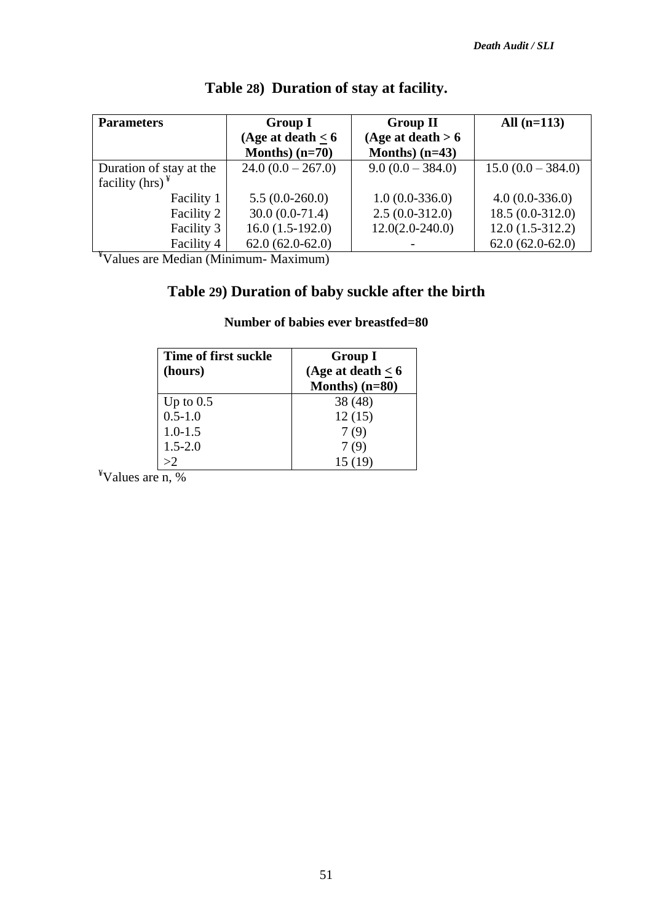## Table 28) Duration of stay at facility.

| Parameters | Group I (Age at death < 6 Months) (n=70) | Group II (Age at death > 6 Months) (n=43) | All (n=113) |
|---|---|---|---|
| Duration of stay at the facility (hrs) ¥ | 24.0 (0.0 – 267.0) | 9.0 (0.0 – 384.0) | 15.0 (0.0 – 384.0) |
| Facility 1 | 5.5 (0.0-260.0) | 1.0 (0.0-336.0) | 4.0 (0.0-336.0) |
| Facility 2 | 30.0 (0.0-71.4) | 2.5 (0.0-312.0) | 18.5 (0.0-312.0) |
| Facility 3 | 16.0 (1.5-192.0) | 12.0(2.0-240.0) | 12.0 (1.5-312.2) |
| Facility 4 | 62.0 (62.0-62.0) | - | 62.0 (62.0-62.0) |

¥Values are Median (Minimum- Maximum)

## Table 29) Duration of baby suckle after the birth

**Number of babies ever breastfed=80**

| Time of first suckle (hours) | Group I (Age at death < 6 Months) (n=80) |
|---|---|
| Up to 0.5 | 38 (48) |
| 0.5-1.0 | 12 (15) |
| 1.0-1.5 | 7 (9) |
| 1.5-2.0 | 7 (9) |
| >2 | 15 (19) |

¥Values are n, %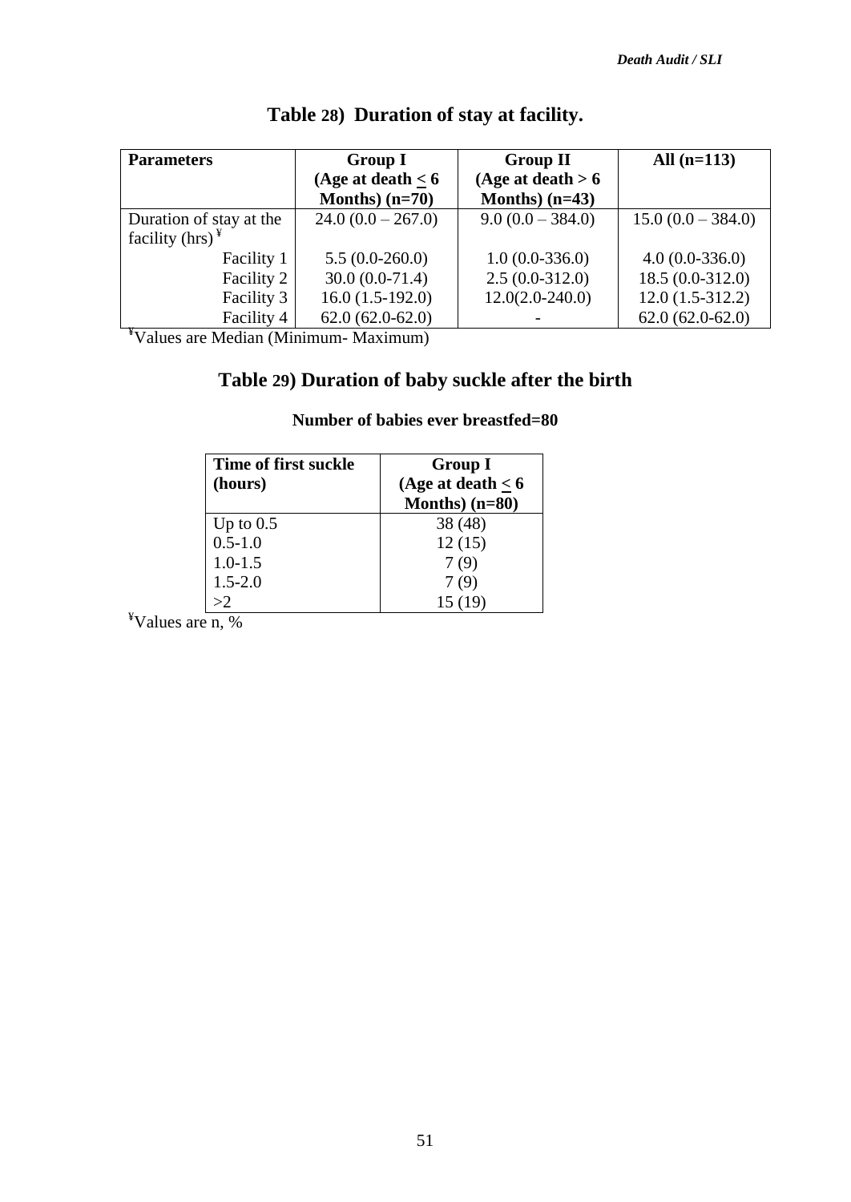## Table 28) Duration of stay at facility.

| Parameters | Group I (Age at death $\leq$ 6 Months) (n=70) | Group II (Age at death > 6 Months) (n=43) | All (n=113) |
|---|---|---|---|
| Duration of stay at the facility (hrs) [¥] | 24.0 (0.0 – 267.0) | 9.0 (0.0 – 384.0) | 15.0 (0.0 – 384.0) |
| Facility 1 | 5.5 (0.0-260.0) | 1.0 (0.0-336.0) | 4.0 (0.0-336.0) |
| Facility 2 | 30.0 (0.0-71.4) | 2.5 (0.0-312.0) | 18.5 (0.0-312.0) |
| Facility 3 | 16.0 (1.5-192.0) | 12.0(2.0-240.0) | 12.0 (1.5-312.2) |
| Facility 4 | 62.0 (62.0-62.0) | - | 62.0 (62.0-62.0) |

[¥]Values are Median (Minimum- Maximum)

## Table 29) Duration of baby suckle after the birth

**Number of babies ever breastfed=80**

| Time of first suckle (hours) | Group I (Age at death $\leq$ 6 Months) (n=80) |
|---|---|
| Up to 0.5 | 38 (48) |
| 0.5-1.0 | 12 (15) |
| 1.0-1.5 | 7 (9) |
| 1.5-2.0 | 7 (9) |
| >2 | 15 (19) |

[¥]Values are n, %